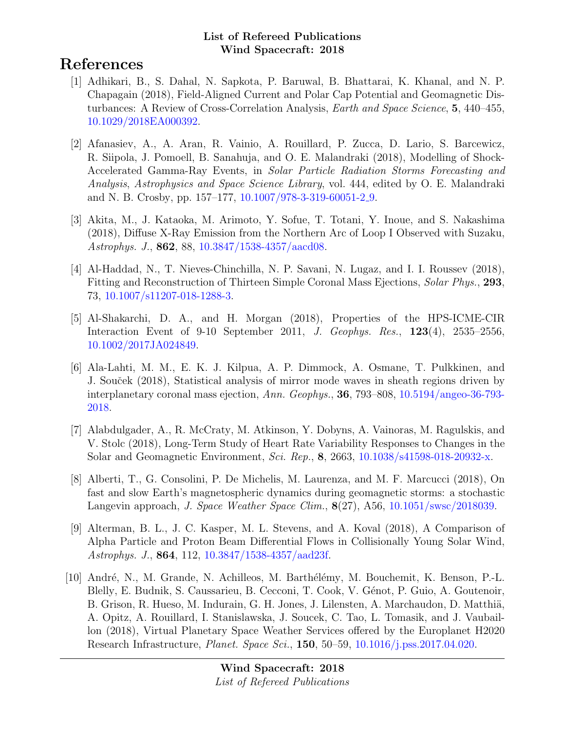**List of Refereed Publications**
**Wind Spacecraft: 2018**

# References

[1] Adhikari, B., S. Dahal, N. Sapkota, P. Baruwal, B. Bhattarai, K. Khanal, and N. P. Chapagain (2018), Field-Aligned Current and Polar Cap Potential and Geomagnetic Disturbances: A Review of Cross-Correlation Analysis, *Earth and Space Science*, **5**, 440–455, 10.1029/2018EA000392.

[2] Afanasiev, A., A. Aran, R. Vainio, A. Rouillard, P. Zucca, D. Lario, S. Barcewicz, R. Siipola, J. Pomoell, B. Sanahuja, and O. E. Malandraki (2018), Modelling of Shock-Accelerated Gamma-Ray Events, in *Solar Particle Radiation Storms Forecasting and Analysis*, *Astrophysics and Space Science Library*, vol. 444, edited by O. E. Malandraki and N. B. Crosby, pp. 157–177, 10.1007/978-3-319-60051-2_9.

[3] Akita, M., J. Kataoka, M. Arimoto, Y. Sofue, T. Totani, Y. Inoue, and S. Nakashima (2018), Diffuse X-Ray Emission from the Northern Arc of Loop I Observed with Suzaku, *Astrophys. J.*, **862**, 88, 10.3847/1538-4357/aacd08.

[4] Al-Haddad, N., T. Nieves-Chinchilla, N. P. Savani, N. Lugaz, and I. I. Roussev (2018), Fitting and Reconstruction of Thirteen Simple Coronal Mass Ejections, *Solar Phys.*, **293**, 73, 10.1007/s11207-018-1288-3.

[5] Al-Shakarchi, D. A., and H. Morgan (2018), Properties of the HPS-ICME-CIR Interaction Event of 9-10 September 2011, *J. Geophys. Res.*, **123**(4), 2535–2556, 10.1002/2017JA024849.

[6] Ala-Lahti, M. M., E. K. J. Kilpua, A. P. Dimmock, A. Osmane, T. Pulkkinen, and J. Souček (2018), Statistical analysis of mirror mode waves in sheath regions driven by interplanetary coronal mass ejection, *Ann. Geophys.*, **36**, 793–808, 10.5194/angeo-36-793-2018.

[7] Alabdulgader, A., R. McCraty, M. Atkinson, Y. Dobyns, A. Vainoras, M. Ragulskis, and V. Stolc (2018), Long-Term Study of Heart Rate Variability Responses to Changes in the Solar and Geomagnetic Environment, *Sci. Rep.*, **8**, 2663, 10.1038/s41598-018-20932-x.

[8] Alberti, T., G. Consolini, P. De Michelis, M. Laurenza, and M. F. Marcucci (2018), On fast and slow Earth's magnetospheric dynamics during geomagnetic storms: a stochastic Langevin approach, *J. Space Weather Space Clim.*, **8**(27), A56, 10.1051/swsc/2018039.

[9] Alterman, B. L., J. C. Kasper, M. L. Stevens, and A. Koval (2018), A Comparison of Alpha Particle and Proton Beam Differential Flows in Collisionally Young Solar Wind, *Astrophys. J.*, **864**, 112, 10.3847/1538-4357/aad23f.

[10] André, N., M. Grande, N. Achilleos, M. Barthélémy, M. Bouchemit, K. Benson, P.-L. Blelly, E. Budnik, S. Caussarieu, B. Cecconi, T. Cook, V. Génot, P. Guio, A. Goutenoir, B. Grison, R. Hueso, M. Indurain, G. H. Jones, J. Lilensten, A. Marchaudon, D. Matthiä, A. Opitz, A. Rouillard, I. Stanislawska, J. Soucek, C. Tao, L. Tomasik, and J. Vaubaillon (2018), Virtual Planetary Space Weather Services offered by the Europlanet H2020 Research Infrastructure, *Planet. Space Sci.*, **150**, 50–59, 10.1016/j.pss.2017.04.020.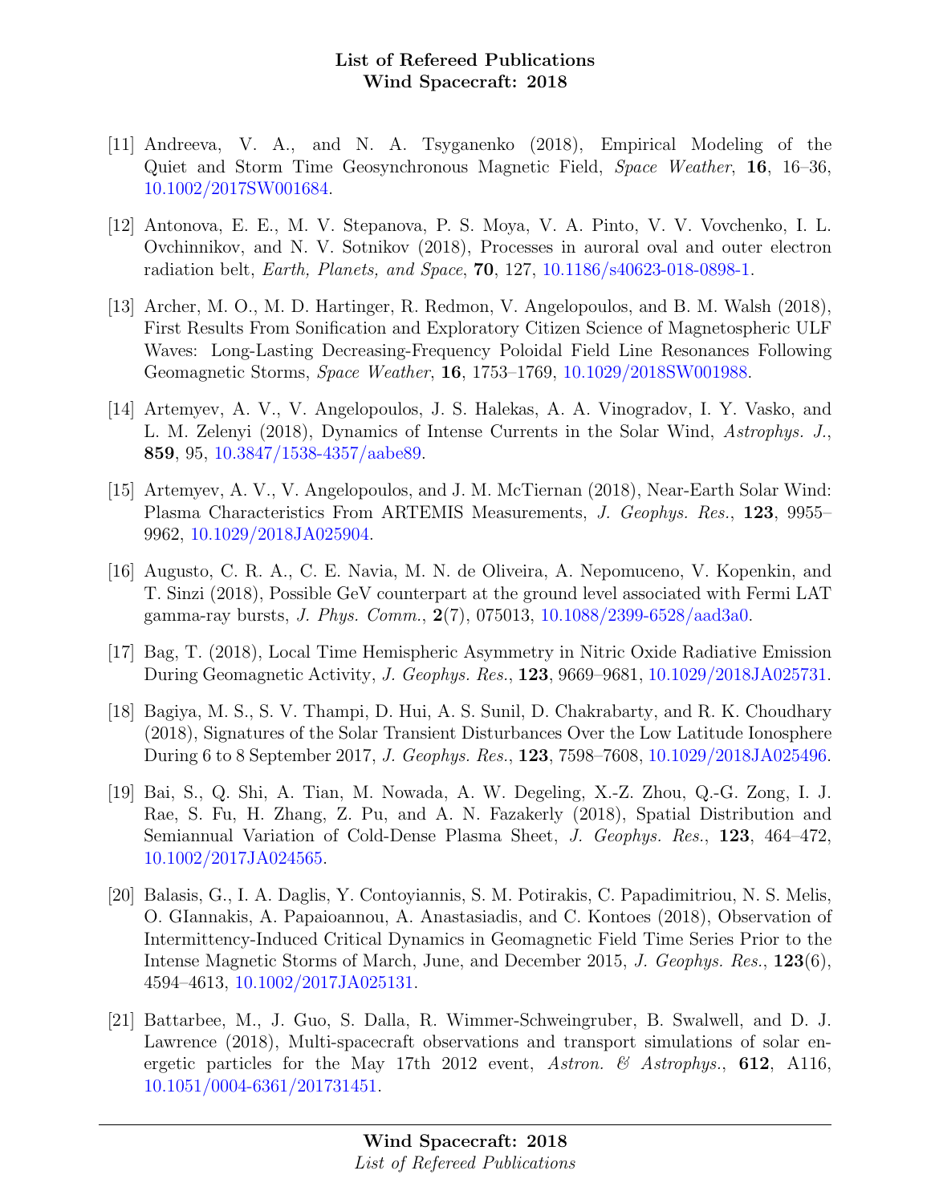[11] Andreeva, V. A., and N. A. Tsyganenko (2018), Empirical Modeling of the Quiet and Storm Time Geosynchronous Magnetic Field, *Space Weather*, **16**, 16–36, 10.1002/2017SW001684.

[12] Antonova, E. E., M. V. Stepanova, P. S. Moya, V. A. Pinto, V. V. Vovchenko, I. L. Ovchinnikov, and N. V. Sotnikov (2018), Processes in auroral oval and outer electron radiation belt, *Earth, Planets, and Space*, **70**, 127, 10.1186/s40623-018-0898-1.

[13] Archer, M. O., M. D. Hartinger, R. Redmon, V. Angelopoulos, and B. M. Walsh (2018), First Results From Sonification and Exploratory Citizen Science of Magnetospheric ULF Waves: Long-Lasting Decreasing-Frequency Poloidal Field Line Resonances Following Geomagnetic Storms, *Space Weather*, **16**, 1753–1769, 10.1029/2018SW001988.

[14] Artemyev, A. V., V. Angelopoulos, J. S. Halekas, A. A. Vinogradov, I. Y. Vasko, and L. M. Zelenyi (2018), Dynamics of Intense Currents in the Solar Wind, *Astrophys. J.*, **859**, 95, 10.3847/1538-4357/aabe89.

[15] Artemyev, A. V., V. Angelopoulos, and J. M. McTiernan (2018), Near-Earth Solar Wind: Plasma Characteristics From ARTEMIS Measurements, *J. Geophys. Res.*, **123**, 9955–9962, 10.1029/2018JA025904.

[16] Augusto, C. R. A., C. E. Navia, M. N. de Oliveira, A. Nepomuceno, V. Kopenkin, and T. Sinzi (2018), Possible GeV counterpart at the ground level associated with Fermi LAT gamma-ray bursts, *J. Phys. Comm.*, **2**(7), 075013, 10.1088/2399-6528/aad3a0.

[17] Bag, T. (2018), Local Time Hemispheric Asymmetry in Nitric Oxide Radiative Emission During Geomagnetic Activity, *J. Geophys. Res.*, **123**, 9669–9681, 10.1029/2018JA025731.

[18] Bagiya, M. S., S. V. Thampi, D. Hui, A. S. Sunil, D. Chakrabarty, and R. K. Choudhary (2018), Signatures of the Solar Transient Disturbances Over the Low Latitude Ionosphere During 6 to 8 September 2017, *J. Geophys. Res.*, **123**, 7598–7608, 10.1029/2018JA025496.

[19] Bai, S., Q. Shi, A. Tian, M. Nowada, A. W. Degeling, X.-Z. Zhou, Q.-G. Zong, I. J. Rae, S. Fu, H. Zhang, Z. Pu, and A. N. Fazakerly (2018), Spatial Distribution and Semiannual Variation of Cold-Dense Plasma Sheet, *J. Geophys. Res.*, **123**, 464–472, 10.1002/2017JA024565.

[20] Balasis, G., I. A. Daglis, Y. Contoyiannis, S. M. Potirakis, C. Papadimitriou, N. S. Melis, O. GIannakis, A. Papaioannou, A. Anastasiadis, and C. Kontoes (2018), Observation of Intermittency-Induced Critical Dynamics in Geomagnetic Field Time Series Prior to the Intense Magnetic Storms of March, June, and December 2015, *J. Geophys. Res.*, **123**(6), 4594–4613, 10.1002/2017JA025131.

[21] Battarbee, M., J. Guo, S. Dalla, R. Wimmer-Schweingruber, B. Swalwell, and D. J. Lawrence (2018), Multi-spacecraft observations and transport simulations of solar energetic particles for the May 17th 2012 event, *Astron. & Astrophys.*, **612**, A116, 10.1051/0004-6361/201731451.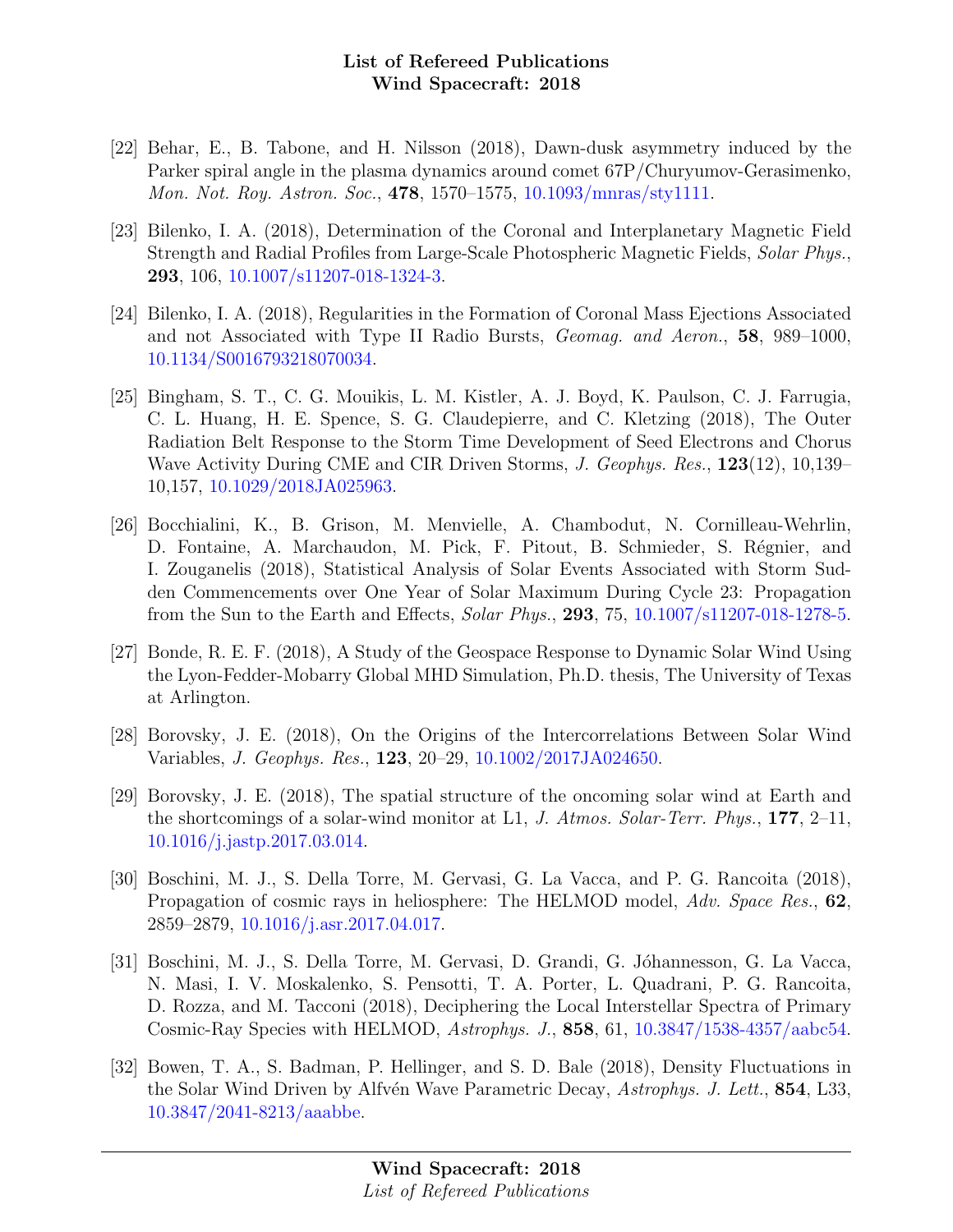[22] Behar, E., B. Tabone, and H. Nilsson (2018), Dawn-dusk asymmetry induced by the Parker spiral angle in the plasma dynamics around comet 67P/Churyumov-Gerasimenko, *Mon. Not. Roy. Astron. Soc.*, **478**, 1570–1575, 10.1093/mnras/sty1111.

[23] Bilenko, I. A. (2018), Determination of the Coronal and Interplanetary Magnetic Field Strength and Radial Profiles from Large-Scale Photospheric Magnetic Fields, *Solar Phys.*, **293**, 106, 10.1007/s11207-018-1324-3.

[24] Bilenko, I. A. (2018), Regularities in the Formation of Coronal Mass Ejections Associated and not Associated with Type II Radio Bursts, *Geomag. and Aeron.*, **58**, 989–1000, 10.1134/S0016793218070034.

[25] Bingham, S. T., C. G. Mouikis, L. M. Kistler, A. J. Boyd, K. Paulson, C. J. Farrugia, C. L. Huang, H. E. Spence, S. G. Claudepierre, and C. Kletzing (2018), The Outer Radiation Belt Response to the Storm Time Development of Seed Electrons and Chorus Wave Activity During CME and CIR Driven Storms, *J. Geophys. Res.*, **123**(12), 10,139–10,157, 10.1029/2018JA025963.

[26] Bocchialini, K., B. Grison, M. Menvielle, A. Chambodut, N. Cornilleau-Wehrlin, D. Fontaine, A. Marchaudon, M. Pick, F. Pitout, B. Schmieder, S. Régnier, and I. Zouganelis (2018), Statistical Analysis of Solar Events Associated with Storm Sudden Commencements over One Year of Solar Maximum During Cycle 23: Propagation from the Sun to the Earth and Effects, *Solar Phys.*, **293**, 75, 10.1007/s11207-018-1278-5.

[27] Bonde, R. E. F. (2018), A Study of the Geospace Response to Dynamic Solar Wind Using the Lyon-Fedder-Mobarry Global MHD Simulation, Ph.D. thesis, The University of Texas at Arlington.

[28] Borovsky, J. E. (2018), On the Origins of the Intercorrelations Between Solar Wind Variables, *J. Geophys. Res.*, **123**, 20–29, 10.1002/2017JA024650.

[29] Borovsky, J. E. (2018), The spatial structure of the oncoming solar wind at Earth and the shortcomings of a solar-wind monitor at L1, *J. Atmos. Solar-Terr. Phys.*, **177**, 2–11, 10.1016/j.jastp.2017.03.014.

[30] Boschini, M. J., S. Della Torre, M. Gervasi, G. La Vacca, and P. G. Rancoita (2018), Propagation of cosmic rays in heliosphere: The HELMOD model, *Adv. Space Res.*, **62**, 2859–2879, 10.1016/j.asr.2017.04.017.

[31] Boschini, M. J., S. Della Torre, M. Gervasi, D. Grandi, G. Jóhannesson, G. La Vacca, N. Masi, I. V. Moskalenko, S. Pensotti, T. A. Porter, L. Quadrani, P. G. Rancoita, D. Rozza, and M. Tacconi (2018), Deciphering the Local Interstellar Spectra of Primary Cosmic-Ray Species with HELMOD, *Astrophys. J.*, **858**, 61, 10.3847/1538-4357/aabc54.

[32] Bowen, T. A., S. Badman, P. Hellinger, and S. D. Bale (2018), Density Fluctuations in the Solar Wind Driven by Alfvén Wave Parametric Decay, *Astrophys. J. Lett.*, **854**, L33, 10.3847/2041-8213/aaabbe.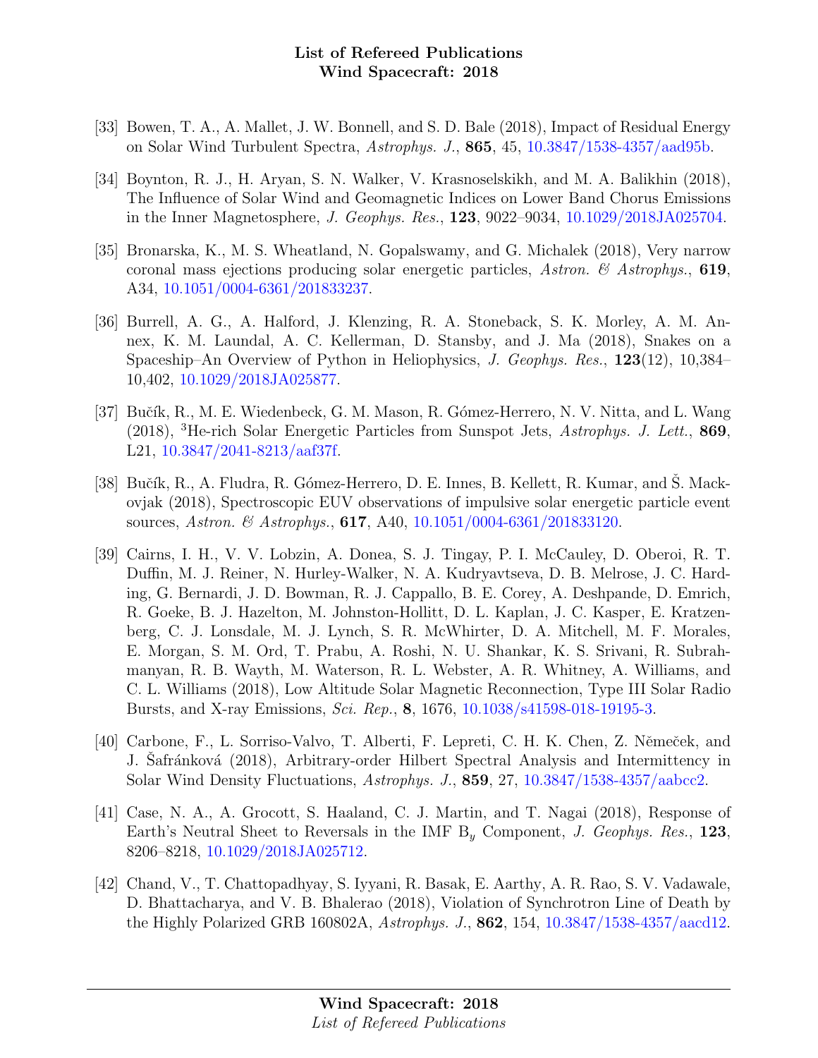[33] Bowen, T. A., A. Mallet, J. W. Bonnell, and S. D. Bale (2018), Impact of Residual Energy on Solar Wind Turbulent Spectra, *Astrophys. J.*, **865**, 45, 10.3847/1538-4357/aad95b.

[34] Boynton, R. J., H. Aryan, S. N. Walker, V. Krasnoselskikh, and M. A. Balikhin (2018), The Influence of Solar Wind and Geomagnetic Indices on Lower Band Chorus Emissions in the Inner Magnetosphere, *J. Geophys. Res.*, **123**, 9022–9034, 10.1029/2018JA025704.

[35] Bronarska, K., M. S. Wheatland, N. Gopalswamy, and G. Michalek (2018), Very narrow coronal mass ejections producing solar energetic particles, *Astron. & Astrophys.*, **619**, A34, 10.1051/0004-6361/201833237.

[36] Burrell, A. G., A. Halford, J. Klenzing, R. A. Stoneback, S. K. Morley, A. M. Annex, K. M. Laundal, A. C. Kellerman, D. Stansby, and J. Ma (2018), Snakes on a Spaceship–An Overview of Python in Heliophysics, *J. Geophys. Res.*, **123**(12), 10,384–10,402, 10.1029/2018JA025877.

[37] Bučík, R., M. E. Wiedenbeck, G. M. Mason, R. Gómez-Herrero, N. V. Nitta, and L. Wang (2018), $^{3}$He-rich Solar Energetic Particles from Sunspot Jets, *Astrophys. J. Lett.*, **869**, L21, 10.3847/2041-8213/aaf37f.

[38] Bučík, R., A. Fludra, R. Gómez-Herrero, D. E. Innes, B. Kellett, R. Kumar, and Š. Mackovjak (2018), Spectroscopic EUV observations of impulsive solar energetic particle event sources, *Astron. & Astrophys.*, **617**, A40, 10.1051/0004-6361/201833120.

[39] Cairns, I. H., V. V. Lobzin, A. Donea, S. J. Tingay, P. I. McCauley, D. Oberoi, R. T. Duffin, M. J. Reiner, N. Hurley-Walker, N. A. Kudryavtseva, D. B. Melrose, J. C. Harding, G. Bernardi, J. D. Bowman, R. J. Cappallo, B. E. Corey, A. Deshpande, D. Emrich, R. Goeke, B. J. Hazelton, M. Johnston-Hollitt, D. L. Kaplan, J. C. Kasper, E. Kratzenberg, C. J. Lonsdale, M. J. Lynch, S. R. McWhirter, D. A. Mitchell, M. F. Morales, E. Morgan, S. M. Ord, T. Prabu, A. Roshi, N. U. Shankar, K. S. Srivani, R. Subrahmanyan, R. B. Wayth, M. Waterson, R. L. Webster, A. R. Whitney, A. Williams, and C. L. Williams (2018), Low Altitude Solar Magnetic Reconnection, Type III Solar Radio Bursts, and X-ray Emissions, *Sci. Rep.*, **8**, 1676, 10.1038/s41598-018-19195-3.

[40] Carbone, F., L. Sorriso-Valvo, T. Alberti, F. Lepreti, C. H. K. Chen, Z. Němeček, and J. Šafránková (2018), Arbitrary-order Hilbert Spectral Analysis and Intermittency in Solar Wind Density Fluctuations, *Astrophys. J.*, **859**, 27, 10.3847/1538-4357/aabcc2.

[41] Case, N. A., A. Grocott, S. Haaland, C. J. Martin, and T. Nagai (2018), Response of Earth's Neutral Sheet to Reversals in the IMF $B_y$ Component, *J. Geophys. Res.*, **123**, 8206–8218, 10.1029/2018JA025712.

[42] Chand, V., T. Chattopadhyay, S. Iyyani, R. Basak, E. Aarthy, A. R. Rao, S. V. Vadawale, D. Bhattacharya, and V. B. Bhalerao (2018), Violation of Synchrotron Line of Death by the Highly Polarized GRB 160802A, *Astrophys. J.*, **862**, 154, 10.3847/1538-4357/aacd12.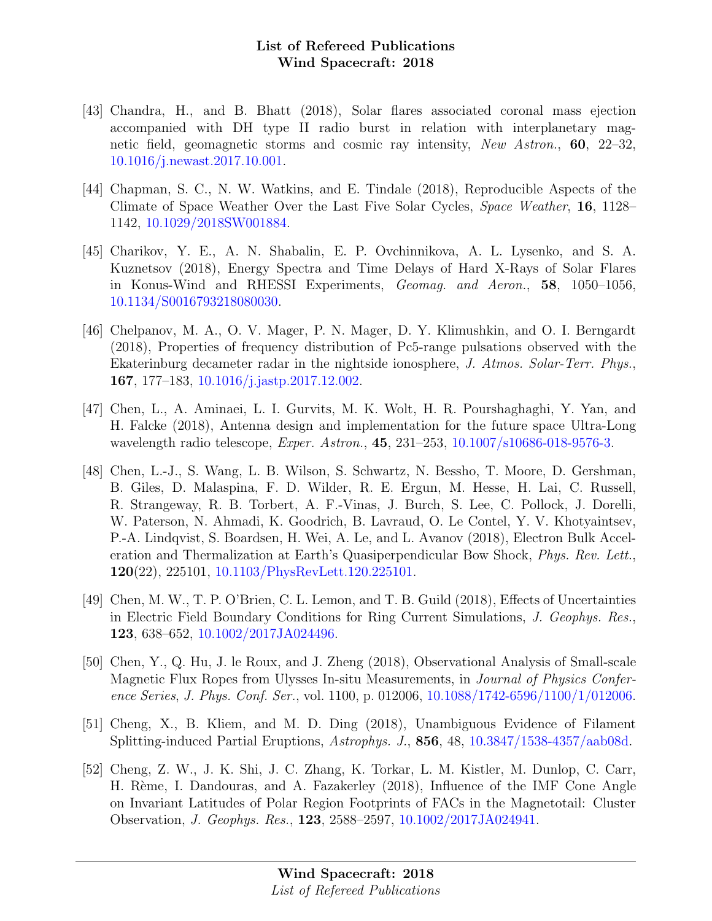[43] Chandra, H., and B. Bhatt (2018), Solar flares associated coronal mass ejection accompanied with DH type II radio burst in relation with interplanetary magnetic field, geomagnetic storms and cosmic ray intensity, *New Astron.*, **60**, 22–32, 10.1016/j.newast.2017.10.001.

[44] Chapman, S. C., N. W. Watkins, and E. Tindale (2018), Reproducible Aspects of the Climate of Space Weather Over the Last Five Solar Cycles, *Space Weather*, **16**, 1128–1142, 10.1029/2018SW001884.

[45] Charikov, Y. E., A. N. Shabalin, E. P. Ovchinnikova, A. L. Lysenko, and S. A. Kuznetsov (2018), Energy Spectra and Time Delays of Hard X-Rays of Solar Flares in Konus-Wind and RHESSI Experiments, *Geomag. and Aeron.*, **58**, 1050–1056, 10.1134/S0016793218080030.

[46] Chelpanov, M. A., O. V. Mager, P. N. Mager, D. Y. Klimushkin, and O. I. Berngardt (2018), Properties of frequency distribution of Pc5-range pulsations observed with the Ekaterinburg decameter radar in the nightside ionosphere, *J. Atmos. Solar-Terr. Phys.*, **167**, 177–183, 10.1016/j.jastp.2017.12.002.

[47] Chen, L., A. Aminaei, L. I. Gurvits, M. K. Wolt, H. R. Pourshaghaghi, Y. Yan, and H. Falcke (2018), Antenna design and implementation for the future space Ultra-Long wavelength radio telescope, *Exper. Astron.*, **45**, 231–253, 10.1007/s10686-018-9576-3.

[48] Chen, L.-J., S. Wang, L. B. Wilson, S. Schwartz, N. Bessho, T. Moore, D. Gershman, B. Giles, D. Malaspina, F. D. Wilder, R. E. Ergun, M. Hesse, H. Lai, C. Russell, R. Strangeway, R. B. Torbert, A. F.-Vinas, J. Burch, S. Lee, C. Pollock, J. Dorelli, W. Paterson, N. Ahmadi, K. Goodrich, B. Lavraud, O. Le Contel, Y. V. Khotyaintsev, P.-A. Lindqvist, S. Boardsen, H. Wei, A. Le, and L. Avanov (2018), Electron Bulk Acceleration and Thermalization at Earth's Quasiperpendicular Bow Shock, *Phys. Rev. Lett.*, **120**(22), 225101, 10.1103/PhysRevLett.120.225101.

[49] Chen, M. W., T. P. O'Brien, C. L. Lemon, and T. B. Guild (2018), Effects of Uncertainties in Electric Field Boundary Conditions for Ring Current Simulations, *J. Geophys. Res.*, **123**, 638–652, 10.1002/2017JA024496.

[50] Chen, Y., Q. Hu, J. le Roux, and J. Zheng (2018), Observational Analysis of Small-scale Magnetic Flux Ropes from Ulysses In-situ Measurements, in *Journal of Physics Conference Series*, *J. Phys. Conf. Ser.*, vol. 1100, p. 012006, 10.1088/1742-6596/1100/1/012006.

[51] Cheng, X., B. Kliem, and M. D. Ding (2018), Unambiguous Evidence of Filament Splitting-induced Partial Eruptions, *Astrophys. J.*, **856**, 48, 10.3847/1538-4357/aab08d.

[52] Cheng, Z. W., J. K. Shi, J. C. Zhang, K. Torkar, L. M. Kistler, M. Dunlop, C. Carr, H. Rème, I. Dandouras, and A. Fazakerley (2018), Influence of the IMF Cone Angle on Invariant Latitudes of Polar Region Footprints of FACs in the Magnetotail: Cluster Observation, *J. Geophys. Res.*, **123**, 2588–2597, 10.1002/2017JA024941.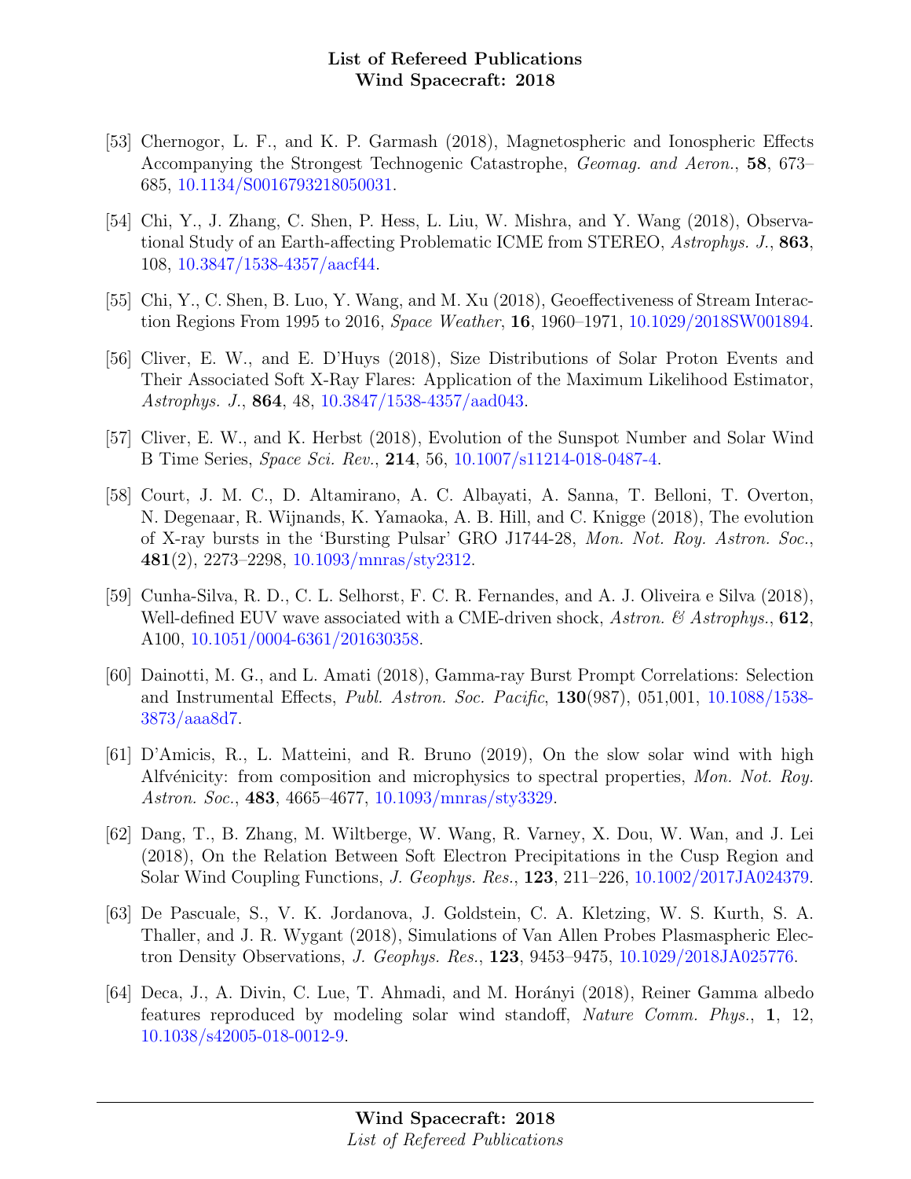[53] Chernogor, L. F., and K. P. Garmash (2018), Magnetospheric and Ionospheric Effects Accompanying the Strongest Technogenic Catastrophe, *Geomag. and Aeron.*, **58**, 673–685, 10.1134/S0016793218050031.

[54] Chi, Y., J. Zhang, C. Shen, P. Hess, L. Liu, W. Mishra, and Y. Wang (2018), Observational Study of an Earth-affecting Problematic ICME from STEREO, *Astrophys. J.*, **863**, 108, 10.3847/1538-4357/aacf44.

[55] Chi, Y., C. Shen, B. Luo, Y. Wang, and M. Xu (2018), Geoeffectiveness of Stream Interaction Regions From 1995 to 2016, *Space Weather*, **16**, 1960–1971, 10.1029/2018SW001894.

[56] Cliver, E. W., and E. D'Huys (2018), Size Distributions of Solar Proton Events and Their Associated Soft X-Ray Flares: Application of the Maximum Likelihood Estimator, *Astrophys. J.*, **864**, 48, 10.3847/1538-4357/aad043.

[57] Cliver, E. W., and K. Herbst (2018), Evolution of the Sunspot Number and Solar Wind B Time Series, *Space Sci. Rev.*, **214**, 56, 10.1007/s11214-018-0487-4.

[58] Court, J. M. C., D. Altamirano, A. C. Albayati, A. Sanna, T. Belloni, T. Overton, N. Degenaar, R. Wijnands, K. Yamaoka, A. B. Hill, and C. Knigge (2018), The evolution of X-ray bursts in the 'Bursting Pulsar' GRO J1744-28, *Mon. Not. Roy. Astron. Soc.*, **481**(2), 2273–2298, 10.1093/mnras/sty2312.

[59] Cunha-Silva, R. D., C. L. Selhorst, F. C. R. Fernandes, and A. J. Oliveira e Silva (2018), Well-defined EUV wave associated with a CME-driven shock, *Astron. & Astrophys.*, **612**, A100, 10.1051/0004-6361/201630358.

[60] Dainotti, M. G., and L. Amati (2018), Gamma-ray Burst Prompt Correlations: Selection and Instrumental Effects, *Publ. Astron. Soc. Pacific*, **130**(987), 051,001, 10.1088/1538-3873/aaa8d7.

[61] D'Amicis, R., L. Matteini, and R. Bruno (2019), On the slow solar wind with high Alfvénicity: from composition and microphysics to spectral properties, *Mon. Not. Roy. Astron. Soc.*, **483**, 4665–4677, 10.1093/mnras/sty3329.

[62] Dang, T., B. Zhang, M. Wiltberge, W. Wang, R. Varney, X. Dou, W. Wan, and J. Lei (2018), On the Relation Between Soft Electron Precipitations in the Cusp Region and Solar Wind Coupling Functions, *J. Geophys. Res.*, **123**, 211–226, 10.1002/2017JA024379.

[63] De Pascuale, S., V. K. Jordanova, J. Goldstein, C. A. Kletzing, W. S. Kurth, S. A. Thaller, and J. R. Wygant (2018), Simulations of Van Allen Probes Plasmaspheric Electron Density Observations, *J. Geophys. Res.*, **123**, 9453–9475, 10.1029/2018JA025776.

[64] Deca, J., A. Divin, C. Lue, T. Ahmadi, and M. Horányi (2018), Reiner Gamma albedo features reproduced by modeling solar wind standoff, *Nature Comm. Phys.*, **1**, 12, 10.1038/s42005-018-0012-9.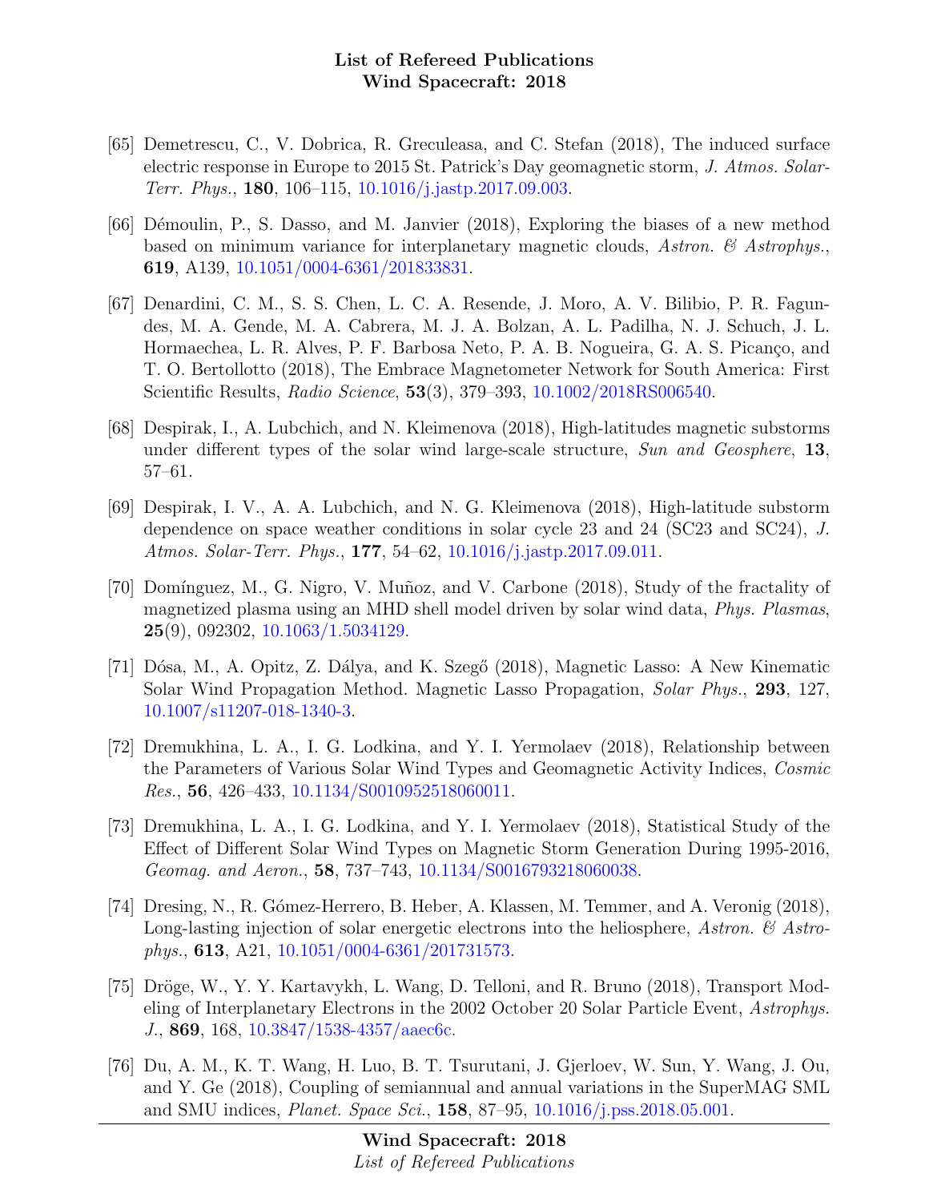[65] Demetrescu, C., V. Dobrica, R. Greculeasa, and C. Stefan (2018), The induced surface electric response in Europe to 2015 St. Patrick's Day geomagnetic storm, *J. Atmos. Solar-Terr. Phys.*, **180**, 106–115, 10.1016/j.jastp.2017.09.003.

[66] Démoulin, P., S. Dasso, and M. Janvier (2018), Exploring the biases of a new method based on minimum variance for interplanetary magnetic clouds, *Astron. & Astrophys.*, **619**, A139, 10.1051/0004-6361/201833831.

[67] Denardini, C. M., S. S. Chen, L. C. A. Resende, J. Moro, A. V. Bilibio, P. R. Fagundes, M. A. Gende, M. A. Cabrera, M. J. A. Bolzan, A. L. Padilha, N. J. Schuch, J. L. Hormaechea, L. R. Alves, P. F. Barbosa Neto, P. A. B. Nogueira, G. A. S. Picanço, and T. O. Bertollotto (2018), The Embrace Magnetometer Network for South America: First Scientific Results, *Radio Science*, **53**(3), 379–393, 10.1002/2018RS006540.

[68] Despirak, I., A. Lubchich, and N. Kleimenova (2018), High-latitudes magnetic substorms under different types of the solar wind large-scale structure, *Sun and Geosphere*, **13**, 57–61.

[69] Despirak, I. V., A. A. Lubchich, and N. G. Kleimenova (2018), High-latitude substorm dependence on space weather conditions in solar cycle 23 and 24 (SC23 and SC24), *J. Atmos. Solar-Terr. Phys.*, **177**, 54–62, 10.1016/j.jastp.2017.09.011.

[70] Domínguez, M., G. Nigro, V. Muñoz, and V. Carbone (2018), Study of the fractality of magnetized plasma using an MHD shell model driven by solar wind data, *Phys. Plasmas*, **25**(9), 092302, 10.1063/1.5034129.

[71] Dósa, M., A. Opitz, Z. Dálya, and K. Szegő (2018), Magnetic Lasso: A New Kinematic Solar Wind Propagation Method. Magnetic Lasso Propagation, *Solar Phys.*, **293**, 127, 10.1007/s11207-018-1340-3.

[72] Dremukhina, L. A., I. G. Lodkina, and Y. I. Yermolaev (2018), Relationship between the Parameters of Various Solar Wind Types and Geomagnetic Activity Indices, *Cosmic Res.*, **56**, 426–433, 10.1134/S0010952518060011.

[73] Dremukhina, L. A., I. G. Lodkina, and Y. I. Yermolaev (2018), Statistical Study of the Effect of Different Solar Wind Types on Magnetic Storm Generation During 1995-2016, *Geomag. and Aeron.*, **58**, 737–743, 10.1134/S0016793218060038.

[74] Dresing, N., R. Gómez-Herrero, B. Heber, A. Klassen, M. Temmer, and A. Veronig (2018), Long-lasting injection of solar energetic electrons into the heliosphere, *Astron. & Astrophys.*, **613**, A21, 10.1051/0004-6361/201731573.

[75] Dröge, W., Y. Y. Kartavykh, L. Wang, D. Telloni, and R. Bruno (2018), Transport Modeling of Interplanetary Electrons in the 2002 October 20 Solar Particle Event, *Astrophys. J.*, **869**, 168, 10.3847/1538-4357/aaec6c.

[76] Du, A. M., K. T. Wang, H. Luo, B. T. Tsurutani, J. Gjerloev, W. Sun, Y. Wang, J. Ou, and Y. Ge (2018), Coupling of semiannual and annual variations in the SuperMAG SML and SMU indices, *Planet. Space Sci.*, **158**, 87–95, 10.1016/j.pss.2018.05.001.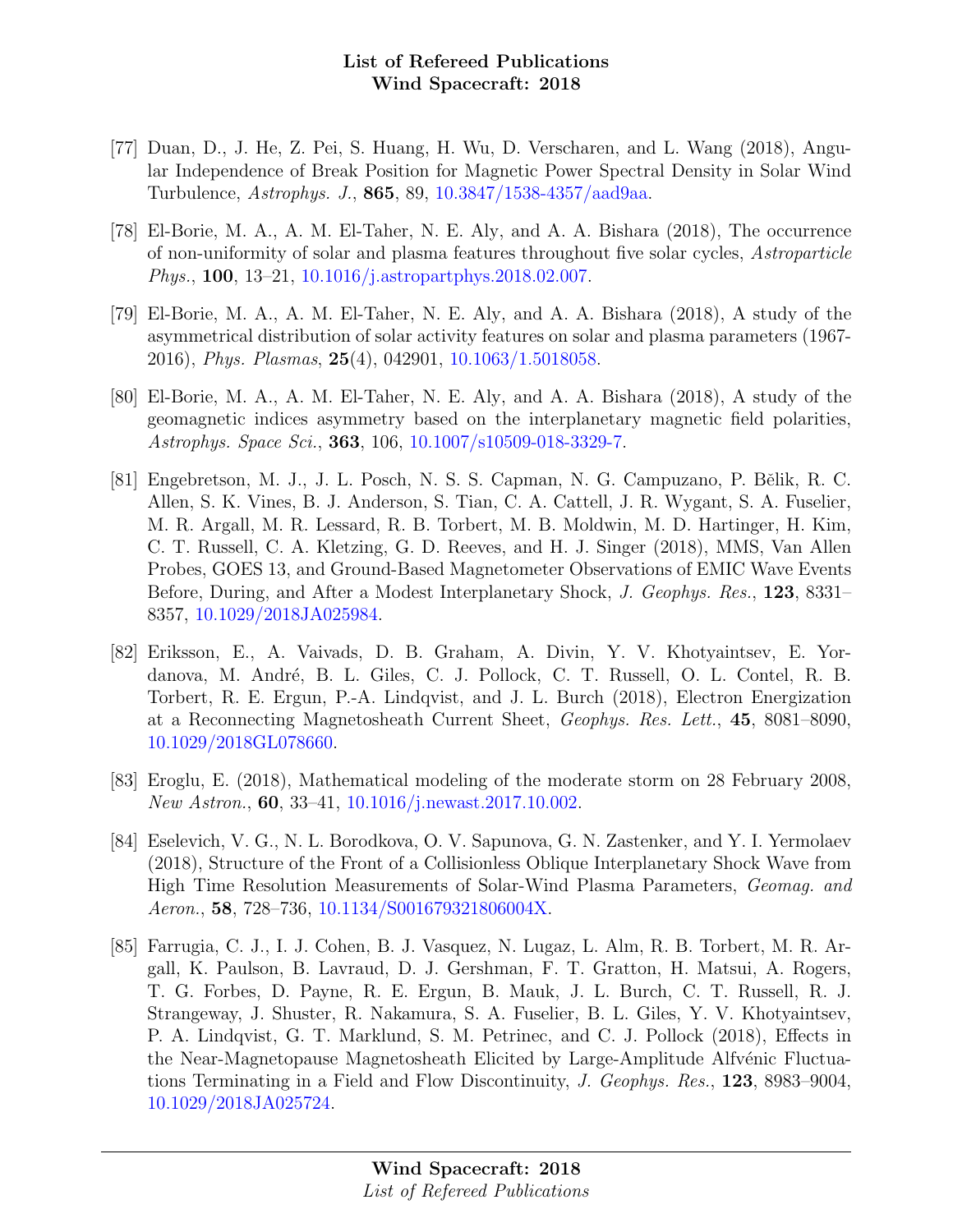[77] Duan, D., J. He, Z. Pei, S. Huang, H. Wu, D. Verscharen, and L. Wang (2018), Angular Independence of Break Position for Magnetic Power Spectral Density in Solar Wind Turbulence, *Astrophys. J.*, **865**, 89, 10.3847/1538-4357/aad9aa.

[78] El-Borie, M. A., A. M. El-Taher, N. E. Aly, and A. A. Bishara (2018), The occurrence of non-uniformity of solar and plasma features throughout five solar cycles, *Astroparticle Phys.*, **100**, 13–21, 10.1016/j.astropartphys.2018.02.007.

[79] El-Borie, M. A., A. M. El-Taher, N. E. Aly, and A. A. Bishara (2018), A study of the asymmetrical distribution of solar activity features on solar and plasma parameters (1967-2016), *Phys. Plasmas*, **25**(4), 042901, 10.1063/1.5018058.

[80] El-Borie, M. A., A. M. El-Taher, N. E. Aly, and A. A. Bishara (2018), A study of the geomagnetic indices asymmetry based on the interplanetary magnetic field polarities, *Astrophys. Space Sci.*, **363**, 106, 10.1007/s10509-018-3329-7.

[81] Engebretson, M. J., J. L. Posch, N. S. S. Capman, N. G. Campuzano, P. Bělik, R. C. Allen, S. K. Vines, B. J. Anderson, S. Tian, C. A. Cattell, J. R. Wygant, S. A. Fuselier, M. R. Argall, M. R. Lessard, R. B. Torbert, M. B. Moldwin, M. D. Hartinger, H. Kim, C. T. Russell, C. A. Kletzing, G. D. Reeves, and H. J. Singer (2018), MMS, Van Allen Probes, GOES 13, and Ground-Based Magnetometer Observations of EMIC Wave Events Before, During, and After a Modest Interplanetary Shock, *J. Geophys. Res.*, **123**, 8331–8357, 10.1029/2018JA025984.

[82] Eriksson, E., A. Vaivads, D. B. Graham, A. Divin, Y. V. Khotyaintsev, E. Yordanova, M. André, B. L. Giles, C. J. Pollock, C. T. Russell, O. L. Contel, R. B. Torbert, R. E. Ergun, P.-A. Lindqvist, and J. L. Burch (2018), Electron Energization at a Reconnecting Magnetosheath Current Sheet, *Geophys. Res. Lett.*, **45**, 8081–8090, 10.1029/2018GL078660.

[83] Eroglu, E. (2018), Mathematical modeling of the moderate storm on 28 February 2008, *New Astron.*, **60**, 33–41, 10.1016/j.newast.2017.10.002.

[84] Eselevich, V. G., N. L. Borodkova, O. V. Sapunova, G. N. Zastenker, and Y. I. Yermolaev (2018), Structure of the Front of a Collisionless Oblique Interplanetary Shock Wave from High Time Resolution Measurements of Solar-Wind Plasma Parameters, *Geomag. and Aeron.*, **58**, 728–736, 10.1134/S001679321806004X.

[85] Farrugia, C. J., I. J. Cohen, B. J. Vasquez, N. Lugaz, L. Alm, R. B. Torbert, M. R. Argall, K. Paulson, B. Lavraud, D. J. Gershman, F. T. Gratton, H. Matsui, A. Rogers, T. G. Forbes, D. Payne, R. E. Ergun, B. Mauk, J. L. Burch, C. T. Russell, R. J. Strangeway, J. Shuster, R. Nakamura, S. A. Fuselier, B. L. Giles, Y. V. Khotyaintsev, P. A. Lindqvist, G. T. Marklund, S. M. Petrinec, and C. J. Pollock (2018), Effects in the Near-Magnetopause Magnetosheath Elicited by Large-Amplitude Alfvénic Fluctuations Terminating in a Field and Flow Discontinuity, *J. Geophys. Res.*, **123**, 8983–9004, 10.1029/2018JA025724.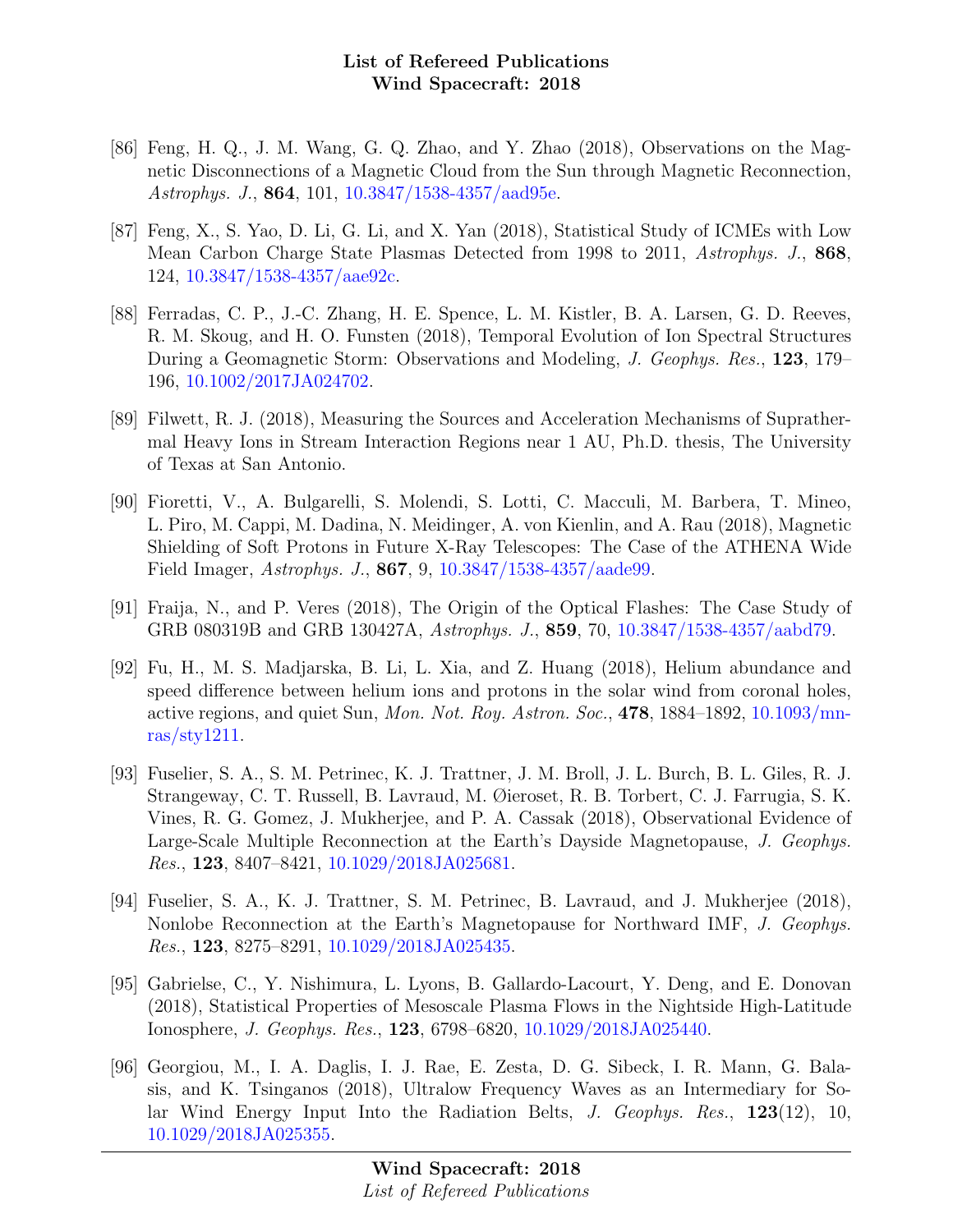[86] Feng, H. Q., J. M. Wang, G. Q. Zhao, and Y. Zhao (2018), Observations on the Magnetic Disconnections of a Magnetic Cloud from the Sun through Magnetic Reconnection, *Astrophys. J.*, **864**, 101, 10.3847/1538-4357/aad95e.

[87] Feng, X., S. Yao, D. Li, G. Li, and X. Yan (2018), Statistical Study of ICMEs with Low Mean Carbon Charge State Plasmas Detected from 1998 to 2011, *Astrophys. J.*, **868**, 124, 10.3847/1538-4357/aae92c.

[88] Ferradas, C. P., J.-C. Zhang, H. E. Spence, L. M. Kistler, B. A. Larsen, G. D. Reeves, R. M. Skoug, and H. O. Funsten (2018), Temporal Evolution of Ion Spectral Structures During a Geomagnetic Storm: Observations and Modeling, *J. Geophys. Res.*, **123**, 179–196, 10.1002/2017JA024702.

[89] Filwett, R. J. (2018), Measuring the Sources and Acceleration Mechanisms of Suprathermal Heavy Ions in Stream Interaction Regions near 1 AU, Ph.D. thesis, The University of Texas at San Antonio.

[90] Fioretti, V., A. Bulgarelli, S. Molendi, S. Lotti, C. Macculi, M. Barbera, T. Mineo, L. Piro, M. Cappi, M. Dadina, N. Meidinger, A. von Kienlin, and A. Rau (2018), Magnetic Shielding of Soft Protons in Future X-Ray Telescopes: The Case of the ATHENA Wide Field Imager, *Astrophys. J.*, **867**, 9, 10.3847/1538-4357/aade99.

[91] Fraija, N., and P. Veres (2018), The Origin of the Optical Flashes: The Case Study of GRB 080319B and GRB 130427A, *Astrophys. J.*, **859**, 70, 10.3847/1538-4357/aabd79.

[92] Fu, H., M. S. Madjarska, B. Li, L. Xia, and Z. Huang (2018), Helium abundance and speed difference between helium ions and protons in the solar wind from coronal holes, active regions, and quiet Sun, *Mon. Not. Roy. Astron. Soc.*, **478**, 1884–1892, 10.1093/mnras/sty1211.

[93] Fuselier, S. A., S. M. Petrinec, K. J. Trattner, J. M. Broll, J. L. Burch, B. L. Giles, R. J. Strangeway, C. T. Russell, B. Lavraud, M. Øieroset, R. B. Torbert, C. J. Farrugia, S. K. Vines, R. G. Gomez, J. Mukherjee, and P. A. Cassak (2018), Observational Evidence of Large-Scale Multiple Reconnection at the Earth's Dayside Magnetopause, *J. Geophys. Res.*, **123**, 8407–8421, 10.1029/2018JA025681.

[94] Fuselier, S. A., K. J. Trattner, S. M. Petrinec, B. Lavraud, and J. Mukherjee (2018), Nonlobe Reconnection at the Earth's Magnetopause for Northward IMF, *J. Geophys. Res.*, **123**, 8275–8291, 10.1029/2018JA025435.

[95] Gabrielse, C., Y. Nishimura, L. Lyons, B. Gallardo-Lacourt, Y. Deng, and E. Donovan (2018), Statistical Properties of Mesoscale Plasma Flows in the Nightside High-Latitude Ionosphere, *J. Geophys. Res.*, **123**, 6798–6820, 10.1029/2018JA025440.

[96] Georgiou, M., I. A. Daglis, I. J. Rae, E. Zesta, D. G. Sibeck, I. R. Mann, G. Balasis, and K. Tsinganos (2018), Ultralow Frequency Waves as an Intermediary for Solar Wind Energy Input Into the Radiation Belts, *J. Geophys. Res.*, **123**(12), 10, 10.1029/2018JA025355.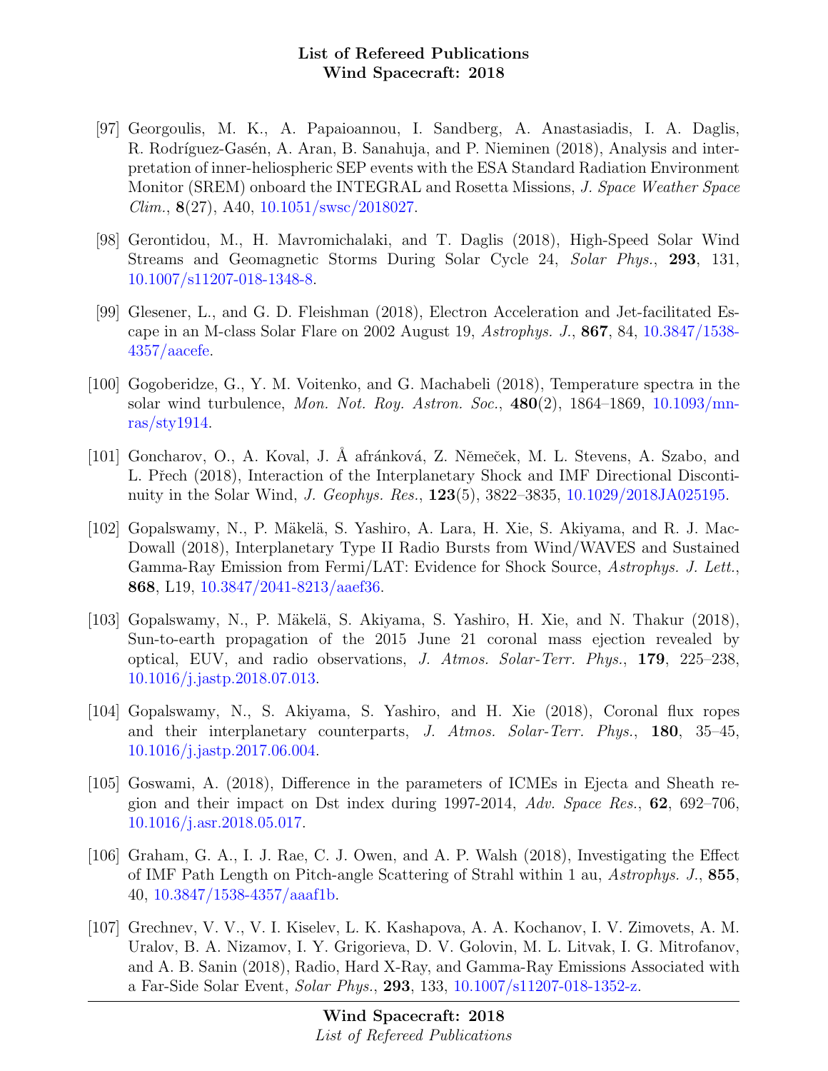[97] Georgoulis, M. K., A. Papaioannou, I. Sandberg, A. Anastasiadis, I. A. Daglis, R. Rodríguez-Gasén, A. Aran, B. Sanahuja, and P. Nieminen (2018), Analysis and interpretation of inner-heliospheric SEP events with the ESA Standard Radiation Environment Monitor (SREM) onboard the INTEGRAL and Rosetta Missions, *J. Space Weather Space Clim.*, **8**(27), A40, 10.1051/swsc/2018027.

[98] Gerontidou, M., H. Mavromichalaki, and T. Daglis (2018), High-Speed Solar Wind Streams and Geomagnetic Storms During Solar Cycle 24, *Solar Phys.*, **293**, 131, 10.1007/s11207-018-1348-8.

[99] Glesener, L., and G. D. Fleishman (2018), Electron Acceleration and Jet-facilitated Escape in an M-class Solar Flare on 2002 August 19, *Astrophys. J.*, **867**, 84, 10.3847/1538-4357/aacefe.

[100] Gogoberidze, G., Y. M. Voitenko, and G. Machabeli (2018), Temperature spectra in the solar wind turbulence, *Mon. Not. Roy. Astron. Soc.*, **480**(2), 1864–1869, 10.1093/mnras/sty1914.

[101] Goncharov, O., A. Koval, J. Å afránková, Z. Němeček, M. L. Stevens, A. Szabo, and L. Přech (2018), Interaction of the Interplanetary Shock and IMF Directional Discontinuity in the Solar Wind, *J. Geophys. Res.*, **123**(5), 3822–3835, 10.1029/2018JA025195.

[102] Gopalswamy, N., P. Mäkelä, S. Yashiro, A. Lara, H. Xie, S. Akiyama, and R. J. MacDowall (2018), Interplanetary Type II Radio Bursts from Wind/WAVES and Sustained Gamma-Ray Emission from Fermi/LAT: Evidence for Shock Source, *Astrophys. J. Lett.*, **868**, L19, 10.3847/2041-8213/aaef36.

[103] Gopalswamy, N., P. Mäkelä, S. Akiyama, S. Yashiro, H. Xie, and N. Thakur (2018), Sun-to-earth propagation of the 2015 June 21 coronal mass ejection revealed by optical, EUV, and radio observations, *J. Atmos. Solar-Terr. Phys.*, **179**, 225–238, 10.1016/j.jastp.2018.07.013.

[104] Gopalswamy, N., S. Akiyama, S. Yashiro, and H. Xie (2018), Coronal flux ropes and their interplanetary counterparts, *J. Atmos. Solar-Terr. Phys.*, **180**, 35–45, 10.1016/j.jastp.2017.06.004.

[105] Goswami, A. (2018), Difference in the parameters of ICMEs in Ejecta and Sheath region and their impact on Dst index during 1997-2014, *Adv. Space Res.*, **62**, 692–706, 10.1016/j.asr.2018.05.017.

[106] Graham, G. A., I. J. Rae, C. J. Owen, and A. P. Walsh (2018), Investigating the Effect of IMF Path Length on Pitch-angle Scattering of Strahl within 1 au, *Astrophys. J.*, **855**, 40, 10.3847/1538-4357/aaaf1b.

[107] Grechnev, V. V., V. I. Kiselev, L. K. Kashapova, A. A. Kochanov, I. V. Zimovets, A. M. Uralov, B. A. Nizamov, I. Y. Grigorieva, D. V. Golovin, M. L. Litvak, I. G. Mitrofanov, and A. B. Sanin (2018), Radio, Hard X-Ray, and Gamma-Ray Emissions Associated with a Far-Side Solar Event, *Solar Phys.*, **293**, 133, 10.1007/s11207-018-1352-z.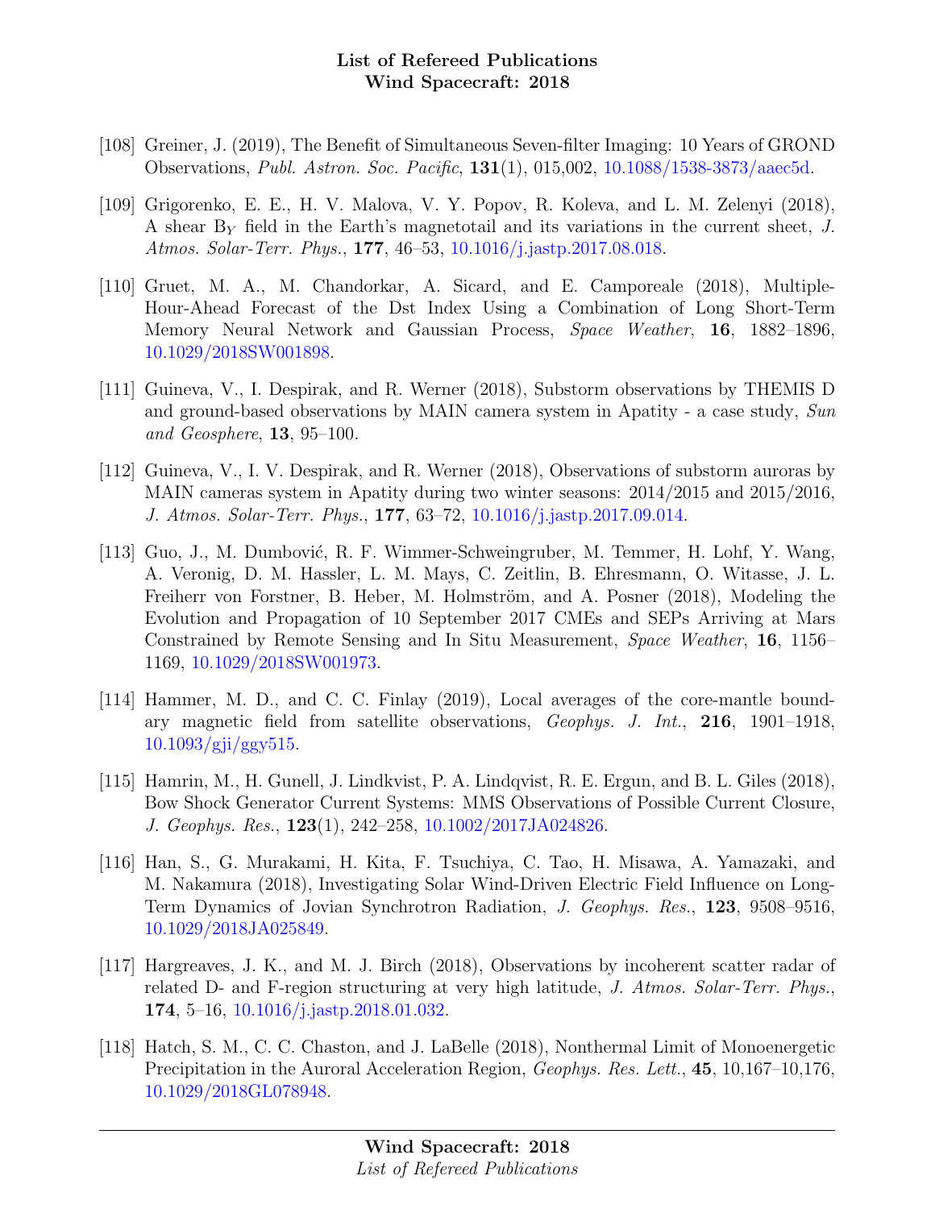[108] Greiner, J. (2019), The Benefit of Simultaneous Seven-filter Imaging: 10 Years of GROND Observations, *Publ. Astron. Soc. Pacific*, **131**(1), 015,002, 10.1088/1538-3873/aaec5d.

[109] Grigorenko, E. E., H. V. Malova, V. Y. Popov, R. Koleva, and L. M. Zelenyi (2018), A shear $B_Y$ field in the Earth's magnetotail and its variations in the current sheet, *J. Atmos. Solar-Terr. Phys.*, **177**, 46–53, 10.1016/j.jastp.2017.08.018.

[110] Gruet, M. A., M. Chandorkar, A. Sicard, and E. Camporeale (2018), Multiple-Hour-Ahead Forecast of the Dst Index Using a Combination of Long Short-Term Memory Neural Network and Gaussian Process, *Space Weather*, **16**, 1882–1896, 10.1029/2018SW001898.

[111] Guineva, V., I. Despirak, and R. Werner (2018), Substorm observations by THEMIS D and ground-based observations by MAIN camera system in Apatity - a case study, *Sun and Geosphere*, **13**, 95–100.

[112] Guineva, V., I. V. Despirak, and R. Werner (2018), Observations of substorm auroras by MAIN cameras system in Apatity during two winter seasons: 2014/2015 and 2015/2016, *J. Atmos. Solar-Terr. Phys.*, **177**, 63–72, 10.1016/j.jastp.2017.09.014.

[113] Guo, J., M. Dumbović, R. F. Wimmer-Schweingruber, M. Temmer, H. Lohf, Y. Wang, A. Veronig, D. M. Hassler, L. M. Mays, C. Zeitlin, B. Ehresmann, O. Witasse, J. L. Freiherr von Forstner, B. Heber, M. Holmström, and A. Posner (2018), Modeling the Evolution and Propagation of 10 September 2017 CMEs and SEPs Arriving at Mars Constrained by Remote Sensing and In Situ Measurement, *Space Weather*, **16**, 1156–1169, 10.1029/2018SW001973.

[114] Hammer, M. D., and C. C. Finlay (2019), Local averages of the core-mantle boundary magnetic field from satellite observations, *Geophys. J. Int.*, **216**, 1901–1918, 10.1093/gji/ggy515.

[115] Hamrin, M., H. Gunell, J. Lindkvist, P. A. Lindqvist, R. E. Ergun, and B. L. Giles (2018), Bow Shock Generator Current Systems: MMS Observations of Possible Current Closure, *J. Geophys. Res.*, **123**(1), 242–258, 10.1002/2017JA024826.

[116] Han, S., G. Murakami, H. Kita, F. Tsuchiya, C. Tao, H. Misawa, A. Yamazaki, and M. Nakamura (2018), Investigating Solar Wind-Driven Electric Field Influence on Long-Term Dynamics of Jovian Synchrotron Radiation, *J. Geophys. Res.*, **123**, 9508–9516, 10.1029/2018JA025849.

[117] Hargreaves, J. K., and M. J. Birch (2018), Observations by incoherent scatter radar of related D- and F-region structuring at very high latitude, *J. Atmos. Solar-Terr. Phys.*, **174**, 5–16, 10.1016/j.jastp.2018.01.032.

[118] Hatch, S. M., C. C. Chaston, and J. LaBelle (2018), Nonthermal Limit of Monoenergetic Precipitation in the Auroral Acceleration Region, *Geophys. Res. Lett.*, **45**, 10,167–10,176, 10.1029/2018GL078948.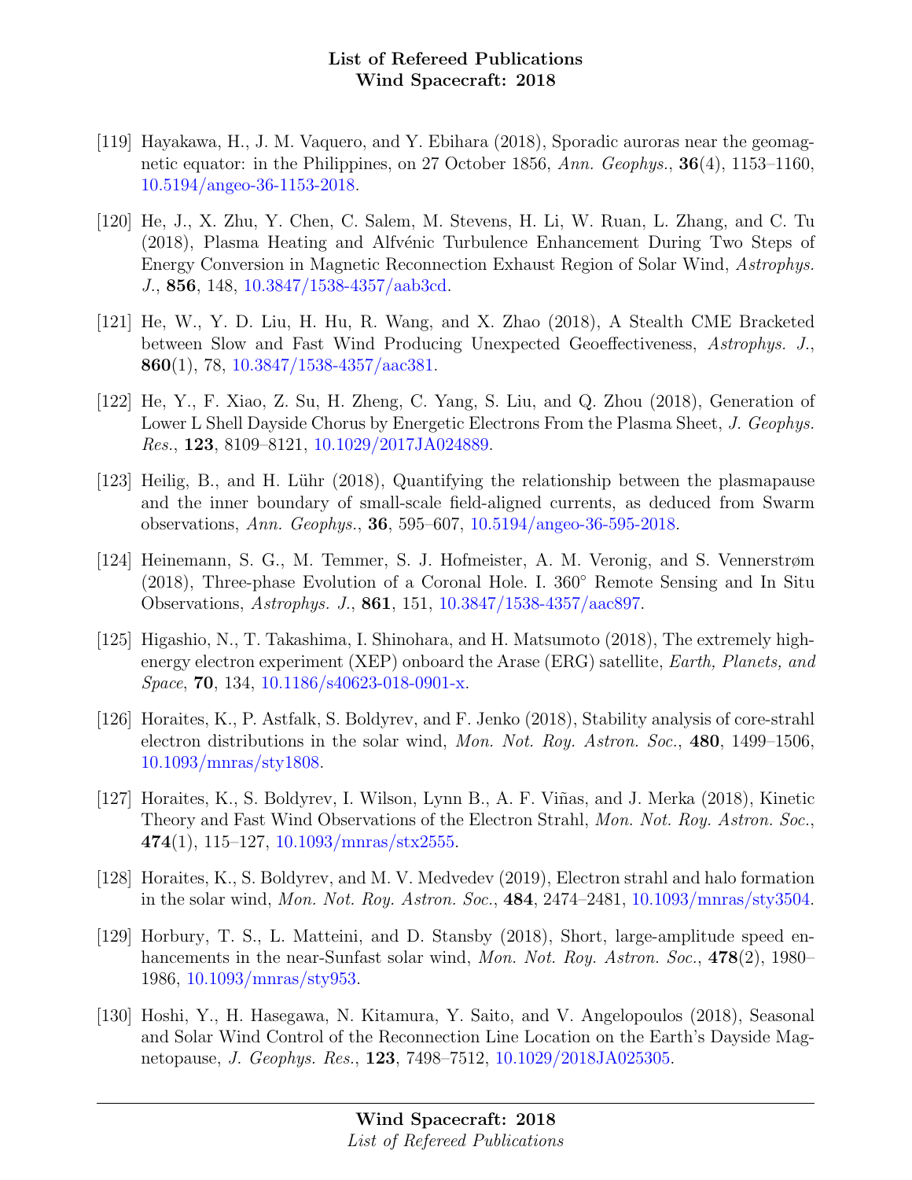[119] Hayakawa, H., J. M. Vaquero, and Y. Ebihara (2018), Sporadic auroras near the geomagnetic equator: in the Philippines, on 27 October 1856, *Ann. Geophys.*, **36**(4), 1153–1160, 10.5194/angeo-36-1153-2018.

[120] He, J., X. Zhu, Y. Chen, C. Salem, M. Stevens, H. Li, W. Ruan, L. Zhang, and C. Tu (2018), Plasma Heating and Alfvénic Turbulence Enhancement During Two Steps of Energy Conversion in Magnetic Reconnection Exhaust Region of Solar Wind, *Astrophys. J.*, **856**, 148, 10.3847/1538-4357/aab3cd.

[121] He, W., Y. D. Liu, H. Hu, R. Wang, and X. Zhao (2018), A Stealth CME Bracketed between Slow and Fast Wind Producing Unexpected Geoeffectiveness, *Astrophys. J.*, **860**(1), 78, 10.3847/1538-4357/aac381.

[122] He, Y., F. Xiao, Z. Su, H. Zheng, C. Yang, S. Liu, and Q. Zhou (2018), Generation of Lower L Shell Dayside Chorus by Energetic Electrons From the Plasma Sheet, *J. Geophys. Res.*, **123**, 8109–8121, 10.1029/2017JA024889.

[123] Heilig, B., and H. Lühr (2018), Quantifying the relationship between the plasmapause and the inner boundary of small-scale field-aligned currents, as deduced from Swarm observations, *Ann. Geophys.*, **36**, 595–607, 10.5194/angeo-36-595-2018.

[124] Heinemann, S. G., M. Temmer, S. J. Hofmeister, A. M. Veronig, and S. Vennerstrøm (2018), Three-phase Evolution of a Coronal Hole. I. 360° Remote Sensing and In Situ Observations, *Astrophys. J.*, **861**, 151, 10.3847/1538-4357/aac897.

[125] Higashio, N., T. Takashima, I. Shinohara, and H. Matsumoto (2018), The extremely high-energy electron experiment (XEP) onboard the Arase (ERG) satellite, *Earth, Planets, and Space*, **70**, 134, 10.1186/s40623-018-0901-x.

[126] Horaites, K., P. Astfalk, S. Boldyrev, and F. Jenko (2018), Stability analysis of core-strahl electron distributions in the solar wind, *Mon. Not. Roy. Astron. Soc.*, **480**, 1499–1506, 10.1093/mnras/sty1808.

[127] Horaites, K., S. Boldyrev, I. Wilson, Lynn B., A. F. Viñas, and J. Merka (2018), Kinetic Theory and Fast Wind Observations of the Electron Strahl, *Mon. Not. Roy. Astron. Soc.*, **474**(1), 115–127, 10.1093/mnras/stx2555.

[128] Horaites, K., S. Boldyrev, and M. V. Medvedev (2019), Electron strahl and halo formation in the solar wind, *Mon. Not. Roy. Astron. Soc.*, **484**, 2474–2481, 10.1093/mnras/sty3504.

[129] Horbury, T. S., L. Matteini, and D. Stansby (2018), Short, large-amplitude speed enhancements in the near-Sunfast solar wind, *Mon. Not. Roy. Astron. Soc.*, **478**(2), 1980–1986, 10.1093/mnras/sty953.

[130] Hoshi, Y., H. Hasegawa, N. Kitamura, Y. Saito, and V. Angelopoulos (2018), Seasonal and Solar Wind Control of the Reconnection Line Location on the Earth's Dayside Magnetopause, *J. Geophys. Res.*, **123**, 7498–7512, 10.1029/2018JA025305.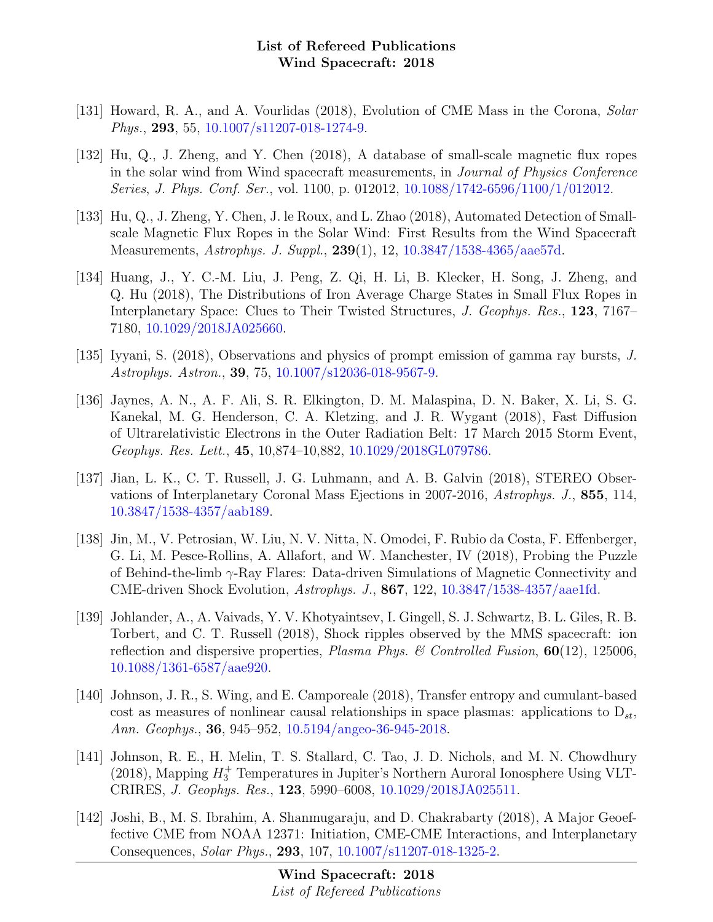[131] Howard, R. A., and A. Vourlidas (2018), Evolution of CME Mass in the Corona, *Solar Phys.*, **293**, 55, 10.1007/s11207-018-1274-9.

[132] Hu, Q., J. Zheng, and Y. Chen (2018), A database of small-scale magnetic flux ropes in the solar wind from Wind spacecraft measurements, in *Journal of Physics Conference Series*, *J. Phys. Conf. Ser.*, vol. 1100, p. 012012, 10.1088/1742-6596/1100/1/012012.

[133] Hu, Q., J. Zheng, Y. Chen, J. le Roux, and L. Zhao (2018), Automated Detection of Small-scale Magnetic Flux Ropes in the Solar Wind: First Results from the Wind Spacecraft Measurements, *Astrophys. J. Suppl.*, **239**(1), 12, 10.3847/1538-4365/aae57d.

[134] Huang, J., Y. C.-M. Liu, J. Peng, Z. Qi, H. Li, B. Klecker, H. Song, J. Zheng, and Q. Hu (2018), The Distributions of Iron Average Charge States in Small Flux Ropes in Interplanetary Space: Clues to Their Twisted Structures, *J. Geophys. Res.*, **123**, 7167–7180, 10.1029/2018JA025660.

[135] Iyyani, S. (2018), Observations and physics of prompt emission of gamma ray bursts, *J. Astrophys. Astron.*, **39**, 75, 10.1007/s12036-018-9567-9.

[136] Jaynes, A. N., A. F. Ali, S. R. Elkington, D. M. Malaspina, D. N. Baker, X. Li, S. G. Kanekal, M. G. Henderson, C. A. Kletzing, and J. R. Wygant (2018), Fast Diffusion of Ultrarelativistic Electrons in the Outer Radiation Belt: 17 March 2015 Storm Event, *Geophys. Res. Lett.*, **45**, 10,874–10,882, 10.1029/2018GL079786.

[137] Jian, L. K., C. T. Russell, J. G. Luhmann, and A. B. Galvin (2018), STEREO Observations of Interplanetary Coronal Mass Ejections in 2007-2016, *Astrophys. J.*, **855**, 114, 10.3847/1538-4357/aab189.

[138] Jin, M., V. Petrosian, W. Liu, N. V. Nitta, N. Omodei, F. Rubio da Costa, F. Effenberger, G. Li, M. Pesce-Rollins, A. Allafort, and W. Manchester, IV (2018), Probing the Puzzle of Behind-the-limb $\gamma$-Ray Flares: Data-driven Simulations of Magnetic Connectivity and CME-driven Shock Evolution, *Astrophys. J.*, **867**, 122, 10.3847/1538-4357/aae1fd.

[139] Johlander, A., A. Vaivads, Y. V. Khotyaintsev, I. Gingell, S. J. Schwartz, B. L. Giles, R. B. Torbert, and C. T. Russell (2018), Shock ripples observed by the MMS spacecraft: ion reflection and dispersive properties, *Plasma Phys. & Controlled Fusion*, **60**(12), 125006, 10.1088/1361-6587/aae920.

[140] Johnson, J. R., S. Wing, and E. Camporeale (2018), Transfer entropy and cumulant-based cost as measures of nonlinear causal relationships in space plasmas: applications to $D_{st}$, *Ann. Geophys.*, **36**, 945–952, 10.5194/angeo-36-945-2018.

[141] Johnson, R. E., H. Melin, T. S. Stallard, C. Tao, J. D. Nichols, and M. N. Chowdhury (2018), Mapping $H_3^+$ Temperatures in Jupiter's Northern Auroral Ionosphere Using VLT-CRIRES, *J. Geophys. Res.*, **123**, 5990–6008, 10.1029/2018JA025511.

[142] Joshi, B., M. S. Ibrahim, A. Shanmugaraju, and D. Chakrabarty (2018), A Major Geoeffective CME from NOAA 12371: Initiation, CME-CME Interactions, and Interplanetary Consequences, *Solar Phys.*, **293**, 107, 10.1007/s11207-018-1325-2.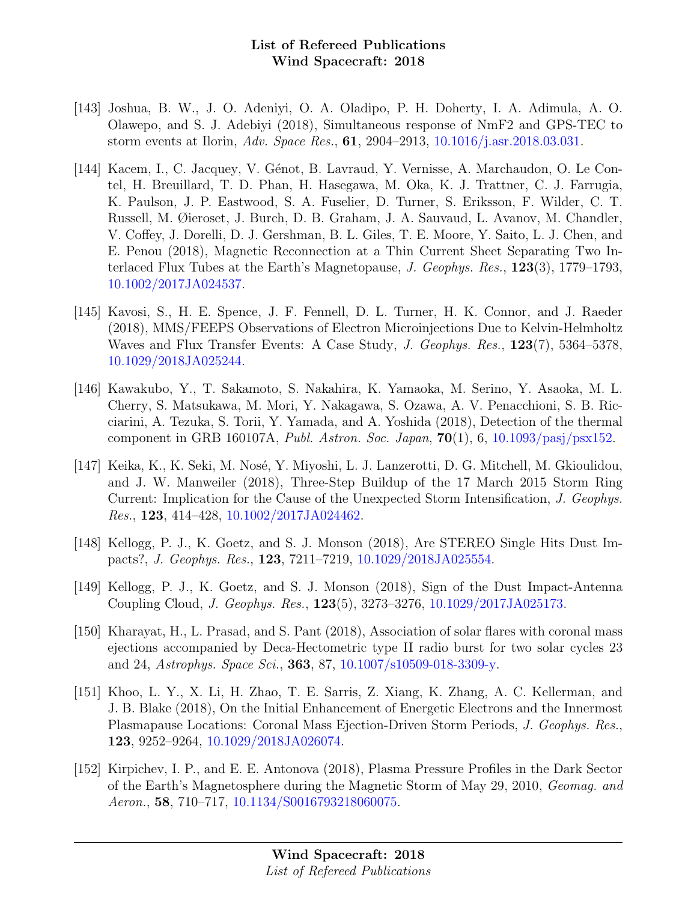[143] Joshua, B. W., J. O. Adeniyi, O. A. Oladipo, P. H. Doherty, I. A. Adimula, A. O. Olawepo, and S. J. Adebiyi (2018), Simultaneous response of NmF2 and GPS-TEC to storm events at Ilorin, *Adv. Space Res.*, **61**, 2904–2913, 10.1016/j.asr.2018.03.031.

[144] Kacem, I., C. Jacquey, V. Génot, B. Lavraud, Y. Vernisse, A. Marchaudon, O. Le Contel, H. Breuillard, T. D. Phan, H. Hasegawa, M. Oka, K. J. Trattner, C. J. Farrugia, K. Paulson, J. P. Eastwood, S. A. Fuselier, D. Turner, S. Eriksson, F. Wilder, C. T. Russell, M. Øieroset, J. Burch, D. B. Graham, J. A. Sauvaud, L. Avanov, M. Chandler, V. Coffey, J. Dorelli, D. J. Gershman, B. L. Giles, T. E. Moore, Y. Saito, L. J. Chen, and E. Penou (2018), Magnetic Reconnection at a Thin Current Sheet Separating Two Interlaced Flux Tubes at the Earth's Magnetopause, *J. Geophys. Res.*, **123**(3), 1779–1793, 10.1002/2017JA024537.

[145] Kavosi, S., H. E. Spence, J. F. Fennell, D. L. Turner, H. K. Connor, and J. Raeder (2018), MMS/FEEPS Observations of Electron Microinjections Due to Kelvin-Helmholtz Waves and Flux Transfer Events: A Case Study, *J. Geophys. Res.*, **123**(7), 5364–5378, 10.1029/2018JA025244.

[146] Kawakubo, Y., T. Sakamoto, S. Nakahira, K. Yamaoka, M. Serino, Y. Asaoka, M. L. Cherry, S. Matsukawa, M. Mori, Y. Nakagawa, S. Ozawa, A. V. Penacchioni, S. B. Ricciarini, A. Tezuka, S. Torii, Y. Yamada, and A. Yoshida (2018), Detection of the thermal component in GRB 160107A, *Publ. Astron. Soc. Japan*, **70**(1), 6, 10.1093/pasj/psx152.

[147] Keika, K., K. Seki, M. Nosé, Y. Miyoshi, L. J. Lanzerotti, D. G. Mitchell, M. Gkioulidou, and J. W. Manweiler (2018), Three-Step Buildup of the 17 March 2015 Storm Ring Current: Implication for the Cause of the Unexpected Storm Intensification, *J. Geophys. Res.*, **123**, 414–428, 10.1002/2017JA024462.

[148] Kellogg, P. J., K. Goetz, and S. J. Monson (2018), Are STEREO Single Hits Dust Impacts?, *J. Geophys. Res.*, **123**, 7211–7219, 10.1029/2018JA025554.

[149] Kellogg, P. J., K. Goetz, and S. J. Monson (2018), Sign of the Dust Impact-Antenna Coupling Cloud, *J. Geophys. Res.*, **123**(5), 3273–3276, 10.1029/2017JA025173.

[150] Kharayat, H., L. Prasad, and S. Pant (2018), Association of solar flares with coronal mass ejections accompanied by Deca-Hectometric type II radio burst for two solar cycles 23 and 24, *Astrophys. Space Sci.*, **363**, 87, 10.1007/s10509-018-3309-y.

[151] Khoo, L. Y., X. Li, H. Zhao, T. E. Sarris, Z. Xiang, K. Zhang, A. C. Kellerman, and J. B. Blake (2018), On the Initial Enhancement of Energetic Electrons and the Innermost Plasmapause Locations: Coronal Mass Ejection-Driven Storm Periods, *J. Geophys. Res.*, **123**, 9252–9264, 10.1029/2018JA026074.

[152] Kirpichev, I. P., and E. E. Antonova (2018), Plasma Pressure Profiles in the Dark Sector of the Earth's Magnetosphere during the Magnetic Storm of May 29, 2010, *Geomag. and Aeron.*, **58**, 710–717, 10.1134/S0016793218060075.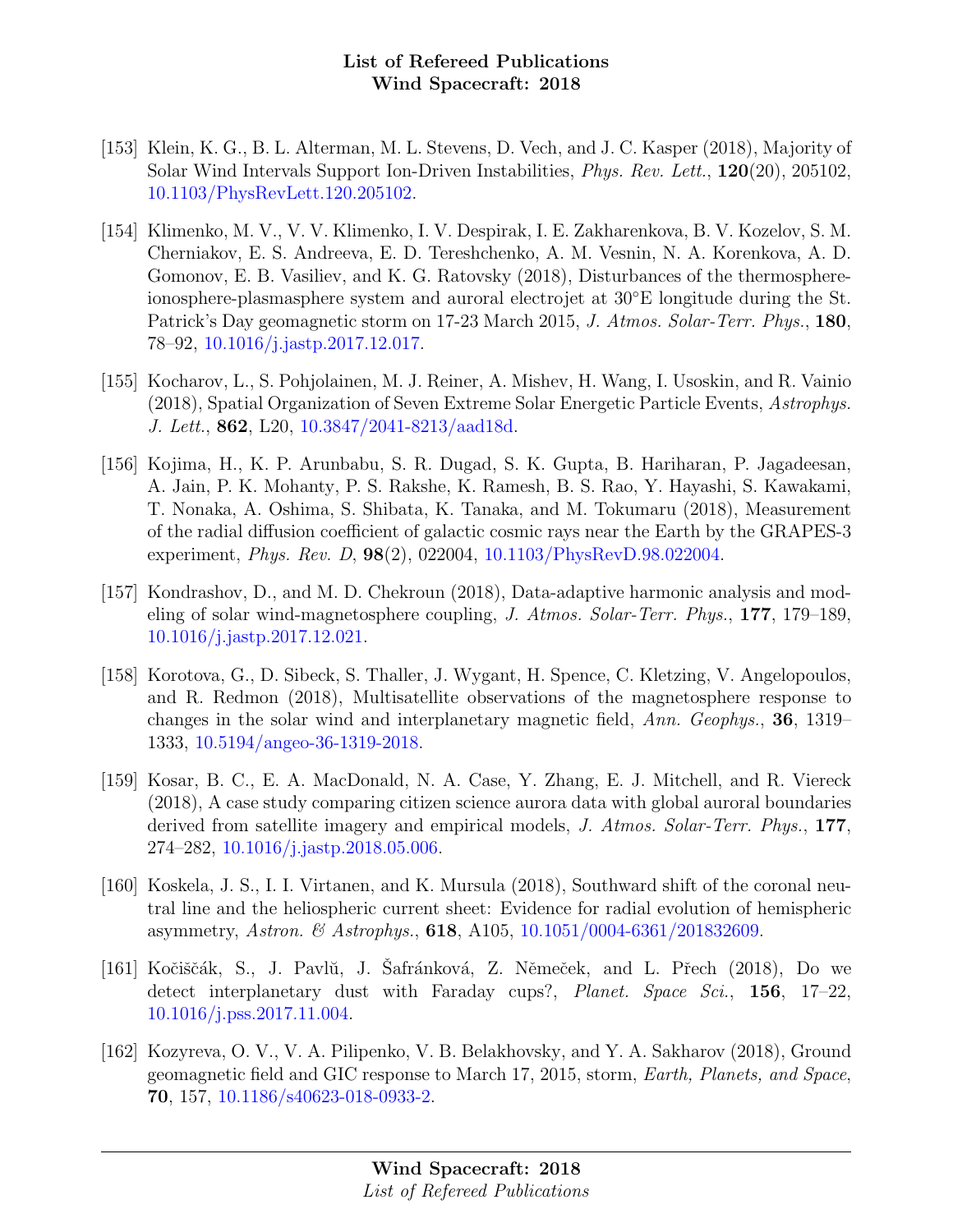[153] Klein, K. G., B. L. Alterman, M. L. Stevens, D. Vech, and J. C. Kasper (2018), Majority of Solar Wind Intervals Support Ion-Driven Instabilities, *Phys. Rev. Lett.*, **120**(20), 205102, 10.1103/PhysRevLett.120.205102.

[154] Klimenko, M. V., V. V. Klimenko, I. V. Despirak, I. E. Zakharenkova, B. V. Kozelov, S. M. Cherniakov, E. S. Andreeva, E. D. Tereshchenko, A. M. Vesnin, N. A. Korenkova, A. D. Gomonov, E. B. Vasiliev, and K. G. Ratovsky (2018), Disturbances of the thermosphere-ionosphere-plasmasphere system and auroral electrojet at 30°E longitude during the St. Patrick's Day geomagnetic storm on 17-23 March 2015, *J. Atmos. Solar-Terr. Phys.*, **180**, 78–92, 10.1016/j.jastp.2017.12.017.

[155] Kocharov, L., S. Pohjolainen, M. J. Reiner, A. Mishev, H. Wang, I. Usoskin, and R. Vainio (2018), Spatial Organization of Seven Extreme Solar Energetic Particle Events, *Astrophys. J. Lett.*, **862**, L20, 10.3847/2041-8213/aad18d.

[156] Kojima, H., K. P. Arunbabu, S. R. Dugad, S. K. Gupta, B. Hariharan, P. Jagadeesan, A. Jain, P. K. Mohanty, P. S. Rakshe, K. Ramesh, B. S. Rao, Y. Hayashi, S. Kawakami, T. Nonaka, A. Oshima, S. Shibata, K. Tanaka, and M. Tokumaru (2018), Measurement of the radial diffusion coefficient of galactic cosmic rays near the Earth by the GRAPES-3 experiment, *Phys. Rev. D*, **98**(2), 022004, 10.1103/PhysRevD.98.022004.

[157] Kondrashov, D., and M. D. Chekroun (2018), Data-adaptive harmonic analysis and modeling of solar wind-magnetosphere coupling, *J. Atmos. Solar-Terr. Phys.*, **177**, 179–189, 10.1016/j.jastp.2017.12.021.

[158] Korotova, G., D. Sibeck, S. Thaller, J. Wygant, H. Spence, C. Kletzing, V. Angelopoulos, and R. Redmon (2018), Multisatellite observations of the magnetosphere response to changes in the solar wind and interplanetary magnetic field, *Ann. Geophys.*, **36**, 1319–1333, 10.5194/angeo-36-1319-2018.

[159] Kosar, B. C., E. A. MacDonald, N. A. Case, Y. Zhang, E. J. Mitchell, and R. Viereck (2018), A case study comparing citizen science aurora data with global auroral boundaries derived from satellite imagery and empirical models, *J. Atmos. Solar-Terr. Phys.*, **177**, 274–282, 10.1016/j.jastp.2018.05.006.

[160] Koskela, J. S., I. I. Virtanen, and K. Mursula (2018), Southward shift of the coronal neutral line and the heliospheric current sheet: Evidence for radial evolution of hemispheric asymmetry, *Astron. & Astrophys.*, **618**, A105, 10.1051/0004-6361/201832609.

[161] Kočiščák, S., J. Pavlů, J. Šafránková, Z. Němeček, and L. Přech (2018), Do we detect interplanetary dust with Faraday cups?, *Planet. Space Sci.*, **156**, 17–22, 10.1016/j.pss.2017.11.004.

[162] Kozyreva, O. V., V. A. Pilipenko, V. B. Belakhovsky, and Y. A. Sakharov (2018), Ground geomagnetic field and GIC response to March 17, 2015, storm, *Earth, Planets, and Space*, **70**, 157, 10.1186/s40623-018-0933-2.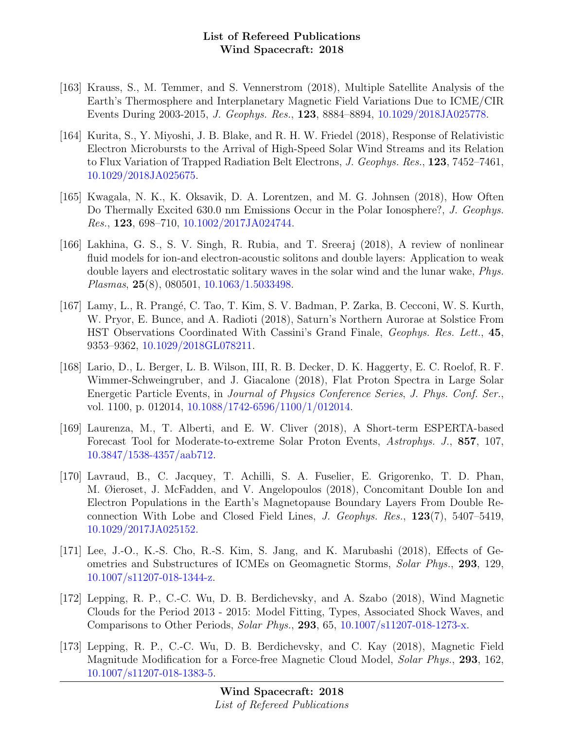[163] Krauss, S., M. Temmer, and S. Vennerstrom (2018), Multiple Satellite Analysis of the Earth's Thermosphere and Interplanetary Magnetic Field Variations Due to ICME/CIR Events During 2003-2015, *J. Geophys. Res.*, **123**, 8884–8894, 10.1029/2018JA025778.

[164] Kurita, S., Y. Miyoshi, J. B. Blake, and R. H. W. Friedel (2018), Response of Relativistic Electron Microbursts to the Arrival of High-Speed Solar Wind Streams and its Relation to Flux Variation of Trapped Radiation Belt Electrons, *J. Geophys. Res.*, **123**, 7452–7461, 10.1029/2018JA025675.

[165] Kwagala, N. K., K. Oksavik, D. A. Lorentzen, and M. G. Johnsen (2018), How Often Do Thermally Excited 630.0 nm Emissions Occur in the Polar Ionosphere?, *J. Geophys. Res.*, **123**, 698–710, 10.1002/2017JA024744.

[166] Lakhina, G. S., S. V. Singh, R. Rubia, and T. Sreeraj (2018), A review of nonlinear fluid models for ion-and electron-acoustic solitons and double layers: Application to weak double layers and electrostatic solitary waves in the solar wind and the lunar wake, *Phys. Plasmas*, **25**(8), 080501, 10.1063/1.5033498.

[167] Lamy, L., R. Prangé, C. Tao, T. Kim, S. V. Badman, P. Zarka, B. Cecconi, W. S. Kurth, W. Pryor, E. Bunce, and A. Radioti (2018), Saturn's Northern Aurorae at Solstice From HST Observations Coordinated With Cassini's Grand Finale, *Geophys. Res. Lett.*, **45**, 9353–9362, 10.1029/2018GL078211.

[168] Lario, D., L. Berger, L. B. Wilson, III, R. B. Decker, D. K. Haggerty, E. C. Roelof, R. F. Wimmer-Schweingruber, and J. Giacalone (2018), Flat Proton Spectra in Large Solar Energetic Particle Events, in *Journal of Physics Conference Series*, *J. Phys. Conf. Ser.*, vol. 1100, p. 012014, 10.1088/1742-6596/1100/1/012014.

[169] Laurenza, M., T. Alberti, and E. W. Cliver (2018), A Short-term ESPERTA-based Forecast Tool for Moderate-to-extreme Solar Proton Events, *Astrophys. J.*, **857**, 107, 10.3847/1538-4357/aab712.

[170] Lavraud, B., C. Jacquey, T. Achilli, S. A. Fuselier, E. Grigorenko, T. D. Phan, M. Øieroset, J. McFadden, and V. Angelopoulos (2018), Concomitant Double Ion and Electron Populations in the Earth's Magnetopause Boundary Layers From Double Reconnection With Lobe and Closed Field Lines, *J. Geophys. Res.*, **123**(7), 5407–5419, 10.1029/2017JA025152.

[171] Lee, J.-O., K.-S. Cho, R.-S. Kim, S. Jang, and K. Marubashi (2018), Effects of Geometries and Substructures of ICMEs on Geomagnetic Storms, *Solar Phys.*, **293**, 129, 10.1007/s11207-018-1344-z.

[172] Lepping, R. P., C.-C. Wu, D. B. Berdichevsky, and A. Szabo (2018), Wind Magnetic Clouds for the Period 2013 - 2015: Model Fitting, Types, Associated Shock Waves, and Comparisons to Other Periods, *Solar Phys.*, **293**, 65, 10.1007/s11207-018-1273-x.

[173] Lepping, R. P., C.-C. Wu, D. B. Berdichevsky, and C. Kay (2018), Magnetic Field Magnitude Modification for a Force-free Magnetic Cloud Model, *Solar Phys.*, **293**, 162, 10.1007/s11207-018-1383-5.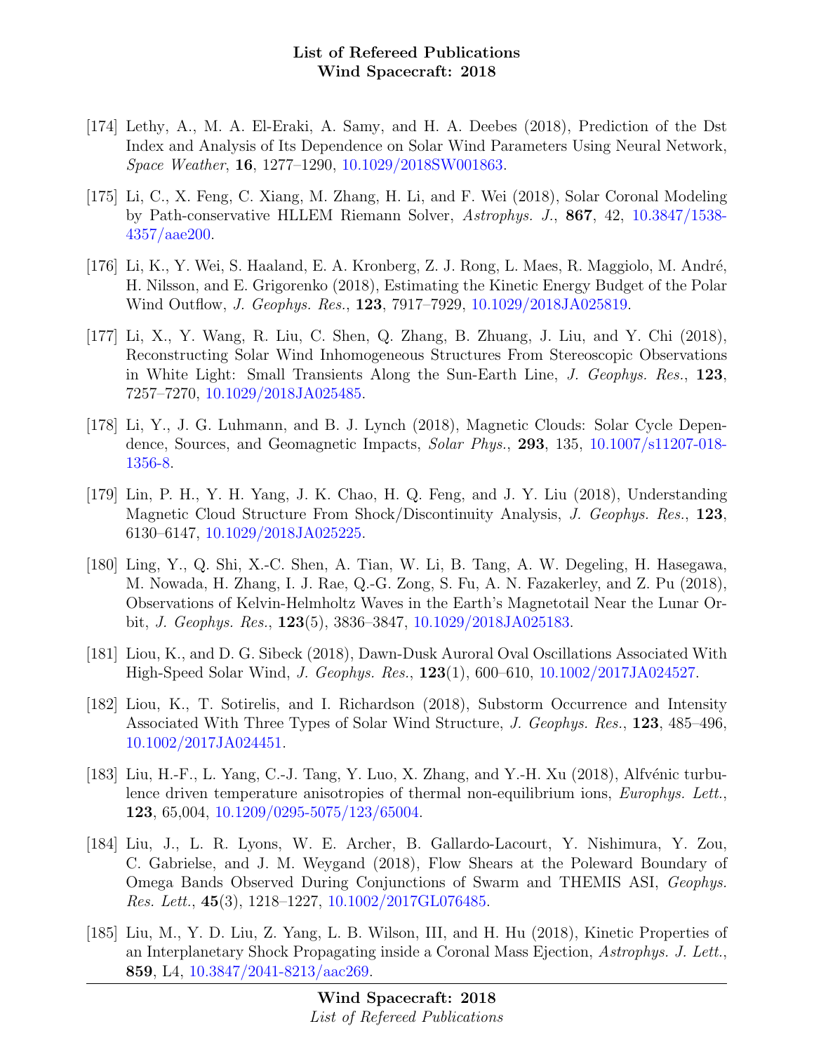[174] Lethy, A., M. A. El-Eraki, A. Samy, and H. A. Deebes (2018), Prediction of the Dst Index and Analysis of Its Dependence on Solar Wind Parameters Using Neural Network, *Space Weather*, **16**, 1277–1290, 10.1029/2018SW001863.

[175] Li, C., X. Feng, C. Xiang, M. Zhang, H. Li, and F. Wei (2018), Solar Coronal Modeling by Path-conservative HLLEM Riemann Solver, *Astrophys. J.*, **867**, 42, 10.3847/1538-4357/aae200.

[176] Li, K., Y. Wei, S. Haaland, E. A. Kronberg, Z. J. Rong, L. Maes, R. Maggiolo, M. André, H. Nilsson, and E. Grigorenko (2018), Estimating the Kinetic Energy Budget of the Polar Wind Outflow, *J. Geophys. Res.*, **123**, 7917–7929, 10.1029/2018JA025819.

[177] Li, X., Y. Wang, R. Liu, C. Shen, Q. Zhang, B. Zhuang, J. Liu, and Y. Chi (2018), Reconstructing Solar Wind Inhomogeneous Structures From Stereoscopic Observations in White Light: Small Transients Along the Sun-Earth Line, *J. Geophys. Res.*, **123**, 7257–7270, 10.1029/2018JA025485.

[178] Li, Y., J. G. Luhmann, and B. J. Lynch (2018), Magnetic Clouds: Solar Cycle Dependence, Sources, and Geomagnetic Impacts, *Solar Phys.*, **293**, 135, 10.1007/s11207-018-1356-8.

[179] Lin, P. H., Y. H. Yang, J. K. Chao, H. Q. Feng, and J. Y. Liu (2018), Understanding Magnetic Cloud Structure From Shock/Discontinuity Analysis, *J. Geophys. Res.*, **123**, 6130–6147, 10.1029/2018JA025225.

[180] Ling, Y., Q. Shi, X.-C. Shen, A. Tian, W. Li, B. Tang, A. W. Degeling, H. Hasegawa, M. Nowada, H. Zhang, I. J. Rae, Q.-G. Zong, S. Fu, A. N. Fazakerley, and Z. Pu (2018), Observations of Kelvin-Helmholtz Waves in the Earth's Magnetotail Near the Lunar Orbit, *J. Geophys. Res.*, **123**(5), 3836–3847, 10.1029/2018JA025183.

[181] Liou, K., and D. G. Sibeck (2018), Dawn-Dusk Auroral Oval Oscillations Associated With High-Speed Solar Wind, *J. Geophys. Res.*, **123**(1), 600–610, 10.1002/2017JA024527.

[182] Liou, K., T. Sotirelis, and I. Richardson (2018), Substorm Occurrence and Intensity Associated With Three Types of Solar Wind Structure, *J. Geophys. Res.*, **123**, 485–496, 10.1002/2017JA024451.

[183] Liu, H.-F., L. Yang, C.-J. Tang, Y. Luo, X. Zhang, and Y.-H. Xu (2018), Alfvénic turbulence driven temperature anisotropies of thermal non-equilibrium ions, *Europhys. Lett.*, **123**, 65,004, 10.1209/0295-5075/123/65004.

[184] Liu, J., L. R. Lyons, W. E. Archer, B. Gallardo-Lacourt, Y. Nishimura, Y. Zou, C. Gabrielse, and J. M. Weygand (2018), Flow Shears at the Poleward Boundary of Omega Bands Observed During Conjunctions of Swarm and THEMIS ASI, *Geophys. Res. Lett.*, **45**(3), 1218–1227, 10.1002/2017GL076485.

[185] Liu, M., Y. D. Liu, Z. Yang, L. B. Wilson, III, and H. Hu (2018), Kinetic Properties of an Interplanetary Shock Propagating inside a Coronal Mass Ejection, *Astrophys. J. Lett.*, **859**, L4, 10.3847/2041-8213/aac269.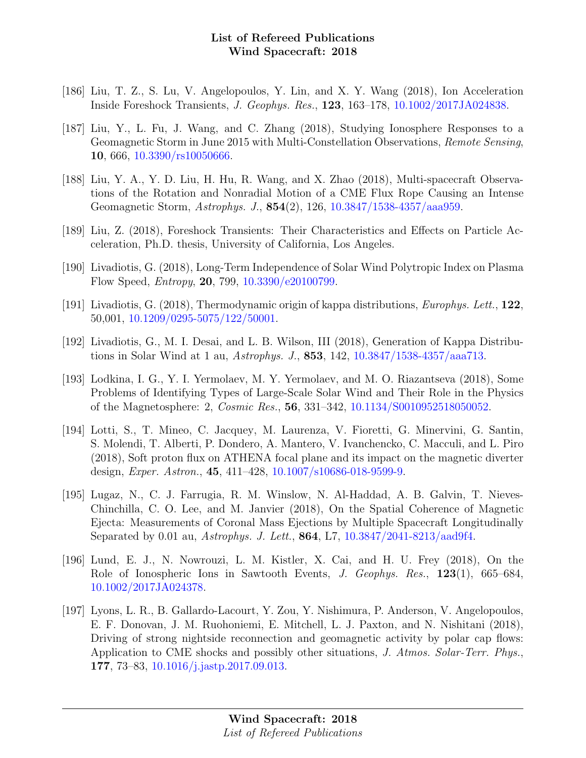[186] Liu, T. Z., S. Lu, V. Angelopoulos, Y. Lin, and X. Y. Wang (2018), Ion Acceleration Inside Foreshock Transients, *J. Geophys. Res.*, **123**, 163–178, 10.1002/2017JA024838.

[187] Liu, Y., L. Fu, J. Wang, and C. Zhang (2018), Studying Ionosphere Responses to a Geomagnetic Storm in June 2015 with Multi-Constellation Observations, *Remote Sensing*, **10**, 666, 10.3390/rs10050666.

[188] Liu, Y. A., Y. D. Liu, H. Hu, R. Wang, and X. Zhao (2018), Multi-spacecraft Observations of the Rotation and Nonradial Motion of a CME Flux Rope Causing an Intense Geomagnetic Storm, *Astrophys. J.*, **854**(2), 126, 10.3847/1538-4357/aaa959.

[189] Liu, Z. (2018), Foreshock Transients: Their Characteristics and Effects on Particle Acceleration, Ph.D. thesis, University of California, Los Angeles.

[190] Livadiotis, G. (2018), Long-Term Independence of Solar Wind Polytropic Index on Plasma Flow Speed, *Entropy*, **20**, 799, 10.3390/e20100799.

[191] Livadiotis, G. (2018), Thermodynamic origin of kappa distributions, *Europhys. Lett.*, **122**, 50,001, 10.1209/0295-5075/122/50001.

[192] Livadiotis, G., M. I. Desai, and L. B. Wilson, III (2018), Generation of Kappa Distributions in Solar Wind at 1 au, *Astrophys. J.*, **853**, 142, 10.3847/1538-4357/aaa713.

[193] Lodkina, I. G., Y. I. Yermolaev, M. Y. Yermolaev, and M. O. Riazantseva (2018), Some Problems of Identifying Types of Large-Scale Solar Wind and Their Role in the Physics of the Magnetosphere: 2, *Cosmic Res.*, **56**, 331–342, 10.1134/S0010952518050052.

[194] Lotti, S., T. Mineo, C. Jacquey, M. Laurenza, V. Fioretti, G. Minervini, G. Santin, S. Molendi, T. Alberti, P. Dondero, A. Mantero, V. Ivanchencko, C. Macculi, and L. Piro (2018), Soft proton flux on ATHENA focal plane and its impact on the magnetic diverter design, *Exper. Astron.*, **45**, 411–428, 10.1007/s10686-018-9599-9.

[195] Lugaz, N., C. J. Farrugia, R. M. Winslow, N. Al-Haddad, A. B. Galvin, T. Nieves-Chinchilla, C. O. Lee, and M. Janvier (2018), On the Spatial Coherence of Magnetic Ejecta: Measurements of Coronal Mass Ejections by Multiple Spacecraft Longitudinally Separated by 0.01 au, *Astrophys. J. Lett.*, **864**, L7, 10.3847/2041-8213/aad9f4.

[196] Lund, E. J., N. Nowrouzi, L. M. Kistler, X. Cai, and H. U. Frey (2018), On the Role of Ionospheric Ions in Sawtooth Events, *J. Geophys. Res.*, **123**(1), 665–684, 10.1002/2017JA024378.

[197] Lyons, L. R., B. Gallardo-Lacourt, Y. Zou, Y. Nishimura, P. Anderson, V. Angelopoulos, E. F. Donovan, J. M. Ruohoniemi, E. Mitchell, L. J. Paxton, and N. Nishitani (2018), Driving of strong nightside reconnection and geomagnetic activity by polar cap flows: Application to CME shocks and possibly other situations, *J. Atmos. Solar-Terr. Phys.*, **177**, 73–83, 10.1016/j.jastp.2017.09.013.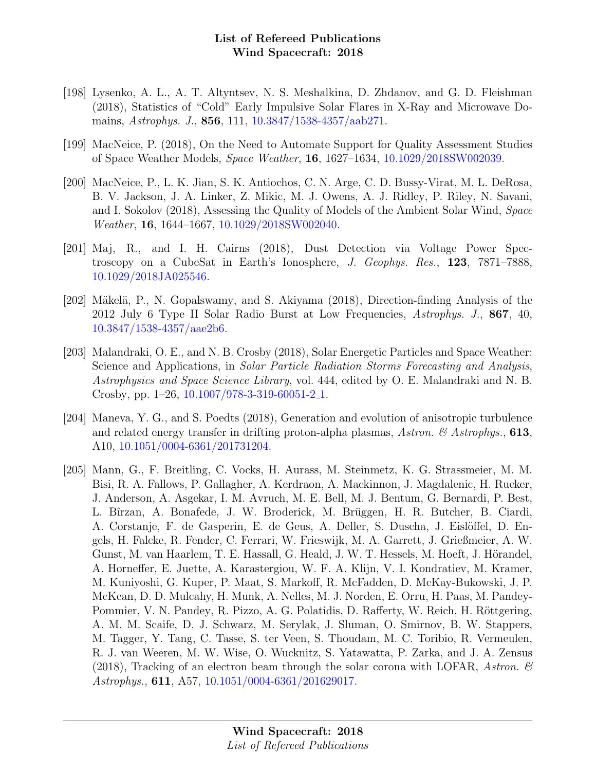[198] Lysenko, A. L., A. T. Altyntsev, N. S. Meshalkina, D. Zhdanov, and G. D. Fleishman (2018), Statistics of "Cold" Early Impulsive Solar Flares in X-Ray and Microwave Domains, *Astrophys. J.*, **856**, 111, 10.3847/1538-4357/aab271.

[199] MacNeice, P. (2018), On the Need to Automate Support for Quality Assessment Studies of Space Weather Models, *Space Weather*, **16**, 1627–1634, 10.1029/2018SW002039.

[200] MacNeice, P., L. K. Jian, S. K. Antiochos, C. N. Arge, C. D. Bussy-Virat, M. L. DeRosa, B. V. Jackson, J. A. Linker, Z. Mikic, M. J. Owens, A. J. Ridley, P. Riley, N. Savani, and I. Sokolov (2018), Assessing the Quality of Models of the Ambient Solar Wind, *Space Weather*, **16**, 1644–1667, 10.1029/2018SW002040.

[201] Maj, R., and I. H. Cairns (2018), Dust Detection via Voltage Power Spectroscopy on a CubeSat in Earth's Ionosphere, *J. Geophys. Res.*, **123**, 7871–7888, 10.1029/2018JA025546.

[202] Mäkelä, P., N. Gopalswamy, and S. Akiyama (2018), Direction-finding Analysis of the 2012 July 6 Type II Solar Radio Burst at Low Frequencies, *Astrophys. J.*, **867**, 40, 10.3847/1538-4357/aae2b6.

[203] Malandraki, O. E., and N. B. Crosby (2018), Solar Energetic Particles and Space Weather: Science and Applications, in *Solar Particle Radiation Storms Forecasting and Analysis*, *Astrophysics and Space Science Library*, vol. 444, edited by O. E. Malandraki and N. B. Crosby, pp. 1–26, 10.1007/978-3-319-60051-2_1.

[204] Maneva, Y. G., and S. Poedts (2018), Generation and evolution of anisotropic turbulence and related energy transfer in drifting proton-alpha plasmas, *Astron. & Astrophys.*, **613**, A10, 10.1051/0004-6361/201731204.

[205] Mann, G., F. Breitling, C. Vocks, H. Aurass, M. Steinmetz, K. G. Strassmeier, M. M. Bisi, R. A. Fallows, P. Gallagher, A. Kerdraon, A. Mackinnon, J. Magdalenic, H. Rucker, J. Anderson, A. Asgekar, I. M. Avruch, M. E. Bell, M. J. Bentum, G. Bernardi, P. Best, L. Bîrzan, A. Bonafede, J. W. Broderick, M. Brüggen, H. R. Butcher, B. Ciardi, A. Corstanje, F. de Gasperin, E. de Geus, A. Deller, S. Duscha, J. Eislöffel, D. Engels, H. Falcke, R. Fender, C. Ferrari, W. Frieswijk, M. A. Garrett, J. Grießmeier, A. W. Gunst, M. van Haarlem, T. E. Hassall, G. Heald, J. W. T. Hessels, M. Hoeft, J. Hörandel, A. Horneffer, E. Juette, A. Karastergiou, W. F. A. Klijn, V. I. Kondratiev, M. Kramer, M. Kuniyoshi, G. Kuper, P. Maat, S. Markoff, R. McFadden, D. McKay-Bukowski, J. P. McKean, D. D. Mulcahy, H. Munk, A. Nelles, M. J. Norden, E. Orru, H. Paas, M. Pandey-Pommier, V. N. Pandey, R. Pizzo, A. G. Polatidis, D. Rafferty, W. Reich, H. Röttgering, A. M. M. Scaife, D. J. Schwarz, M. Serylak, J. Sluman, O. Smirnov, B. W. Stappers, M. Tagger, Y. Tang, C. Tasse, S. ter Veen, S. Thoudam, M. C. Toribio, R. Vermeulen, R. J. van Weeren, M. W. Wise, O. Wucknitz, S. Yatawatta, P. Zarka, and J. A. Zensus (2018), Tracking of an electron beam through the solar corona with LOFAR, *Astron. & Astrophys.*, **611**, A57, 10.1051/0004-6361/201629017.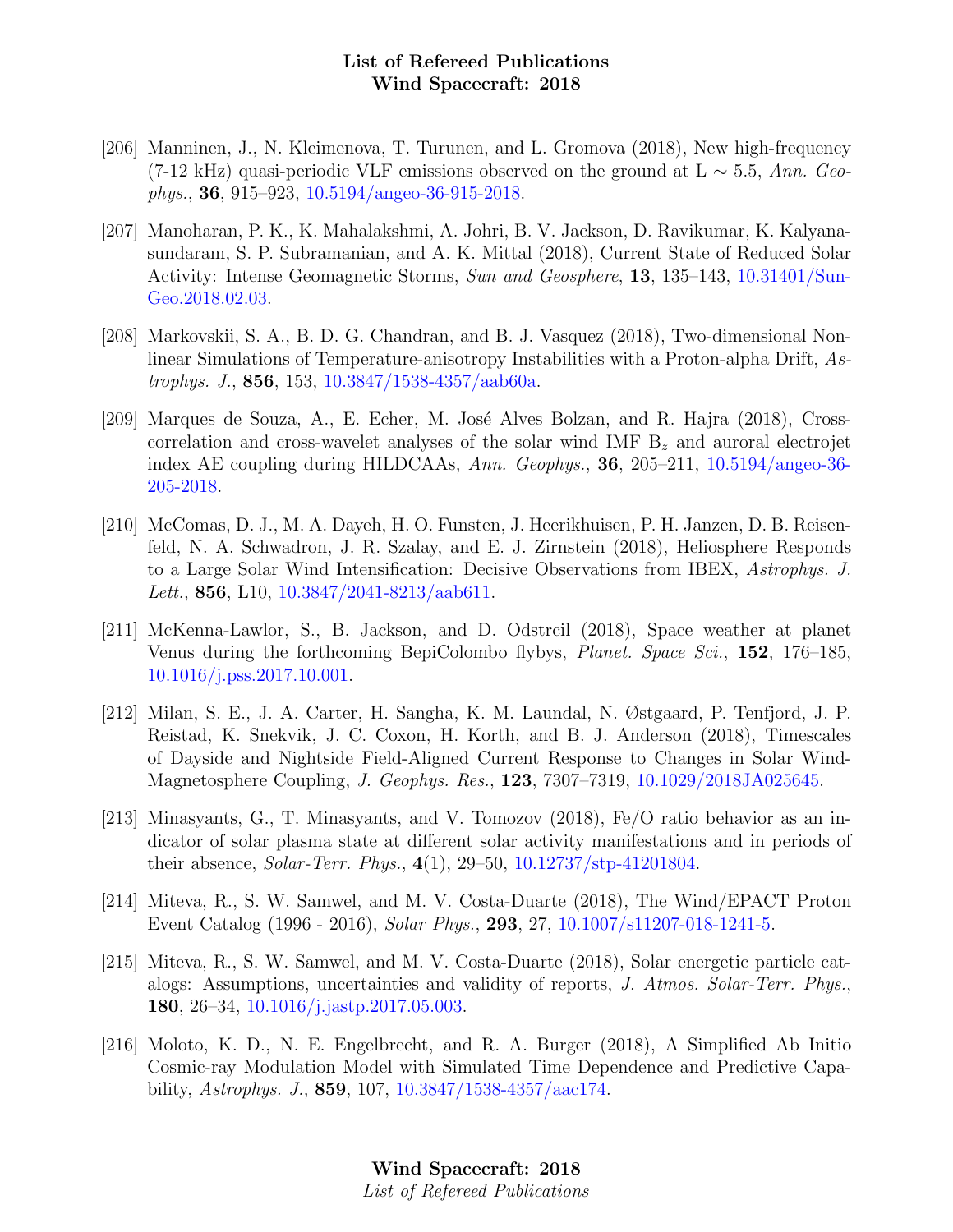[206] Manninen, J., N. Kleimenova, T. Turunen, and L. Gromova (2018), New high-frequency (7-12 kHz) quasi-periodic VLF emissions observed on the ground at L $\sim$ 5.5, *Ann. Geophys.*, **36**, 915–923, 10.5194/angeo-36-915-2018.

[207] Manoharan, P. K., K. Mahalakshmi, A. Johri, B. V. Jackson, D. Ravikumar, K. Kalyanasundaram, S. P. Subramanian, and A. K. Mittal (2018), Current State of Reduced Solar Activity: Intense Geomagnetic Storms, *Sun and Geosphere*, **13**, 135–143, 10.31401/SunGeo.2018.02.03.

[208] Markovskii, S. A., B. D. G. Chandran, and B. J. Vasquez (2018), Two-dimensional Nonlinear Simulations of Temperature-anisotropy Instabilities with a Proton-alpha Drift, *Astrophys. J.*, **856**, 153, 10.3847/1538-4357/aab60a.

[209] Marques de Souza, A., E. Echer, M. José Alves Bolzan, and R. Hajra (2018), Cross-correlation and cross-wavelet analyses of the solar wind IMF $B_z$ and auroral electrojet index AE coupling during HILDCAAs, *Ann. Geophys.*, **36**, 205–211, 10.5194/angeo-36-205-2018.

[210] McComas, D. J., M. A. Dayeh, H. O. Funsten, J. Heerikhuisen, P. H. Janzen, D. B. Reisenfeld, N. A. Schwadron, J. R. Szalay, and E. J. Zirnstein (2018), Heliosphere Responds to a Large Solar Wind Intensification: Decisive Observations from IBEX, *Astrophys. J. Lett.*, **856**, L10, 10.3847/2041-8213/aab611.

[211] McKenna-Lawlor, S., B. Jackson, and D. Odstrcil (2018), Space weather at planet Venus during the forthcoming BepiColombo flybys, *Planet. Space Sci.*, **152**, 176–185, 10.1016/j.pss.2017.10.001.

[212] Milan, S. E., J. A. Carter, H. Sangha, K. M. Laundal, N. Østgaard, P. Tenfjord, J. P. Reistad, K. Snekvik, J. C. Coxon, H. Korth, and B. J. Anderson (2018), Timescales of Dayside and Nightside Field-Aligned Current Response to Changes in Solar Wind-Magnetosphere Coupling, *J. Geophys. Res.*, **123**, 7307–7319, 10.1029/2018JA025645.

[213] Minasyants, G., T. Minasyants, and V. Tomozov (2018), Fe/O ratio behavior as an indicator of solar plasma state at different solar activity manifestations and in periods of their absence, *Solar-Terr. Phys.*, **4**(1), 29–50, 10.12737/stp-41201804.

[214] Miteva, R., S. W. Samwel, and M. V. Costa-Duarte (2018), The Wind/EPACT Proton Event Catalog (1996 - 2016), *Solar Phys.*, **293**, 27, 10.1007/s11207-018-1241-5.

[215] Miteva, R., S. W. Samwel, and M. V. Costa-Duarte (2018), Solar energetic particle catalogs: Assumptions, uncertainties and validity of reports, *J. Atmos. Solar-Terr. Phys.*, **180**, 26–34, 10.1016/j.jastp.2017.05.003.

[216] Moloto, K. D., N. E. Engelbrecht, and R. A. Burger (2018), A Simplified Ab Initio Cosmic-ray Modulation Model with Simulated Time Dependence and Predictive Capability, *Astrophys. J.*, **859**, 107, 10.3847/1538-4357/aac174.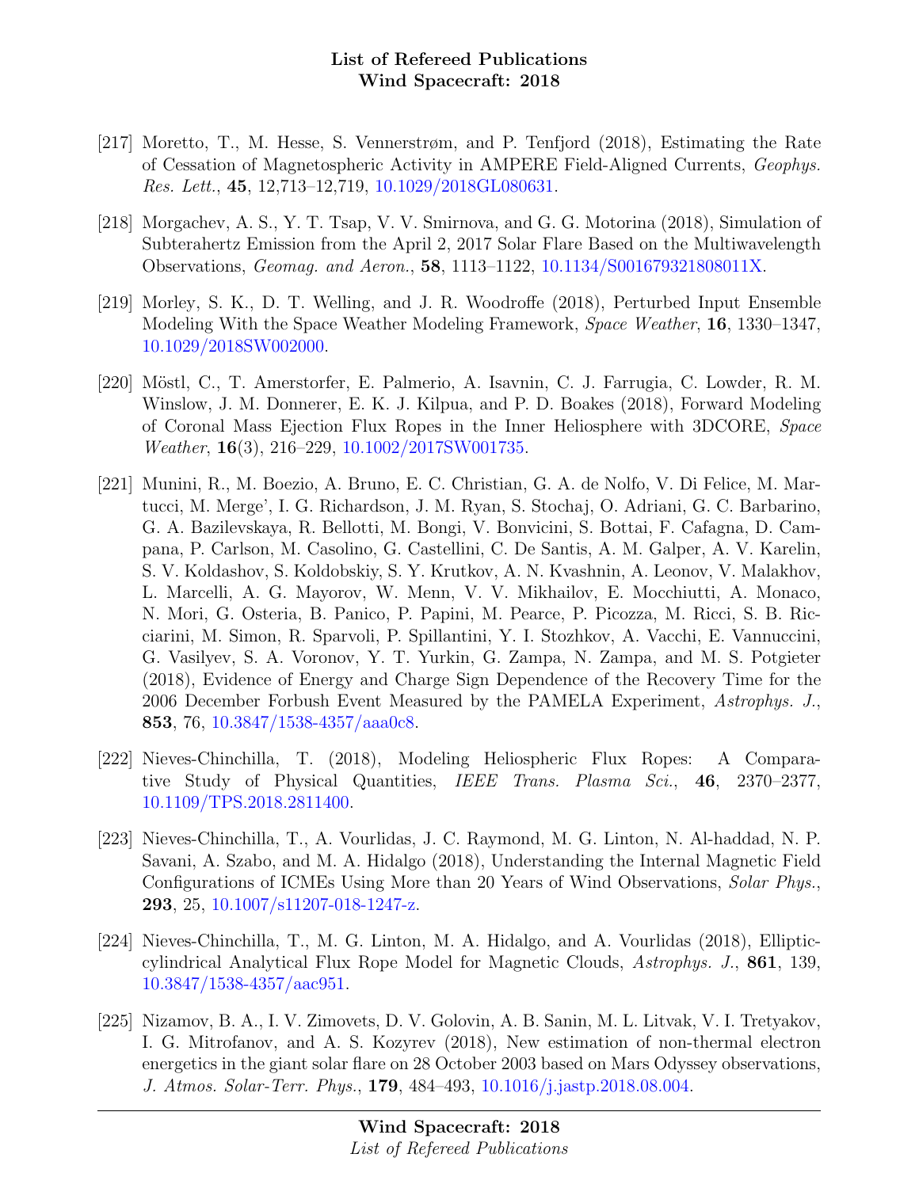[217] Moretto, T., M. Hesse, S. Vennerstrøm, and P. Tenfjord (2018), Estimating the Rate of Cessation of Magnetospheric Activity in AMPERE Field-Aligned Currents, *Geophys. Res. Lett.*, **45**, 12,713–12,719, 10.1029/2018GL080631.

[218] Morgachev, A. S., Y. T. Tsap, V. V. Smirnova, and G. G. Motorina (2018), Simulation of Subterahertz Emission from the April 2, 2017 Solar Flare Based on the Multiwavelength Observations, *Geomag. and Aeron.*, **58**, 1113–1122, 10.1134/S001679321808011X.

[219] Morley, S. K., D. T. Welling, and J. R. Woodroffe (2018), Perturbed Input Ensemble Modeling With the Space Weather Modeling Framework, *Space Weather*, **16**, 1330–1347, 10.1029/2018SW002000.

[220] Möstl, C., T. Amerstorfer, E. Palmerio, A. Isavnin, C. J. Farrugia, C. Lowder, R. M. Winslow, J. M. Donnerer, E. K. J. Kilpua, and P. D. Boakes (2018), Forward Modeling of Coronal Mass Ejection Flux Ropes in the Inner Heliosphere with 3DCORE, *Space Weather*, **16**(3), 216–229, 10.1002/2017SW001735.

[221] Munini, R., M. Boezio, A. Bruno, E. C. Christian, G. A. de Nolfo, V. Di Felice, M. Martucci, M. Merge', I. G. Richardson, J. M. Ryan, S. Stochaj, O. Adriani, G. C. Barbarino, G. A. Bazilevskaya, R. Bellotti, M. Bongi, V. Bonvicini, S. Bottai, F. Cafagna, D. Campana, P. Carlson, M. Casolino, G. Castellini, C. De Santis, A. M. Galper, A. V. Karelin, S. V. Koldashov, S. Koldobskiy, S. Y. Krutkov, A. N. Kvashnin, A. Leonov, V. Malakhov, L. Marcelli, A. G. Mayorov, W. Menn, V. V. Mikhailov, E. Mocchiutti, A. Monaco, N. Mori, G. Osteria, B. Panico, P. Papini, M. Pearce, P. Picozza, M. Ricci, S. B. Ricciarini, M. Simon, R. Sparvoli, P. Spillantini, Y. I. Stozhkov, A. Vacchi, E. Vannuccini, G. Vasilyev, S. A. Voronov, Y. T. Yurkin, G. Zampa, N. Zampa, and M. S. Potgieter (2018), Evidence of Energy and Charge Sign Dependence of the Recovery Time for the 2006 December Forbush Event Measured by the PAMELA Experiment, *Astrophys. J.*, **853**, 76, 10.3847/1538-4357/aaa0c8.

[222] Nieves-Chinchilla, T. (2018), Modeling Heliospheric Flux Ropes: A Comparative Study of Physical Quantities, *IEEE Trans. Plasma Sci.*, **46**, 2370–2377, 10.1109/TPS.2018.2811400.

[223] Nieves-Chinchilla, T., A. Vourlidas, J. C. Raymond, M. G. Linton, N. Al-haddad, N. P. Savani, A. Szabo, and M. A. Hidalgo (2018), Understanding the Internal Magnetic Field Configurations of ICMEs Using More than 20 Years of Wind Observations, *Solar Phys.*, **293**, 25, 10.1007/s11207-018-1247-z.

[224] Nieves-Chinchilla, T., M. G. Linton, M. A. Hidalgo, and A. Vourlidas (2018), Elliptic-cylindrical Analytical Flux Rope Model for Magnetic Clouds, *Astrophys. J.*, **861**, 139, 10.3847/1538-4357/aac951.

[225] Nizamov, B. A., I. V. Zimovets, D. V. Golovin, A. B. Sanin, M. L. Litvak, V. I. Tretyakov, I. G. Mitrofanov, and A. S. Kozyrev (2018), New estimation of non-thermal electron energetics in the giant solar flare on 28 October 2003 based on Mars Odyssey observations, *J. Atmos. Solar-Terr. Phys.*, **179**, 484–493, 10.1016/j.jastp.2018.08.004.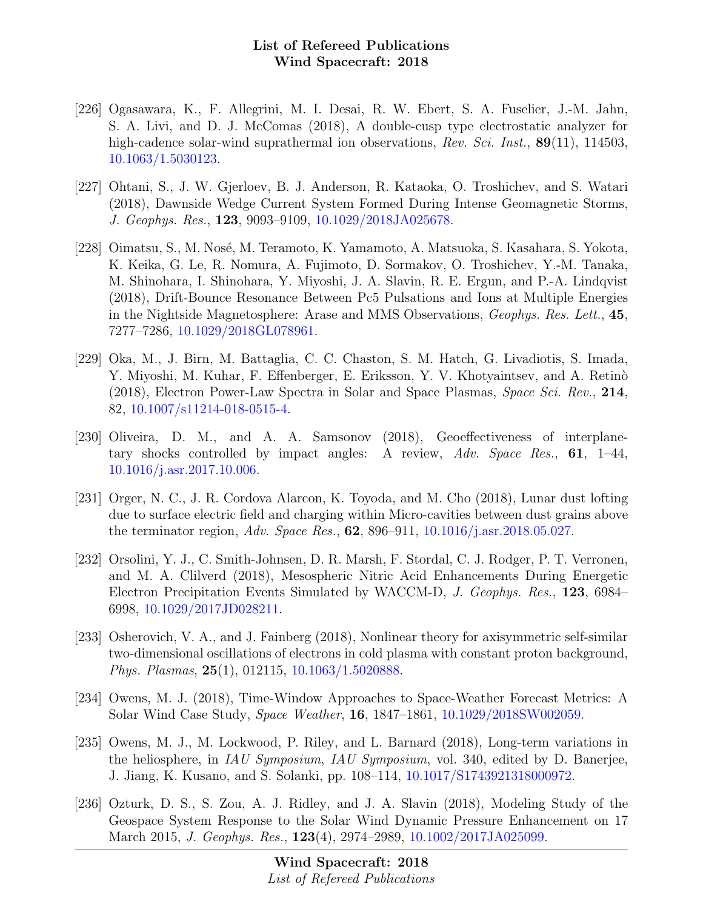[226] Ogasawara, K., F. Allegrini, M. I. Desai, R. W. Ebert, S. A. Fuselier, J.-M. Jahn, S. A. Livi, and D. J. McComas (2018), A double-cusp type electrostatic analyzer for high-cadence solar-wind suprathermal ion observations, *Rev. Sci. Inst.*, **89**(11), 114503, 10.1063/1.5030123.

[227] Ohtani, S., J. W. Gjerloev, B. J. Anderson, R. Kataoka, O. Troshichev, and S. Watari (2018), Dawnside Wedge Current System Formed During Intense Geomagnetic Storms, *J. Geophys. Res.*, **123**, 9093–9109, 10.1029/2018JA025678.

[228] Oimatsu, S., M. Nosé, M. Teramoto, K. Yamamoto, A. Matsuoka, S. Kasahara, S. Yokota, K. Keika, G. Le, R. Nomura, A. Fujimoto, D. Sormakov, O. Troshichev, Y.-M. Tanaka, M. Shinohara, I. Shinohara, Y. Miyoshi, J. A. Slavin, R. E. Ergun, and P.-A. Lindqvist (2018), Drift-Bounce Resonance Between Pc5 Pulsations and Ions at Multiple Energies in the Nightside Magnetosphere: Arase and MMS Observations, *Geophys. Res. Lett.*, **45**, 7277–7286, 10.1029/2018GL078961.

[229] Oka, M., J. Birn, M. Battaglia, C. C. Chaston, S. M. Hatch, G. Livadiotis, S. Imada, Y. Miyoshi, M. Kuhar, F. Effenberger, E. Eriksson, Y. V. Khotyaintsev, and A. Retinò (2018), Electron Power-Law Spectra in Solar and Space Plasmas, *Space Sci. Rev.*, **214**, 82, 10.1007/s11214-018-0515-4.

[230] Oliveira, D. M., and A. A. Samsonov (2018), Geoeffectiveness of interplanetary shocks controlled by impact angles: A review, *Adv. Space Res.*, **61**, 1–44, 10.1016/j.asr.2017.10.006.

[231] Orger, N. C., J. R. Cordova Alarcon, K. Toyoda, and M. Cho (2018), Lunar dust lofting due to surface electric field and charging within Micro-cavities between dust grains above the terminator region, *Adv. Space Res.*, **62**, 896–911, 10.1016/j.asr.2018.05.027.

[232] Orsolini, Y. J., C. Smith-Johnsen, D. R. Marsh, F. Stordal, C. J. Rodger, P. T. Verronen, and M. A. Clilverd (2018), Mesospheric Nitric Acid Enhancements During Energetic Electron Precipitation Events Simulated by WACCM-D, *J. Geophys. Res.*, **123**, 6984–6998, 10.1029/2017JD028211.

[233] Osherovich, V. A., and J. Fainberg (2018), Nonlinear theory for axisymmetric self-similar two-dimensional oscillations of electrons in cold plasma with constant proton background, *Phys. Plasmas*, **25**(1), 012115, 10.1063/1.5020888.

[234] Owens, M. J. (2018), Time-Window Approaches to Space-Weather Forecast Metrics: A Solar Wind Case Study, *Space Weather*, **16**, 1847–1861, 10.1029/2018SW002059.

[235] Owens, M. J., M. Lockwood, P. Riley, and L. Barnard (2018), Long-term variations in the heliosphere, in *IAU Symposium*, *IAU Symposium*, vol. 340, edited by D. Banerjee, J. Jiang, K. Kusano, and S. Solanki, pp. 108–114, 10.1017/S1743921318000972.

[236] Ozturk, D. S., S. Zou, A. J. Ridley, and J. A. Slavin (2018), Modeling Study of the Geospace System Response to the Solar Wind Dynamic Pressure Enhancement on 17 March 2015, *J. Geophys. Res.*, **123**(4), 2974–2989, 10.1002/2017JA025099.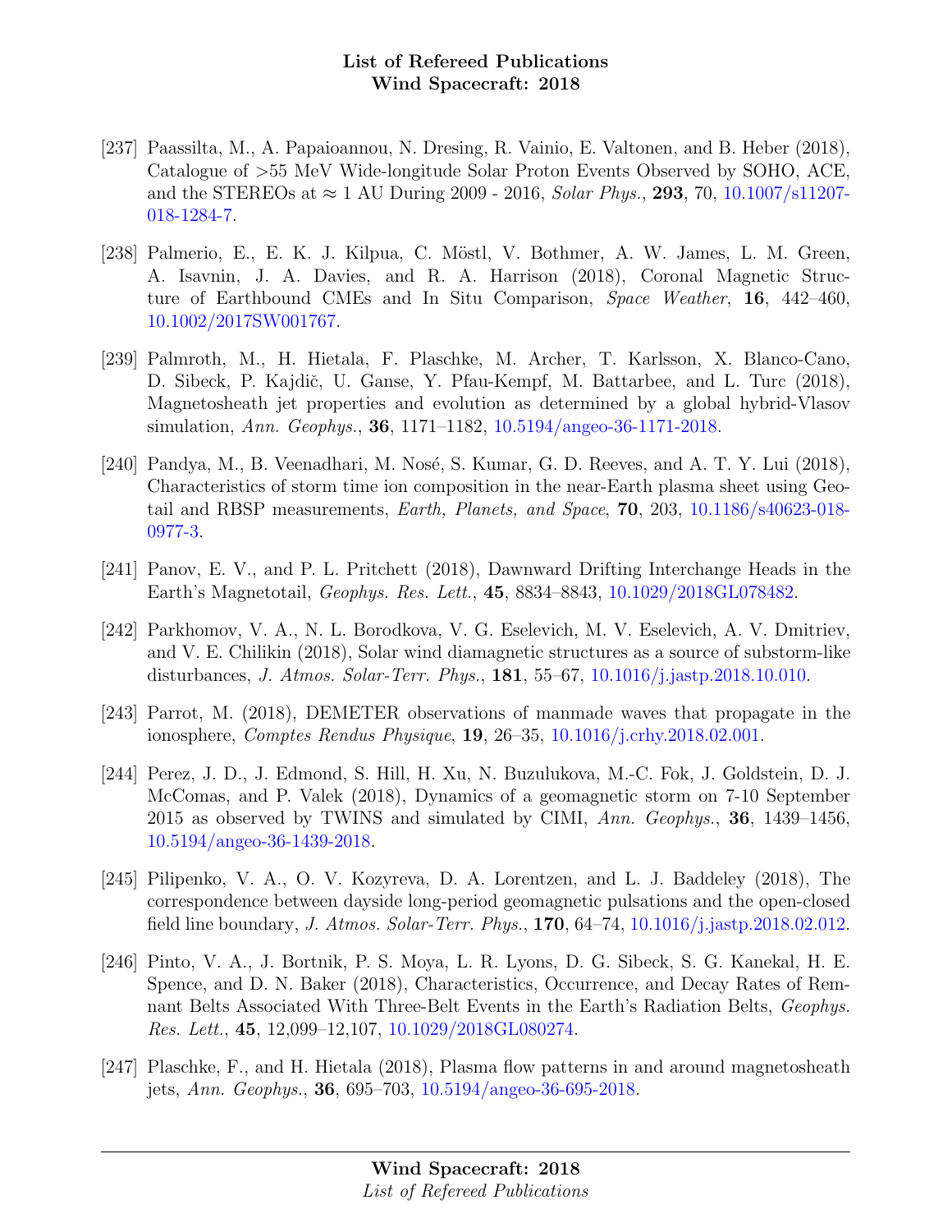[237] Paassilta, M., A. Papaioannou, N. Dresing, R. Vainio, E. Valtonen, and B. Heber (2018), Catalogue of >55 MeV Wide-longitude Solar Proton Events Observed by SOHO, ACE, and the STEREOs at ≈ 1 AU During 2009 - 2016, *Solar Phys.*, **293**, 70, 10.1007/s11207-018-1284-7.

[238] Palmerio, E., E. K. J. Kilpua, C. Möstl, V. Bothmer, A. W. James, L. M. Green, A. Isavnin, J. A. Davies, and R. A. Harrison (2018), Coronal Magnetic Structure of Earthbound CMEs and In Situ Comparison, *Space Weather*, **16**, 442–460, 10.1002/2017SW001767.

[239] Palmroth, M., H. Hietala, F. Plaschke, M. Archer, T. Karlsson, X. Blanco-Cano, D. Sibeck, P. Kajdič, U. Ganse, Y. Pfau-Kempf, M. Battarbee, and L. Turc (2018), Magnetosheath jet properties and evolution as determined by a global hybrid-Vlasov simulation, *Ann. Geophys.*, **36**, 1171–1182, 10.5194/angeo-36-1171-2018.

[240] Pandya, M., B. Veenadhari, M. Nosé, S. Kumar, G. D. Reeves, and A. T. Y. Lui (2018), Characteristics of storm time ion composition in the near-Earth plasma sheet using Geotail and RBSP measurements, *Earth, Planets, and Space*, **70**, 203, 10.1186/s40623-018-0977-3.

[241] Panov, E. V., and P. L. Pritchett (2018), Dawnward Drifting Interchange Heads in the Earth's Magnetotail, *Geophys. Res. Lett.*, **45**, 8834–8843, 10.1029/2018GL078482.

[242] Parkhomov, V. A., N. L. Borodkova, V. G. Eselevich, M. V. Eselevich, A. V. Dmitriev, and V. E. Chilikin (2018), Solar wind diamagnetic structures as a source of substorm-like disturbances, *J. Atmos. Solar-Terr. Phys.*, **181**, 55–67, 10.1016/j.jastp.2018.10.010.

[243] Parrot, M. (2018), DEMETER observations of manmade waves that propagate in the ionosphere, *Comptes Rendus Physique*, **19**, 26–35, 10.1016/j.crhy.2018.02.001.

[244] Perez, J. D., J. Edmond, S. Hill, H. Xu, N. Buzulukova, M.-C. Fok, J. Goldstein, D. J. McComas, and P. Valek (2018), Dynamics of a geomagnetic storm on 7-10 September 2015 as observed by TWINS and simulated by CIMI, *Ann. Geophys.*, **36**, 1439–1456, 10.5194/angeo-36-1439-2018.

[245] Pilipenko, V. A., O. V. Kozyreva, D. A. Lorentzen, and L. J. Baddeley (2018), The correspondence between dayside long-period geomagnetic pulsations and the open-closed field line boundary, *J. Atmos. Solar-Terr. Phys.*, **170**, 64–74, 10.1016/j.jastp.2018.02.012.

[246] Pinto, V. A., J. Bortnik, P. S. Moya, L. R. Lyons, D. G. Sibeck, S. G. Kanekal, H. E. Spence, and D. N. Baker (2018), Characteristics, Occurrence, and Decay Rates of Remnant Belts Associated With Three-Belt Events in the Earth's Radiation Belts, *Geophys. Res. Lett.*, **45**, 12,099–12,107, 10.1029/2018GL080274.

[247] Plaschke, F., and H. Hietala (2018), Plasma flow patterns in and around magnetosheath jets, *Ann. Geophys.*, **36**, 695–703, 10.5194/angeo-36-695-2018.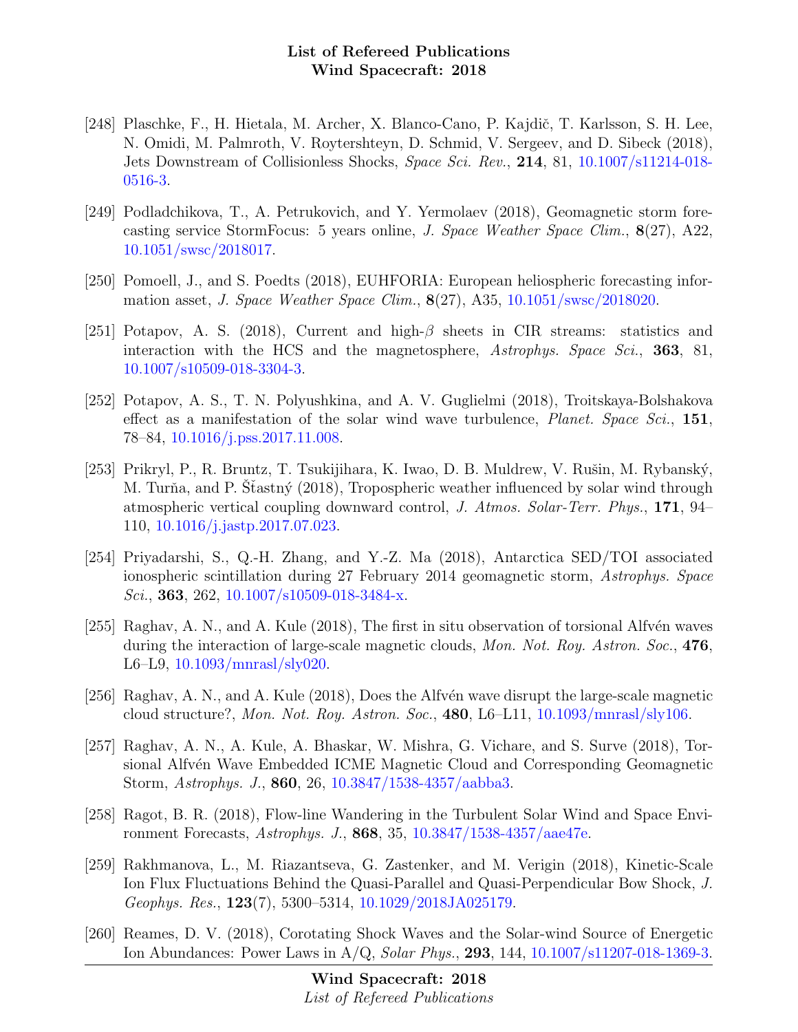[248] Plaschke, F., H. Hietala, M. Archer, X. Blanco-Cano, P. Kajdič, T. Karlsson, S. H. Lee, N. Omidi, M. Palmroth, V. Roytershteyn, D. Schmid, V. Sergeev, and D. Sibeck (2018), Jets Downstream of Collisionless Shocks, *Space Sci. Rev.*, **214**, 81, 10.1007/s11214-018-0516-3.

[249] Podladchikova, T., A. Petrukovich, and Y. Yermolaev (2018), Geomagnetic storm forecasting service StormFocus: 5 years online, *J. Space Weather Space Clim.*, **8**(27), A22, 10.1051/swsc/2018017.

[250] Pomoell, J., and S. Poedts (2018), EUHFORIA: European heliospheric forecasting information asset, *J. Space Weather Space Clim.*, **8**(27), A35, 10.1051/swsc/2018020.

[251] Potapov, A. S. (2018), Current and high-$\beta$ sheets in CIR streams: statistics and interaction with the HCS and the magnetosphere, *Astrophys. Space Sci.*, **363**, 81, 10.1007/s10509-018-3304-3.

[252] Potapov, A. S., T. N. Polyushkina, and A. V. Guglielmi (2018), Troitskaya-Bolshakova effect as a manifestation of the solar wind wave turbulence, *Planet. Space Sci.*, **151**, 78–84, 10.1016/j.pss.2017.11.008.

[253] Prikryl, P., R. Bruntz, T. Tsukijihara, K. Iwao, D. B. Muldrew, V. Rušin, M. Rybanský, M. Turňa, and P. Šťastný (2018), Tropospheric weather influenced by solar wind through atmospheric vertical coupling downward control, *J. Atmos. Solar-Terr. Phys.*, **171**, 94–110, 10.1016/j.jastp.2017.07.023.

[254] Priyadarshi, S., Q.-H. Zhang, and Y.-Z. Ma (2018), Antarctica SED/TOI associated ionospheric scintillation during 27 February 2014 geomagnetic storm, *Astrophys. Space Sci.*, **363**, 262, 10.1007/s10509-018-3484-x.

[255] Raghav, A. N., and A. Kule (2018), The first in situ observation of torsional Alfvén waves during the interaction of large-scale magnetic clouds, *Mon. Not. Roy. Astron. Soc.*, **476**, L6–L9, 10.1093/mnrasl/sly020.

[256] Raghav, A. N., and A. Kule (2018), Does the Alfvén wave disrupt the large-scale magnetic cloud structure?, *Mon. Not. Roy. Astron. Soc.*, **480**, L6–L11, 10.1093/mnrasl/sly106.

[257] Raghav, A. N., A. Kule, A. Bhaskar, W. Mishra, G. Vichare, and S. Surve (2018), Torsional Alfvén Wave Embedded ICME Magnetic Cloud and Corresponding Geomagnetic Storm, *Astrophys. J.*, **860**, 26, 10.3847/1538-4357/aabba3.

[258] Ragot, B. R. (2018), Flow-line Wandering in the Turbulent Solar Wind and Space Environment Forecasts, *Astrophys. J.*, **868**, 35, 10.3847/1538-4357/aae47e.

[259] Rakhmanova, L., M. Riazantseva, G. Zastenker, and M. Verigin (2018), Kinetic-Scale Ion Flux Fluctuations Behind the Quasi-Parallel and Quasi-Perpendicular Bow Shock, *J. Geophys. Res.*, **123**(7), 5300–5314, 10.1029/2018JA025179.

[260] Reames, D. V. (2018), Corotating Shock Waves and the Solar-wind Source of Energetic Ion Abundances: Power Laws in A/Q, *Solar Phys.*, **293**, 144, 10.1007/s11207-018-1369-3.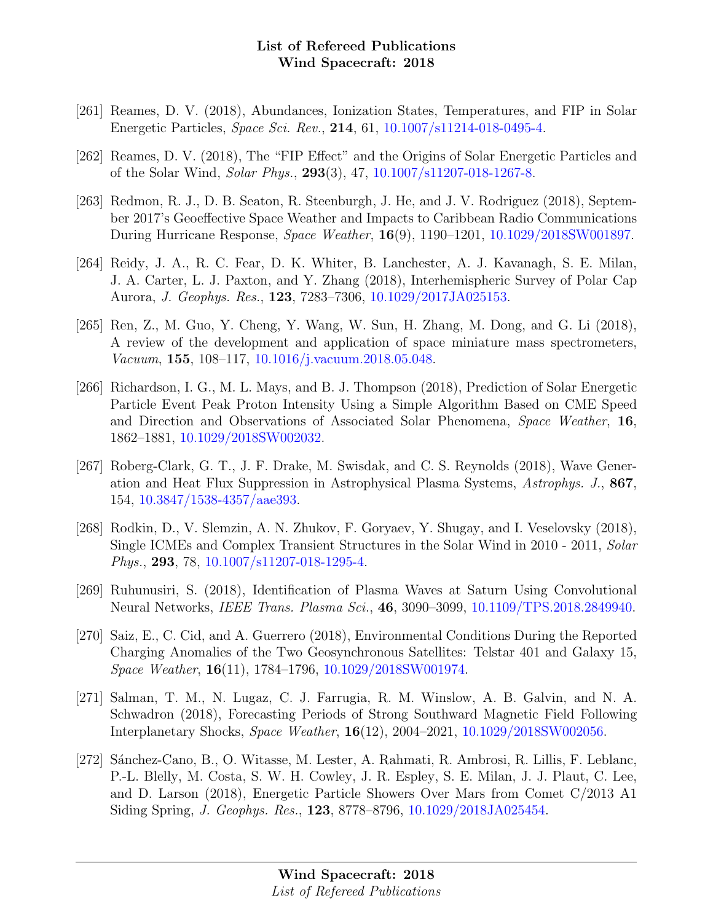[261] Reames, D. V. (2018), Abundances, Ionization States, Temperatures, and FIP in Solar Energetic Particles, *Space Sci. Rev.*, **214**, 61, 10.1007/s11214-018-0495-4.

[262] Reames, D. V. (2018), The "FIP Effect" and the Origins of Solar Energetic Particles and of the Solar Wind, *Solar Phys.*, **293**(3), 47, 10.1007/s11207-018-1267-8.

[263] Redmon, R. J., D. B. Seaton, R. Steenburgh, J. He, and J. V. Rodriguez (2018), September 2017's Geoeffective Space Weather and Impacts to Caribbean Radio Communications During Hurricane Response, *Space Weather*, **16**(9), 1190–1201, 10.1029/2018SW001897.

[264] Reidy, J. A., R. C. Fear, D. K. Whiter, B. Lanchester, A. J. Kavanagh, S. E. Milan, J. A. Carter, L. J. Paxton, and Y. Zhang (2018), Interhemispheric Survey of Polar Cap Aurora, *J. Geophys. Res.*, **123**, 7283–7306, 10.1029/2017JA025153.

[265] Ren, Z., M. Guo, Y. Cheng, Y. Wang, W. Sun, H. Zhang, M. Dong, and G. Li (2018), A review of the development and application of space miniature mass spectrometers, *Vacuum*, **155**, 108–117, 10.1016/j.vacuum.2018.05.048.

[266] Richardson, I. G., M. L. Mays, and B. J. Thompson (2018), Prediction of Solar Energetic Particle Event Peak Proton Intensity Using a Simple Algorithm Based on CME Speed and Direction and Observations of Associated Solar Phenomena, *Space Weather*, **16**, 1862–1881, 10.1029/2018SW002032.

[267] Roberg-Clark, G. T., J. F. Drake, M. Swisdak, and C. S. Reynolds (2018), Wave Generation and Heat Flux Suppression in Astrophysical Plasma Systems, *Astrophys. J.*, **867**, 154, 10.3847/1538-4357/aae393.

[268] Rodkin, D., V. Slemzin, A. N. Zhukov, F. Goryaev, Y. Shugay, and I. Veselovsky (2018), Single ICMEs and Complex Transient Structures in the Solar Wind in 2010 - 2011, *Solar Phys.*, **293**, 78, 10.1007/s11207-018-1295-4.

[269] Ruhunusiri, S. (2018), Identification of Plasma Waves at Saturn Using Convolutional Neural Networks, *IEEE Trans. Plasma Sci.*, **46**, 3090–3099, 10.1109/TPS.2018.2849940.

[270] Saiz, E., C. Cid, and A. Guerrero (2018), Environmental Conditions During the Reported Charging Anomalies of the Two Geosynchronous Satellites: Telstar 401 and Galaxy 15, *Space Weather*, **16**(11), 1784–1796, 10.1029/2018SW001974.

[271] Salman, T. M., N. Lugaz, C. J. Farrugia, R. M. Winslow, A. B. Galvin, and N. A. Schwadron (2018), Forecasting Periods of Strong Southward Magnetic Field Following Interplanetary Shocks, *Space Weather*, **16**(12), 2004–2021, 10.1029/2018SW002056.

[272] Sánchez-Cano, B., O. Witasse, M. Lester, A. Rahmati, R. Ambrosi, R. Lillis, F. Leblanc, P.-L. Blelly, M. Costa, S. W. H. Cowley, J. R. Espley, S. E. Milan, J. J. Plaut, C. Lee, and D. Larson (2018), Energetic Particle Showers Over Mars from Comet C/2013 A1 Siding Spring, *J. Geophys. Res.*, **123**, 8778–8796, 10.1029/2018JA025454.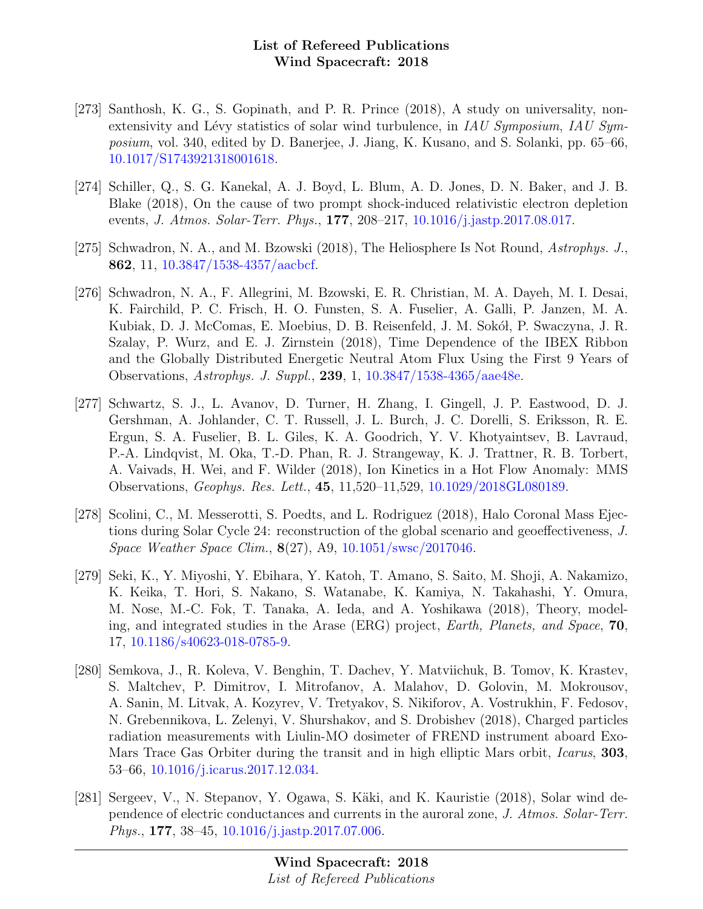[273] Santhosh, K. G., S. Gopinath, and P. R. Prince (2018), A study on universality, non-extensivity and Lévy statistics of solar wind turbulence, in *IAU Symposium*, *IAU Symposium*, vol. 340, edited by D. Banerjee, J. Jiang, K. Kusano, and S. Solanki, pp. 65–66, 10.1017/S1743921318001618.

[274] Schiller, Q., S. G. Kanekal, A. J. Boyd, L. Blum, A. D. Jones, D. N. Baker, and J. B. Blake (2018), On the cause of two prompt shock-induced relativistic electron depletion events, *J. Atmos. Solar-Terr. Phys.*, **177**, 208–217, 10.1016/j.jastp.2017.08.017.

[275] Schwadron, N. A., and M. Bzowski (2018), The Heliosphere Is Not Round, *Astrophys. J.*, **862**, 11, 10.3847/1538-4357/aacbcf.

[276] Schwadron, N. A., F. Allegrini, M. Bzowski, E. R. Christian, M. A. Dayeh, M. I. Desai, K. Fairchild, P. C. Frisch, H. O. Funsten, S. A. Fuselier, A. Galli, P. Janzen, M. A. Kubiak, D. J. McComas, E. Moebius, D. B. Reisenfeld, J. M. Sokół, P. Swaczyna, J. R. Szalay, P. Wurz, and E. J. Zirnstein (2018), Time Dependence of the IBEX Ribbon and the Globally Distributed Energetic Neutral Atom Flux Using the First 9 Years of Observations, *Astrophys. J. Suppl.*, **239**, 1, 10.3847/1538-4365/aae48e.

[277] Schwartz, S. J., L. Avanov, D. Turner, H. Zhang, I. Gingell, J. P. Eastwood, D. J. Gershman, A. Johlander, C. T. Russell, J. L. Burch, J. C. Dorelli, S. Eriksson, R. E. Ergun, S. A. Fuselier, B. L. Giles, K. A. Goodrich, Y. V. Khotyaintsev, B. Lavraud, P.-A. Lindqvist, M. Oka, T.-D. Phan, R. J. Strangeway, K. J. Trattner, R. B. Torbert, A. Vaivads, H. Wei, and F. Wilder (2018), Ion Kinetics in a Hot Flow Anomaly: MMS Observations, *Geophys. Res. Lett.*, **45**, 11,520–11,529, 10.1029/2018GL080189.

[278] Scolini, C., M. Messerotti, S. Poedts, and L. Rodriguez (2018), Halo Coronal Mass Ejections during Solar Cycle 24: reconstruction of the global scenario and geoeffectiveness, *J. Space Weather Space Clim.*, **8**(27), A9, 10.1051/swsc/2017046.

[279] Seki, K., Y. Miyoshi, Y. Ebihara, Y. Katoh, T. Amano, S. Saito, M. Shoji, A. Nakamizo, K. Keika, T. Hori, S. Nakano, S. Watanabe, K. Kamiya, N. Takahashi, Y. Omura, M. Nose, M.-C. Fok, T. Tanaka, A. Ieda, and A. Yoshikawa (2018), Theory, modeling, and integrated studies in the Arase (ERG) project, *Earth, Planets, and Space*, **70**, 17, 10.1186/s40623-018-0785-9.

[280] Semkova, J., R. Koleva, V. Benghin, T. Dachev, Y. Matviichuk, B. Tomov, K. Krastev, S. Maltchev, P. Dimitrov, I. Mitrofanov, A. Malahov, D. Golovin, M. Mokrousov, A. Sanin, M. Litvak, A. Kozyrev, V. Tretyakov, S. Nikiforov, A. Vostrukhin, F. Fedosov, N. Grebennikova, L. Zelenyi, V. Shurshakov, and S. Drobishev (2018), Charged particles radiation measurements with Liulin-MO dosimeter of FREND instrument aboard ExoMars Trace Gas Orbiter during the transit and in high elliptic Mars orbit, *Icarus*, **303**, 53–66, 10.1016/j.icarus.2017.12.034.

[281] Sergeev, V., N. Stepanov, Y. Ogawa, S. Käki, and K. Kauristie (2018), Solar wind dependence of electric conductances and currents in the auroral zone, *J. Atmos. Solar-Terr. Phys.*, **177**, 38–45, 10.1016/j.jastp.2017.07.006.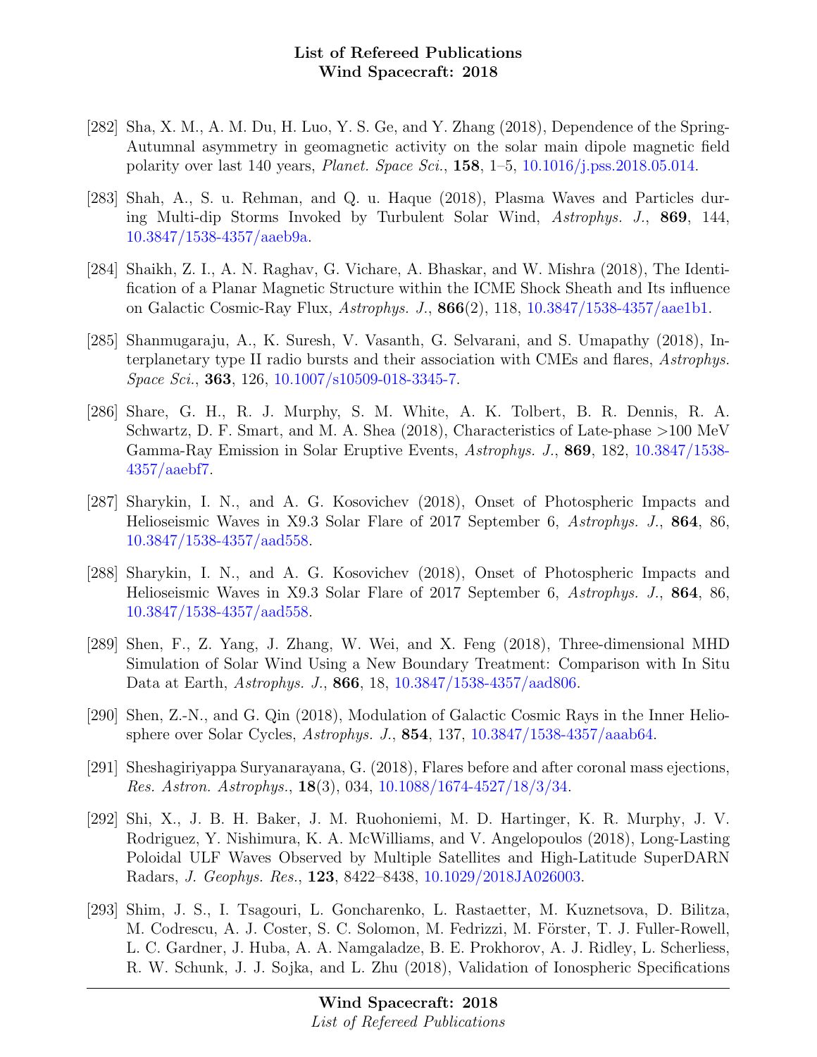- [282] Sha, X. M., A. M. Du, H. Luo, Y. S. Ge, and Y. Zhang (2018), Dependence of the Spring-Autumnal asymmetry in geomagnetic activity on the solar main dipole magnetic field polarity over last 140 years, *Planet. Space Sci.*, **158**, 1–5, 10.1016/j.pss.2018.05.014.

- [283] Shah, A., S. u. Rehman, and Q. u. Haque (2018), Plasma Waves and Particles during Multi-dip Storms Invoked by Turbulent Solar Wind, *Astrophys. J.*, **869**, 144, 10.3847/1538-4357/aaeb9a.

- [284] Shaikh, Z. I., A. N. Raghav, G. Vichare, A. Bhaskar, and W. Mishra (2018), The Identification of a Planar Magnetic Structure within the ICME Shock Sheath and Its influence on Galactic Cosmic-Ray Flux, *Astrophys. J.*, **866**(2), 118, 10.3847/1538-4357/aae1b1.

- [285] Shanmugaraju, A., K. Suresh, V. Vasanth, G. Selvarani, and S. Umapathy (2018), Interplanetary type II radio bursts and their association with CMEs and flares, *Astrophys. Space Sci.*, **363**, 126, 10.1007/s10509-018-3345-7.

- [286] Share, G. H., R. J. Murphy, S. M. White, A. K. Tolbert, B. R. Dennis, R. A. Schwartz, D. F. Smart, and M. A. Shea (2018), Characteristics of Late-phase >100 MeV Gamma-Ray Emission in Solar Eruptive Events, *Astrophys. J.*, **869**, 182, 10.3847/1538-4357/aaebf7.

- [287] Sharykin, I. N., and A. G. Kosovichev (2018), Onset of Photospheric Impacts and Helioseismic Waves in X9.3 Solar Flare of 2017 September 6, *Astrophys. J.*, **864**, 86, 10.3847/1538-4357/aad558.

- [288] Sharykin, I. N., and A. G. Kosovichev (2018), Onset of Photospheric Impacts and Helioseismic Waves in X9.3 Solar Flare of 2017 September 6, *Astrophys. J.*, **864**, 86, 10.3847/1538-4357/aad558.

- [289] Shen, F., Z. Yang, J. Zhang, W. Wei, and X. Feng (2018), Three-dimensional MHD Simulation of Solar Wind Using a New Boundary Treatment: Comparison with In Situ Data at Earth, *Astrophys. J.*, **866**, 18, 10.3847/1538-4357/aad806.

- [290] Shen, Z.-N., and G. Qin (2018), Modulation of Galactic Cosmic Rays in the Inner Heliosphere over Solar Cycles, *Astrophys. J.*, **854**, 137, 10.3847/1538-4357/aaab64.

- [291] Sheshagiriyappa Suryanarayana, G. (2018), Flares before and after coronal mass ejections, *Res. Astron. Astrophys.*, **18**(3), 034, 10.1088/1674-4527/18/3/34.

- [292] Shi, X., J. B. H. Baker, J. M. Ruohoniemi, M. D. Hartinger, K. R. Murphy, J. V. Rodriguez, Y. Nishimura, K. A. McWilliams, and V. Angelopoulos (2018), Long-Lasting Poloidal ULF Waves Observed by Multiple Satellites and High-Latitude SuperDARN Radars, *J. Geophys. Res.*, **123**, 8422–8438, 10.1029/2018JA026003.

- [293] Shim, J. S., I. Tsagouri, L. Goncharenko, L. Rastaetter, M. Kuznetsova, D. Bilitza, M. Codrescu, A. J. Coster, S. C. Solomon, M. Fedrizzi, M. Förster, T. J. Fuller-Rowell, L. C. Gardner, J. Huba, A. A. Namgaladze, B. E. Prokhorov, A. J. Ridley, L. Scherliess, R. W. Schunk, J. J. Sojka, and L. Zhu (2018), Validation of Ionospheric Specifications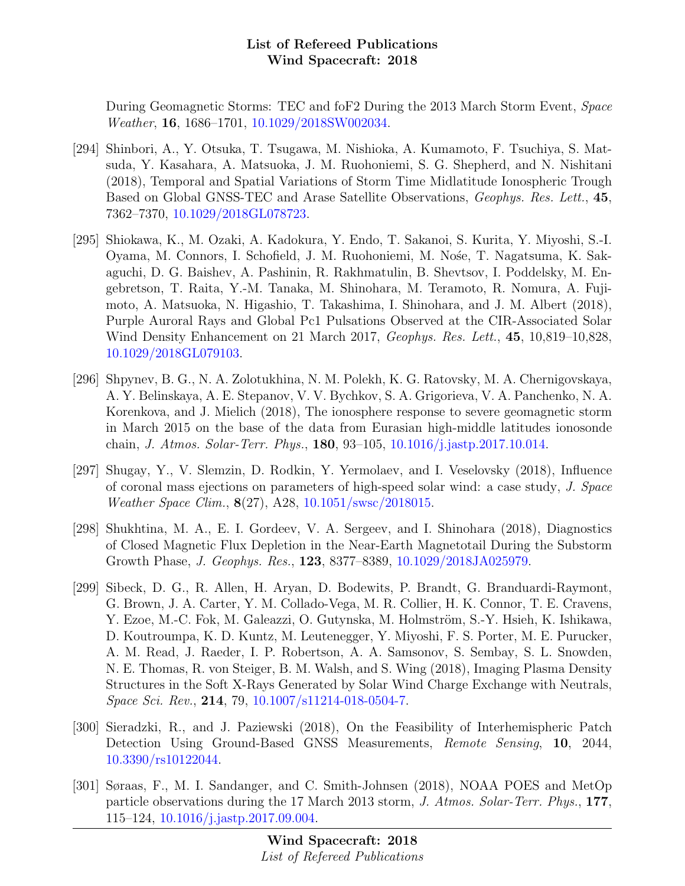During Geomagnetic Storms: TEC and foF2 During the 2013 March Storm Event, *Space Weather*, **16**, 1686–1701, 10.1029/2018SW002034.

[294] Shinbori, A., Y. Otsuka, T. Tsugawa, M. Nishioka, A. Kumamoto, F. Tsuchiya, S. Matsuda, Y. Kasahara, A. Matsuoka, J. M. Ruohoniemi, S. G. Shepherd, and N. Nishitani (2018), Temporal and Spatial Variations of Storm Time Midlatitude Ionospheric Trough Based on Global GNSS-TEC and Arase Satellite Observations, *Geophys. Res. Lett.*, **45**, 7362–7370, 10.1029/2018GL078723.

[295] Shiokawa, K., M. Ozaki, A. Kadokura, Y. Endo, T. Sakanoi, S. Kurita, Y. Miyoshi, S.-I. Oyama, M. Connors, I. Schofield, J. M. Ruohoniemi, M. Nośe, T. Nagatsuma, K. Sakaguchi, D. G. Baishev, A. Pashinin, R. Rakhmatulin, B. Shevtsov, I. Poddelsky, M. Engebretson, T. Raita, Y.-M. Tanaka, M. Shinohara, M. Teramoto, R. Nomura, A. Fujimoto, A. Matsuoka, N. Higashio, T. Takashima, I. Shinohara, and J. M. Albert (2018), Purple Auroral Rays and Global Pc1 Pulsations Observed at the CIR-Associated Solar Wind Density Enhancement on 21 March 2017, *Geophys. Res. Lett.*, **45**, 10,819–10,828, 10.1029/2018GL079103.

[296] Shpynev, B. G., N. A. Zolotukhina, N. M. Polekh, K. G. Ratovsky, M. A. Chernigovskaya, A. Y. Belinskaya, A. E. Stepanov, V. V. Bychkov, S. A. Grigorieva, V. A. Panchenko, N. A. Korenkova, and J. Mielich (2018), The ionosphere response to severe geomagnetic storm in March 2015 on the base of the data from Eurasian high-middle latitudes ionosonde chain, *J. Atmos. Solar-Terr. Phys.*, **180**, 93–105, 10.1016/j.jastp.2017.10.014.

[297] Shugay, Y., V. Slemzin, D. Rodkin, Y. Yermolaev, and I. Veselovsky (2018), Influence of coronal mass ejections on parameters of high-speed solar wind: a case study, *J. Space Weather Space Clim.*, **8**(27), A28, 10.1051/swsc/2018015.

[298] Shukhtina, M. A., E. I. Gordeev, V. A. Sergeev, and I. Shinohara (2018), Diagnostics of Closed Magnetic Flux Depletion in the Near-Earth Magnetotail During the Substorm Growth Phase, *J. Geophys. Res.*, **123**, 8377–8389, 10.1029/2018JA025979.

[299] Sibeck, D. G., R. Allen, H. Aryan, D. Bodewits, P. Brandt, G. Branduardi-Raymont, G. Brown, J. A. Carter, Y. M. Collado-Vega, M. R. Collier, H. K. Connor, T. E. Cravens, Y. Ezoe, M.-C. Fok, M. Galeazzi, O. Gutynska, M. Holmström, S.-Y. Hsieh, K. Ishikawa, D. Koutroumpa, K. D. Kuntz, M. Leutenegger, Y. Miyoshi, F. S. Porter, M. E. Purucker, A. M. Read, J. Raeder, I. P. Robertson, A. A. Samsonov, S. Sembay, S. L. Snowden, N. E. Thomas, R. von Steiger, B. M. Walsh, and S. Wing (2018), Imaging Plasma Density Structures in the Soft X-Rays Generated by Solar Wind Charge Exchange with Neutrals, *Space Sci. Rev.*, **214**, 79, 10.1007/s11214-018-0504-7.

[300] Sieradzki, R., and J. Paziewski (2018), On the Feasibility of Interhemispheric Patch Detection Using Ground-Based GNSS Measurements, *Remote Sensing*, **10**, 2044, 10.3390/rs10122044.

[301] Søraas, F., M. I. Sandanger, and C. Smith-Johnsen (2018), NOAA POES and MetOp particle observations during the 17 March 2013 storm, *J. Atmos. Solar-Terr. Phys.*, **177**, 115–124, 10.1016/j.jastp.2017.09.004.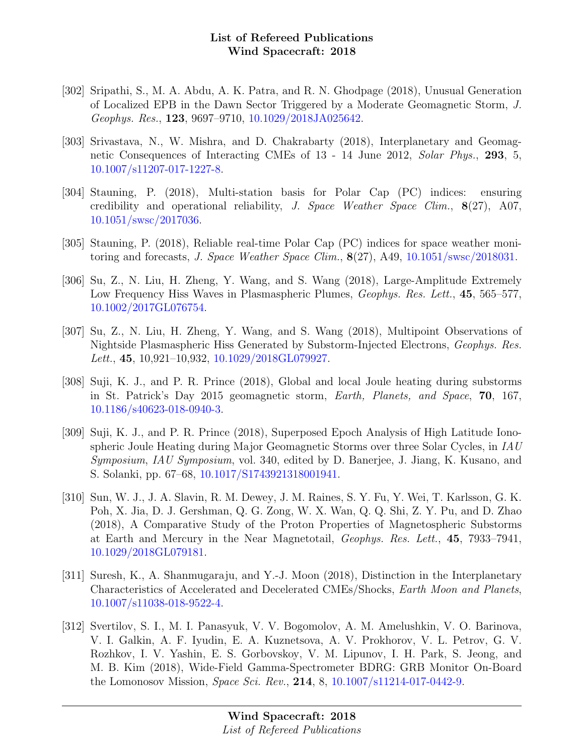[302] Sripathi, S., M. A. Abdu, A. K. Patra, and R. N. Ghodpage (2018), Unusual Generation of Localized EPB in the Dawn Sector Triggered by a Moderate Geomagnetic Storm, *J. Geophys. Res.*, **123**, 9697–9710, 10.1029/2018JA025642.

[303] Srivastava, N., W. Mishra, and D. Chakrabarty (2018), Interplanetary and Geomagnetic Consequences of Interacting CMEs of 13 - 14 June 2012, *Solar Phys.*, **293**, 5, 10.1007/s11207-017-1227-8.

[304] Stauning, P. (2018), Multi-station basis for Polar Cap (PC) indices: ensuring credibility and operational reliability, *J. Space Weather Space Clim.*, **8**(27), A07, 10.1051/swsc/2017036.

[305] Stauning, P. (2018), Reliable real-time Polar Cap (PC) indices for space weather monitoring and forecasts, *J. Space Weather Space Clim.*, **8**(27), A49, 10.1051/swsc/2018031.

[306] Su, Z., N. Liu, H. Zheng, Y. Wang, and S. Wang (2018), Large-Amplitude Extremely Low Frequency Hiss Waves in Plasmaspheric Plumes, *Geophys. Res. Lett.*, **45**, 565–577, 10.1002/2017GL076754.

[307] Su, Z., N. Liu, H. Zheng, Y. Wang, and S. Wang (2018), Multipoint Observations of Nightside Plasmaspheric Hiss Generated by Substorm-Injected Electrons, *Geophys. Res. Lett.*, **45**, 10,921–10,932, 10.1029/2018GL079927.

[308] Suji, K. J., and P. R. Prince (2018), Global and local Joule heating during substorms in St. Patrick's Day 2015 geomagnetic storm, *Earth, Planets, and Space*, **70**, 167, 10.1186/s40623-018-0940-3.

[309] Suji, K. J., and P. R. Prince (2018), Superposed Epoch Analysis of High Latitude Ionospheric Joule Heating during Major Geomagnetic Storms over three Solar Cycles, in *IAU Symposium*, *IAU Symposium*, vol. 340, edited by D. Banerjee, J. Jiang, K. Kusano, and S. Solanki, pp. 67–68, 10.1017/S1743921318001941.

[310] Sun, W. J., J. A. Slavin, R. M. Dewey, J. M. Raines, S. Y. Fu, Y. Wei, T. Karlsson, G. K. Poh, X. Jia, D. J. Gershman, Q. G. Zong, W. X. Wan, Q. Q. Shi, Z. Y. Pu, and D. Zhao (2018), A Comparative Study of the Proton Properties of Magnetospheric Substorms at Earth and Mercury in the Near Magnetotail, *Geophys. Res. Lett.*, **45**, 7933–7941, 10.1029/2018GL079181.

[311] Suresh, K., A. Shanmugaraju, and Y.-J. Moon (2018), Distinction in the Interplanetary Characteristics of Accelerated and Decelerated CMEs/Shocks, *Earth Moon and Planets*, 10.1007/s11038-018-9522-4.

[312] Svertilov, S. I., M. I. Panasyuk, V. V. Bogomolov, A. M. Amelushkin, V. O. Barinova, V. I. Galkin, A. F. Iyudin, E. A. Kuznetsova, A. V. Prokhorov, V. L. Petrov, G. V. Rozhkov, I. V. Yashin, E. S. Gorbovskoy, V. M. Lipunov, I. H. Park, S. Jeong, and M. B. Kim (2018), Wide-Field Gamma-Spectrometer BDRG: GRB Monitor On-Board the Lomonosov Mission, *Space Sci. Rev.*, **214**, 8, 10.1007/s11214-017-0442-9.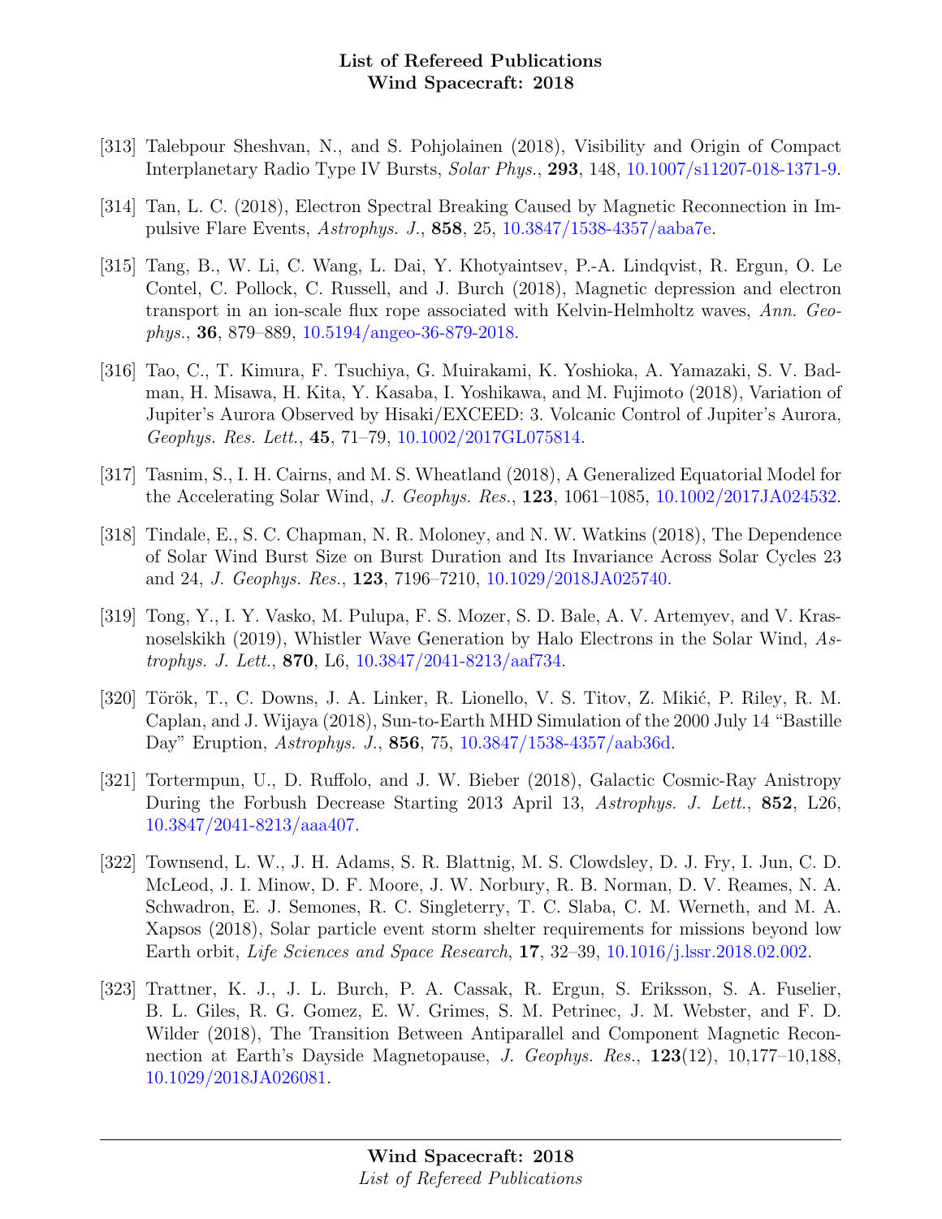[313] Talebpour Sheshvan, N., and S. Pohjolainen (2018), Visibility and Origin of Compact Interplanetary Radio Type IV Bursts, *Solar Phys.*, **293**, 148, 10.1007/s11207-018-1371-9.

[314] Tan, L. C. (2018), Electron Spectral Breaking Caused by Magnetic Reconnection in Impulsive Flare Events, *Astrophys. J.*, **858**, 25, 10.3847/1538-4357/aaba7e.

[315] Tang, B., W. Li, C. Wang, L. Dai, Y. Khotyaintsev, P.-A. Lindqvist, R. Ergun, O. Le Contel, C. Pollock, C. Russell, and J. Burch (2018), Magnetic depression and electron transport in an ion-scale flux rope associated with Kelvin-Helmholtz waves, *Ann. Geophys.*, **36**, 879–889, 10.5194/angeo-36-879-2018.

[316] Tao, C., T. Kimura, F. Tsuchiya, G. Muirakami, K. Yoshioka, A. Yamazaki, S. V. Badman, H. Misawa, H. Kita, Y. Kasaba, I. Yoshikawa, and M. Fujimoto (2018), Variation of Jupiter's Aurora Observed by Hisaki/EXCEED: 3. Volcanic Control of Jupiter's Aurora, *Geophys. Res. Lett.*, **45**, 71–79, 10.1002/2017GL075814.

[317] Tasnim, S., I. H. Cairns, and M. S. Wheatland (2018), A Generalized Equatorial Model for the Accelerating Solar Wind, *J. Geophys. Res.*, **123**, 1061–1085, 10.1002/2017JA024532.

[318] Tindale, E., S. C. Chapman, N. R. Moloney, and N. W. Watkins (2018), The Dependence of Solar Wind Burst Size on Burst Duration and Its Invariance Across Solar Cycles 23 and 24, *J. Geophys. Res.*, **123**, 7196–7210, 10.1029/2018JA025740.

[319] Tong, Y., I. Y. Vasko, M. Pulupa, F. S. Mozer, S. D. Bale, A. V. Artemyev, and V. Krasnoselskikh (2019), Whistler Wave Generation by Halo Electrons in the Solar Wind, *Astrophys. J. Lett.*, **870**, L6, 10.3847/2041-8213/aaf734.

[320] Török, T., C. Downs, J. A. Linker, R. Lionello, V. S. Titov, Z. Mikić, P. Riley, R. M. Caplan, and J. Wijaya (2018), Sun-to-Earth MHD Simulation of the 2000 July 14 "Bastille Day" Eruption, *Astrophys. J.*, **856**, 75, 10.3847/1538-4357/aab36d.

[321] Tortermpun, U., D. Ruffolo, and J. W. Bieber (2018), Galactic Cosmic-Ray Anistropy During the Forbush Decrease Starting 2013 April 13, *Astrophys. J. Lett.*, **852**, L26, 10.3847/2041-8213/aaa407.

[322] Townsend, L. W., J. H. Adams, S. R. Blattnig, M. S. Clowdsley, D. J. Fry, I. Jun, C. D. McLeod, J. I. Minow, D. F. Moore, J. W. Norbury, R. B. Norman, D. V. Reames, N. A. Schwadron, E. J. Semones, R. C. Singleterry, T. C. Slaba, C. M. Werneth, and M. A. Xapsos (2018), Solar particle event storm shelter requirements for missions beyond low Earth orbit, *Life Sciences and Space Research*, **17**, 32–39, 10.1016/j.lssr.2018.02.002.

[323] Trattner, K. J., J. L. Burch, P. A. Cassak, R. Ergun, S. Eriksson, S. A. Fuselier, B. L. Giles, R. G. Gomez, E. W. Grimes, S. M. Petrinec, J. M. Webster, and F. D. Wilder (2018), The Transition Between Antiparallel and Component Magnetic Reconnection at Earth's Dayside Magnetopause, *J. Geophys. Res.*, **123**(12), 10,177–10,188, 10.1029/2018JA026081.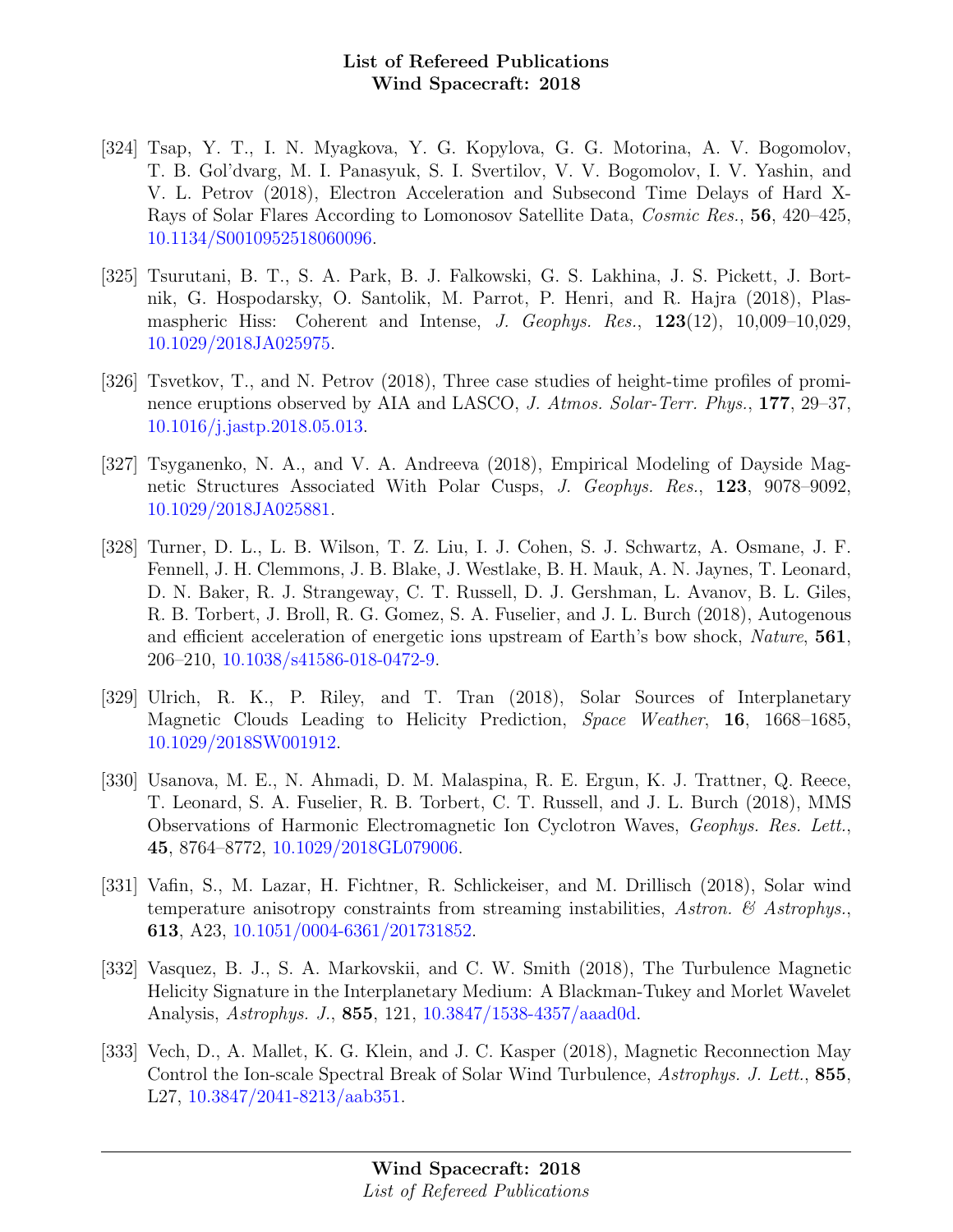[324] Tsap, Y. T., I. N. Myagkova, Y. G. Kopylova, G. G. Motorina, A. V. Bogomolov, T. B. Gol'dvarg, M. I. Panasyuk, S. I. Svertilov, V. V. Bogomolov, I. V. Yashin, and V. L. Petrov (2018), Electron Acceleration and Subsecond Time Delays of Hard X-Rays of Solar Flares According to Lomonosov Satellite Data, *Cosmic Res.*, **56**, 420–425, 10.1134/S0010952518060096.

[325] Tsurutani, B. T., S. A. Park, B. J. Falkowski, G. S. Lakhina, J. S. Pickett, J. Bortnik, G. Hospodarsky, O. Santolik, M. Parrot, P. Henri, and R. Hajra (2018), Plasmaspheric Hiss: Coherent and Intense, *J. Geophys. Res.*, **123**(12), 10,009–10,029, 10.1029/2018JA025975.

[326] Tsvetkov, T., and N. Petrov (2018), Three case studies of height-time profiles of prominence eruptions observed by AIA and LASCO, *J. Atmos. Solar-Terr. Phys.*, **177**, 29–37, 10.1016/j.jastp.2018.05.013.

[327] Tsyganenko, N. A., and V. A. Andreeva (2018), Empirical Modeling of Dayside Magnetic Structures Associated With Polar Cusps, *J. Geophys. Res.*, **123**, 9078–9092, 10.1029/2018JA025881.

[328] Turner, D. L., L. B. Wilson, T. Z. Liu, I. J. Cohen, S. J. Schwartz, A. Osmane, J. F. Fennell, J. H. Clemmons, J. B. Blake, J. Westlake, B. H. Mauk, A. N. Jaynes, T. Leonard, D. N. Baker, R. J. Strangeway, C. T. Russell, D. J. Gershman, L. Avanov, B. L. Giles, R. B. Torbert, J. Broll, R. G. Gomez, S. A. Fuselier, and J. L. Burch (2018), Autogenous and efficient acceleration of energetic ions upstream of Earth's bow shock, *Nature*, **561**, 206–210, 10.1038/s41586-018-0472-9.

[329] Ulrich, R. K., P. Riley, and T. Tran (2018), Solar Sources of Interplanetary Magnetic Clouds Leading to Helicity Prediction, *Space Weather*, **16**, 1668–1685, 10.1029/2018SW001912.

[330] Usanova, M. E., N. Ahmadi, D. M. Malaspina, R. E. Ergun, K. J. Trattner, Q. Reece, T. Leonard, S. A. Fuselier, R. B. Torbert, C. T. Russell, and J. L. Burch (2018), MMS Observations of Harmonic Electromagnetic Ion Cyclotron Waves, *Geophys. Res. Lett.*, **45**, 8764–8772, 10.1029/2018GL079006.

[331] Vafin, S., M. Lazar, H. Fichtner, R. Schlickeiser, and M. Drillisch (2018), Solar wind temperature anisotropy constraints from streaming instabilities, *Astron. & Astrophys.*, **613**, A23, 10.1051/0004-6361/201731852.

[332] Vasquez, B. J., S. A. Markovskii, and C. W. Smith (2018), The Turbulence Magnetic Helicity Signature in the Interplanetary Medium: A Blackman-Tukey and Morlet Wavelet Analysis, *Astrophys. J.*, **855**, 121, 10.3847/1538-4357/aaad0d.

[333] Vech, D., A. Mallet, K. G. Klein, and J. C. Kasper (2018), Magnetic Reconnection May Control the Ion-scale Spectral Break of Solar Wind Turbulence, *Astrophys. J. Lett.*, **855**, L27, 10.3847/2041-8213/aab351.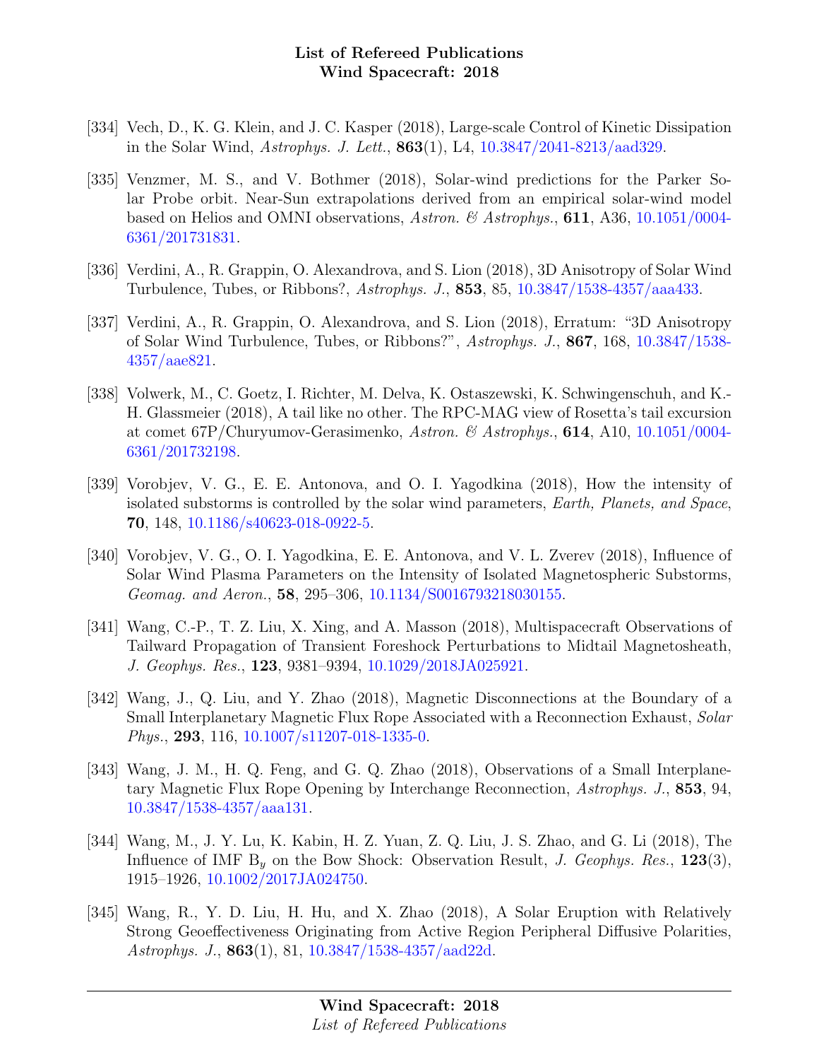[334] Vech, D., K. G. Klein, and J. C. Kasper (2018), Large-scale Control of Kinetic Dissipation in the Solar Wind, *Astrophys. J. Lett.*, **863**(1), L4, 10.3847/2041-8213/aad329.

[335] Venzmer, M. S., and V. Bothmer (2018), Solar-wind predictions for the Parker Solar Probe orbit. Near-Sun extrapolations derived from an empirical solar-wind model based on Helios and OMNI observations, *Astron. & Astrophys.*, **611**, A36, 10.1051/0004-6361/201731831.

[336] Verdini, A., R. Grappin, O. Alexandrova, and S. Lion (2018), 3D Anisotropy of Solar Wind Turbulence, Tubes, or Ribbons?, *Astrophys. J.*, **853**, 85, 10.3847/1538-4357/aaa433.

[337] Verdini, A., R. Grappin, O. Alexandrova, and S. Lion (2018), Erratum: "3D Anisotropy of Solar Wind Turbulence, Tubes, or Ribbons?", *Astrophys. J.*, **867**, 168, 10.3847/1538-4357/aae821.

[338] Volwerk, M., C. Goetz, I. Richter, M. Delva, K. Ostaszewski, K. Schwingenschuh, and K.-H. Glassmeier (2018), A tail like no other. The RPC-MAG view of Rosetta's tail excursion at comet 67P/Churyumov-Gerasimenko, *Astron. & Astrophys.*, **614**, A10, 10.1051/0004-6361/201732198.

[339] Vorobjev, V. G., E. E. Antonova, and O. I. Yagodkina (2018), How the intensity of isolated substorms is controlled by the solar wind parameters, *Earth, Planets, and Space*, **70**, 148, 10.1186/s40623-018-0922-5.

[340] Vorobjev, V. G., O. I. Yagodkina, E. E. Antonova, and V. L. Zverev (2018), Influence of Solar Wind Plasma Parameters on the Intensity of Isolated Magnetospheric Substorms, *Geomag. and Aeron.*, **58**, 295–306, 10.1134/S0016793218030155.

[341] Wang, C.-P., T. Z. Liu, X. Xing, and A. Masson (2018), Multispacecraft Observations of Tailward Propagation of Transient Foreshock Perturbations to Midtail Magnetosheath, *J. Geophys. Res.*, **123**, 9381–9394, 10.1029/2018JA025921.

[342] Wang, J., Q. Liu, and Y. Zhao (2018), Magnetic Disconnections at the Boundary of a Small Interplanetary Magnetic Flux Rope Associated with a Reconnection Exhaust, *Solar Phys.*, **293**, 116, 10.1007/s11207-018-1335-0.

[343] Wang, J. M., H. Q. Feng, and G. Q. Zhao (2018), Observations of a Small Interplanetary Magnetic Flux Rope Opening by Interchange Reconnection, *Astrophys. J.*, **853**, 94, 10.3847/1538-4357/aaa131.

[344] Wang, M., J. Y. Lu, K. Kabin, H. Z. Yuan, Z. Q. Liu, J. S. Zhao, and G. Li (2018), The Influence of IMF $B_y$ on the Bow Shock: Observation Result, *J. Geophys. Res.*, **123**(3), 1915–1926, 10.1002/2017JA024750.

[345] Wang, R., Y. D. Liu, H. Hu, and X. Zhao (2018), A Solar Eruption with Relatively Strong Geoeffectiveness Originating from Active Region Peripheral Diffusive Polarities, *Astrophys. J.*, **863**(1), 81, 10.3847/1538-4357/aad22d.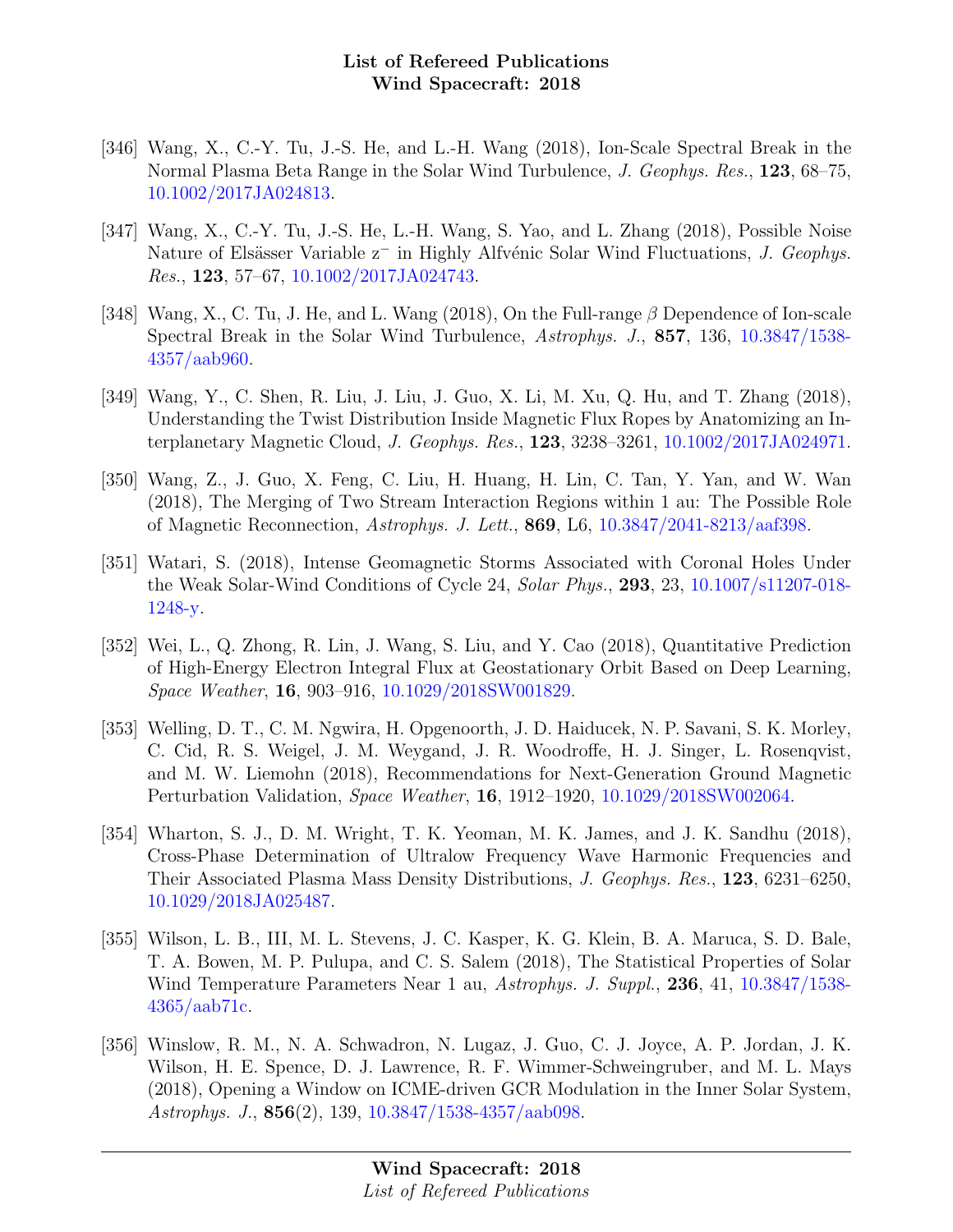[346] Wang, X., C.-Y. Tu, J.-S. He, and L.-H. Wang (2018), Ion-Scale Spectral Break in the Normal Plasma Beta Range in the Solar Wind Turbulence, *J. Geophys. Res.*, **123**, 68–75, 10.1002/2017JA024813.

[347] Wang, X., C.-Y. Tu, J.-S. He, L.-H. Wang, S. Yao, and L. Zhang (2018), Possible Noise Nature of Elsässer Variable $z^{-}$ in Highly Alfvénic Solar Wind Fluctuations, *J. Geophys. Res.*, **123**, 57–67, 10.1002/2017JA024743.

[348] Wang, X., C. Tu, J. He, and L. Wang (2018), On the Full-range $\beta$ Dependence of Ion-scale Spectral Break in the Solar Wind Turbulence, *Astrophys. J.*, **857**, 136, 10.3847/1538-4357/aab960.

[349] Wang, Y., C. Shen, R. Liu, J. Liu, J. Guo, X. Li, M. Xu, Q. Hu, and T. Zhang (2018), Understanding the Twist Distribution Inside Magnetic Flux Ropes by Anatomizing an Interplanetary Magnetic Cloud, *J. Geophys. Res.*, **123**, 3238–3261, 10.1002/2017JA024971.

[350] Wang, Z., J. Guo, X. Feng, C. Liu, H. Huang, H. Lin, C. Tan, Y. Yan, and W. Wan (2018), The Merging of Two Stream Interaction Regions within 1 au: The Possible Role of Magnetic Reconnection, *Astrophys. J. Lett.*, **869**, L6, 10.3847/2041-8213/aaf398.

[351] Watari, S. (2018), Intense Geomagnetic Storms Associated with Coronal Holes Under the Weak Solar-Wind Conditions of Cycle 24, *Solar Phys.*, **293**, 23, 10.1007/s11207-018-1248-y.

[352] Wei, L., Q. Zhong, R. Lin, J. Wang, S. Liu, and Y. Cao (2018), Quantitative Prediction of High-Energy Electron Integral Flux at Geostationary Orbit Based on Deep Learning, *Space Weather*, **16**, 903–916, 10.1029/2018SW001829.

[353] Welling, D. T., C. M. Ngwira, H. Opgenoorth, J. D. Haiducek, N. P. Savani, S. K. Morley, C. Cid, R. S. Weigel, J. M. Weygand, J. R. Woodroffe, H. J. Singer, L. Rosenqvist, and M. W. Liemohn (2018), Recommendations for Next-Generation Ground Magnetic Perturbation Validation, *Space Weather*, **16**, 1912–1920, 10.1029/2018SW002064.

[354] Wharton, S. J., D. M. Wright, T. K. Yeoman, M. K. James, and J. K. Sandhu (2018), Cross-Phase Determination of Ultralow Frequency Wave Harmonic Frequencies and Their Associated Plasma Mass Density Distributions, *J. Geophys. Res.*, **123**, 6231–6250, 10.1029/2018JA025487.

[355] Wilson, L. B., III, M. L. Stevens, J. C. Kasper, K. G. Klein, B. A. Maruca, S. D. Bale, T. A. Bowen, M. P. Pulupa, and C. S. Salem (2018), The Statistical Properties of Solar Wind Temperature Parameters Near 1 au, *Astrophys. J. Suppl.*, **236**, 41, 10.3847/1538-4365/aab71c.

[356] Winslow, R. M., N. A. Schwadron, N. Lugaz, J. Guo, C. J. Joyce, A. P. Jordan, J. K. Wilson, H. E. Spence, D. J. Lawrence, R. F. Wimmer-Schweingruber, and M. L. Mays (2018), Opening a Window on ICME-driven GCR Modulation in the Inner Solar System, *Astrophys. J.*, **856**(2), 139, 10.3847/1538-4357/aab098.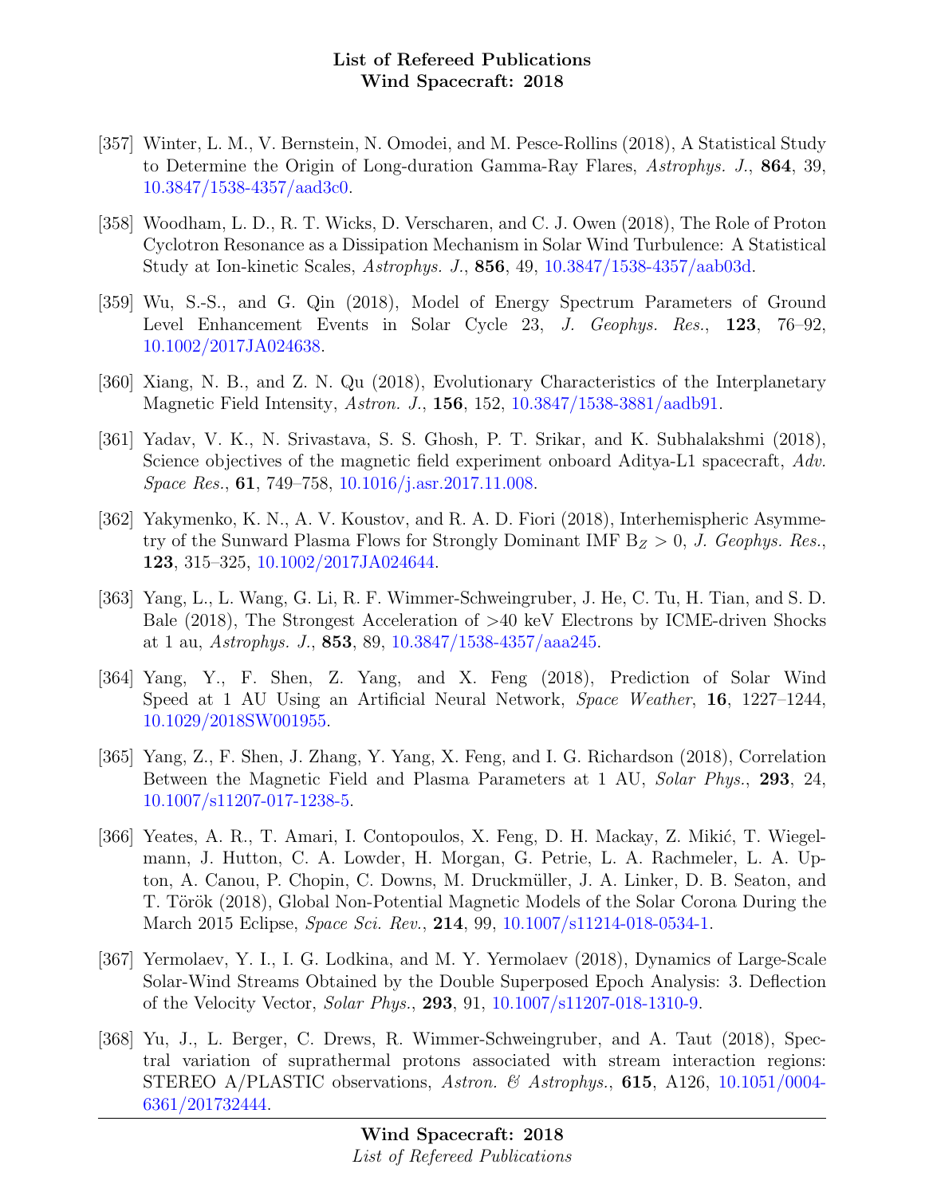[357] Winter, L. M., V. Bernstein, N. Omodei, and M. Pesce-Rollins (2018), A Statistical Study to Determine the Origin of Long-duration Gamma-Ray Flares, *Astrophys. J.*, **864**, 39, 10.3847/1538-4357/aad3c0.

[358] Woodham, L. D., R. T. Wicks, D. Verscharen, and C. J. Owen (2018), The Role of Proton Cyclotron Resonance as a Dissipation Mechanism in Solar Wind Turbulence: A Statistical Study at Ion-kinetic Scales, *Astrophys. J.*, **856**, 49, 10.3847/1538-4357/aab03d.

[359] Wu, S.-S., and G. Qin (2018), Model of Energy Spectrum Parameters of Ground Level Enhancement Events in Solar Cycle 23, *J. Geophys. Res.*, **123**, 76–92, 10.1002/2017JA024638.

[360] Xiang, N. B., and Z. N. Qu (2018), Evolutionary Characteristics of the Interplanetary Magnetic Field Intensity, *Astron. J.*, **156**, 152, 10.3847/1538-3881/aadb91.

[361] Yadav, V. K., N. Srivastava, S. S. Ghosh, P. T. Srikar, and K. Subhalakshmi (2018), Science objectives of the magnetic field experiment onboard Aditya-L1 spacecraft, *Adv. Space Res.*, **61**, 749–758, 10.1016/j.asr.2017.11.008.

[362] Yakymenko, K. N., A. V. Koustov, and R. A. D. Fiori (2018), Interhemispheric Asymmetry of the Sunward Plasma Flows for Strongly Dominant IMF $B_Z > 0$, *J. Geophys. Res.*, **123**, 315–325, 10.1002/2017JA024644.

[363] Yang, L., L. Wang, G. Li, R. F. Wimmer-Schweingruber, J. He, C. Tu, H. Tian, and S. D. Bale (2018), The Strongest Acceleration of >40 keV Electrons by ICME-driven Shocks at 1 au, *Astrophys. J.*, **853**, 89, 10.3847/1538-4357/aaa245.

[364] Yang, Y., F. Shen, Z. Yang, and X. Feng (2018), Prediction of Solar Wind Speed at 1 AU Using an Artificial Neural Network, *Space Weather*, **16**, 1227–1244, 10.1029/2018SW001955.

[365] Yang, Z., F. Shen, J. Zhang, Y. Yang, X. Feng, and I. G. Richardson (2018), Correlation Between the Magnetic Field and Plasma Parameters at 1 AU, *Solar Phys.*, **293**, 24, 10.1007/s11207-017-1238-5.

[366] Yeates, A. R., T. Amari, I. Contopoulos, X. Feng, D. H. Mackay, Z. Mikić, T. Wiegelmann, J. Hutton, C. A. Lowder, H. Morgan, G. Petrie, L. A. Rachmeler, L. A. Upton, A. Canou, P. Chopin, C. Downs, M. Druckmüller, J. A. Linker, D. B. Seaton, and T. Török (2018), Global Non-Potential Magnetic Models of the Solar Corona During the March 2015 Eclipse, *Space Sci. Rev.*, **214**, 99, 10.1007/s11214-018-0534-1.

[367] Yermolaev, Y. I., I. G. Lodkina, and M. Y. Yermolaev (2018), Dynamics of Large-Scale Solar-Wind Streams Obtained by the Double Superposed Epoch Analysis: 3. Deflection of the Velocity Vector, *Solar Phys.*, **293**, 91, 10.1007/s11207-018-1310-9.

[368] Yu, J., L. Berger, C. Drews, R. Wimmer-Schweingruber, and A. Taut (2018), Spectral variation of suprathermal protons associated with stream interaction regions: STEREO A/PLASTIC observations, *Astron. & Astrophys.*, **615**, A126, 10.1051/0004-6361/201732444.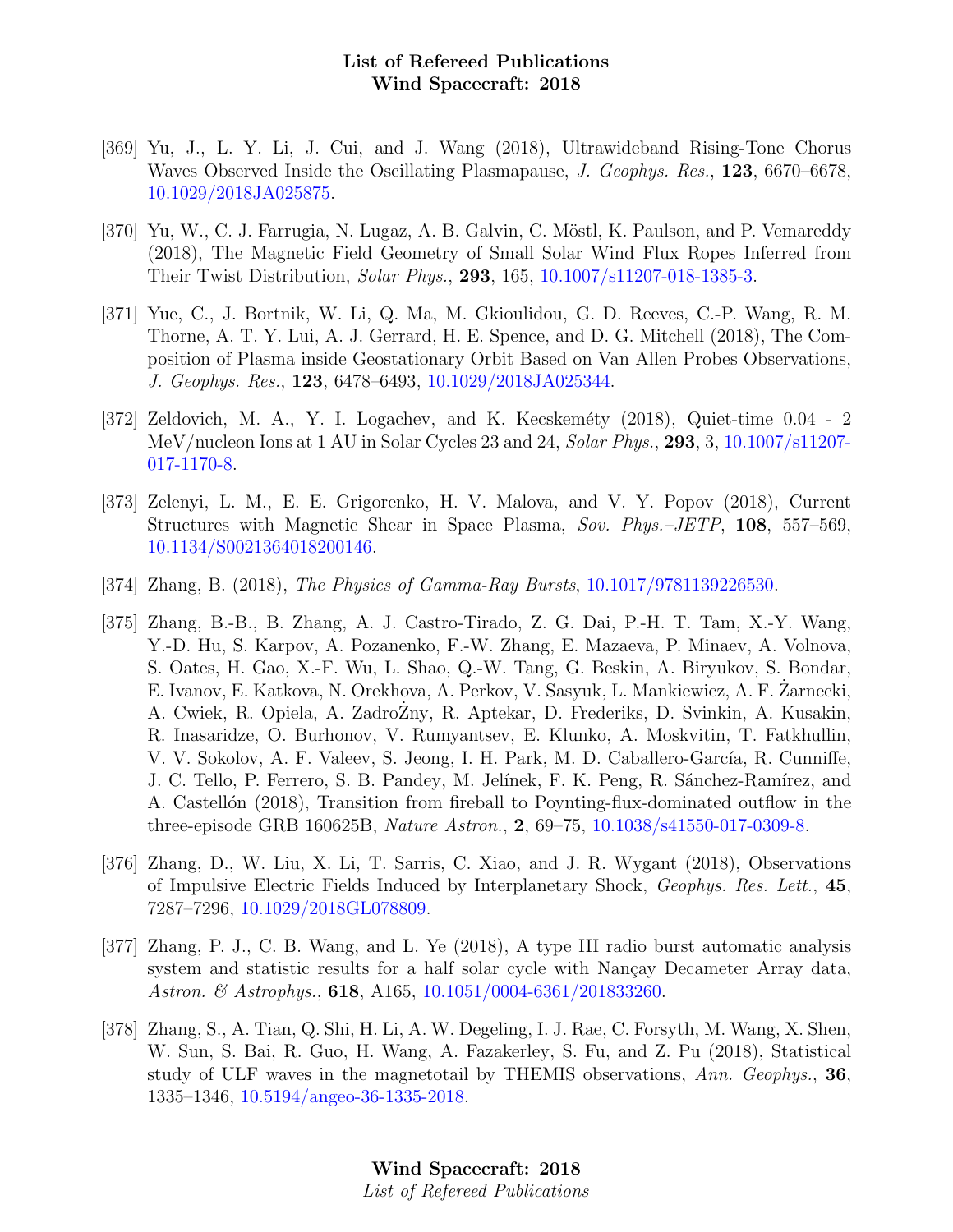[369] Yu, J., L. Y. Li, J. Cui, and J. Wang (2018), Ultrawideband Rising-Tone Chorus Waves Observed Inside the Oscillating Plasmapause, *J. Geophys. Res.*, **123**, 6670–6678, 10.1029/2018JA025875.

[370] Yu, W., C. J. Farrugia, N. Lugaz, A. B. Galvin, C. Möstl, K. Paulson, and P. Vemareddy (2018), The Magnetic Field Geometry of Small Solar Wind Flux Ropes Inferred from Their Twist Distribution, *Solar Phys.*, **293**, 165, 10.1007/s11207-018-1385-3.

[371] Yue, C., J. Bortnik, W. Li, Q. Ma, M. Gkioulidou, G. D. Reeves, C.-P. Wang, R. M. Thorne, A. T. Y. Lui, A. J. Gerrard, H. E. Spence, and D. G. Mitchell (2018), The Composition of Plasma inside Geostationary Orbit Based on Van Allen Probes Observations, *J. Geophys. Res.*, **123**, 6478–6493, 10.1029/2018JA025344.

[372] Zeldovich, M. A., Y. I. Logachev, and K. Kecskeméty (2018), Quiet-time 0.04 - 2 MeV/nucleon Ions at 1 AU in Solar Cycles 23 and 24, *Solar Phys.*, **293**, 3, 10.1007/s11207-017-1170-8.

[373] Zelenyi, L. M., E. E. Grigorenko, H. V. Malova, and V. Y. Popov (2018), Current Structures with Magnetic Shear in Space Plasma, *Sov. Phys.–JETP*, **108**, 557–569, 10.1134/S0021364018200146.

[374] Zhang, B. (2018), *The Physics of Gamma-Ray Bursts*, 10.1017/9781139226530.

[375] Zhang, B.-B., B. Zhang, A. J. Castro-Tirado, Z. G. Dai, P.-H. T. Tam, X.-Y. Wang, Y.-D. Hu, S. Karpov, A. Pozanenko, F.-W. Zhang, E. Mazaeva, P. Minaev, A. Volnova, S. Oates, H. Gao, X.-F. Wu, L. Shao, Q.-W. Tang, G. Beskin, A. Biryukov, S. Bondar, E. Ivanov, E. Katkova, N. Orekhova, A. Perkov, V. Sasyuk, L. Mankiewicz, A. F. Żarnecki, A. Cwiek, R. Opiela, A. ZadroŻny, R. Aptekar, D. Frederiks, D. Svinkin, A. Kusakin, R. Inasaridze, O. Burhonov, V. Rumyantsev, E. Klunko, A. Moskvitin, T. Fatkhullin, V. V. Sokolov, A. F. Valeev, S. Jeong, I. H. Park, M. D. Caballero-García, R. Cunniffe, J. C. Tello, P. Ferrero, S. B. Pandey, M. Jelínek, F. K. Peng, R. Sánchez-Ramírez, and A. Castellón (2018), Transition from fireball to Poynting-flux-dominated outflow in the three-episode GRB 160625B, *Nature Astron.*, **2**, 69–75, 10.1038/s41550-017-0309-8.

[376] Zhang, D., W. Liu, X. Li, T. Sarris, C. Xiao, and J. R. Wygant (2018), Observations of Impulsive Electric Fields Induced by Interplanetary Shock, *Geophys. Res. Lett.*, **45**, 7287–7296, 10.1029/2018GL078809.

[377] Zhang, P. J., C. B. Wang, and L. Ye (2018), A type III radio burst automatic analysis system and statistic results for a half solar cycle with Nançay Decameter Array data, *Astron. & Astrophys.*, **618**, A165, 10.1051/0004-6361/201833260.

[378] Zhang, S., A. Tian, Q. Shi, H. Li, A. W. Degeling, I. J. Rae, C. Forsyth, M. Wang, X. Shen, W. Sun, S. Bai, R. Guo, H. Wang, A. Fazakerley, S. Fu, and Z. Pu (2018), Statistical study of ULF waves in the magnetotail by THEMIS observations, *Ann. Geophys.*, **36**, 1335–1346, 10.5194/angeo-36-1335-2018.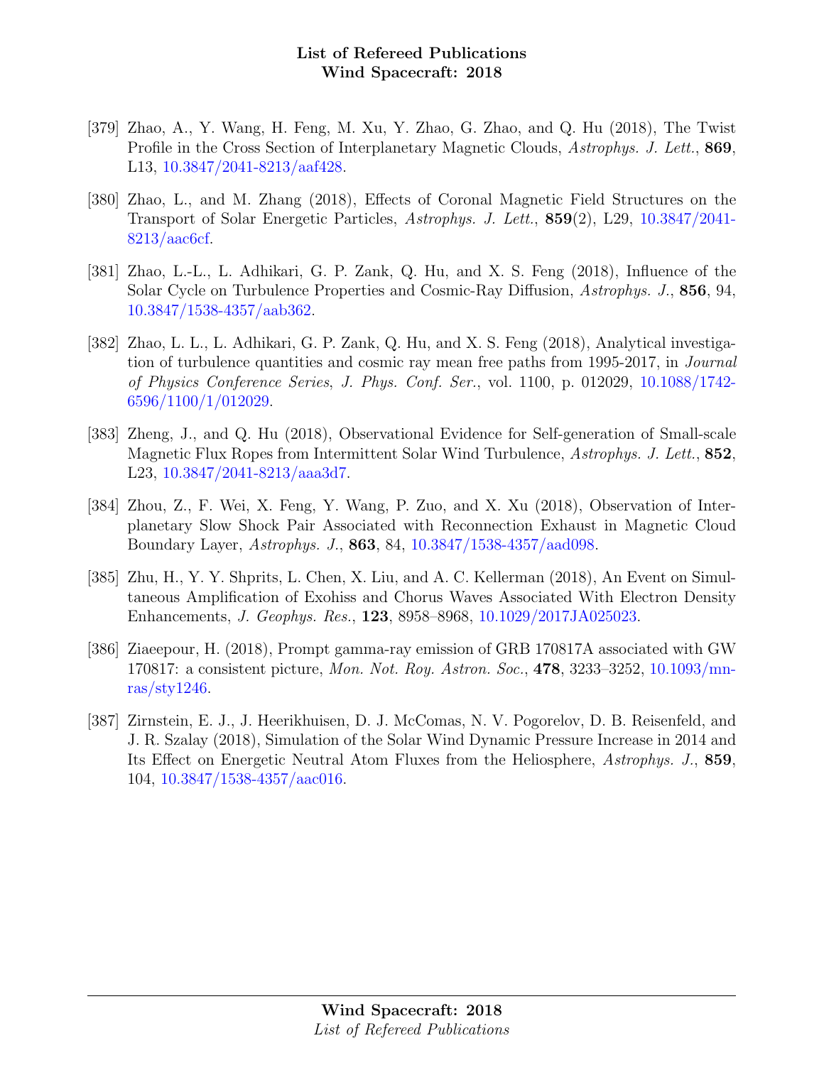[379] Zhao, A., Y. Wang, H. Feng, M. Xu, Y. Zhao, G. Zhao, and Q. Hu (2018), The Twist Profile in the Cross Section of Interplanetary Magnetic Clouds, *Astrophys. J. Lett.*, **869**, L13, 10.3847/2041-8213/aaf428.

[380] Zhao, L., and M. Zhang (2018), Effects of Coronal Magnetic Field Structures on the Transport of Solar Energetic Particles, *Astrophys. J. Lett.*, **859**(2), L29, 10.3847/2041-8213/aac6cf.

[381] Zhao, L.-L., L. Adhikari, G. P. Zank, Q. Hu, and X. S. Feng (2018), Influence of the Solar Cycle on Turbulence Properties and Cosmic-Ray Diffusion, *Astrophys. J.*, **856**, 94, 10.3847/1538-4357/aab362.

[382] Zhao, L. L., L. Adhikari, G. P. Zank, Q. Hu, and X. S. Feng (2018), Analytical investigation of turbulence quantities and cosmic ray mean free paths from 1995-2017, in *Journal of Physics Conference Series*, *J. Phys. Conf. Ser.*, vol. 1100, p. 012029, 10.1088/1742-6596/1100/1/012029.

[383] Zheng, J., and Q. Hu (2018), Observational Evidence for Self-generation of Small-scale Magnetic Flux Ropes from Intermittent Solar Wind Turbulence, *Astrophys. J. Lett.*, **852**, L23, 10.3847/2041-8213/aaa3d7.

[384] Zhou, Z., F. Wei, X. Feng, Y. Wang, P. Zuo, and X. Xu (2018), Observation of Interplanetary Slow Shock Pair Associated with Reconnection Exhaust in Magnetic Cloud Boundary Layer, *Astrophys. J.*, **863**, 84, 10.3847/1538-4357/aad098.

[385] Zhu, H., Y. Y. Shprits, L. Chen, X. Liu, and A. C. Kellerman (2018), An Event on Simultaneous Amplification of Exohiss and Chorus Waves Associated With Electron Density Enhancements, *J. Geophys. Res.*, **123**, 8958–8968, 10.1029/2017JA025023.

[386] Ziaeepour, H. (2018), Prompt gamma-ray emission of GRB 170817A associated with GW 170817: a consistent picture, *Mon. Not. Roy. Astron. Soc.*, **478**, 3233–3252, 10.1093/mnras/sty1246.

[387] Zirnstein, E. J., J. Heerikhuisen, D. J. McComas, N. V. Pogorelov, D. B. Reisenfeld, and J. R. Szalay (2018), Simulation of the Solar Wind Dynamic Pressure Increase in 2014 and Its Effect on Energetic Neutral Atom Fluxes from the Heliosphere, *Astrophys. J.*, **859**, 104, 10.3847/1538-4357/aac016.